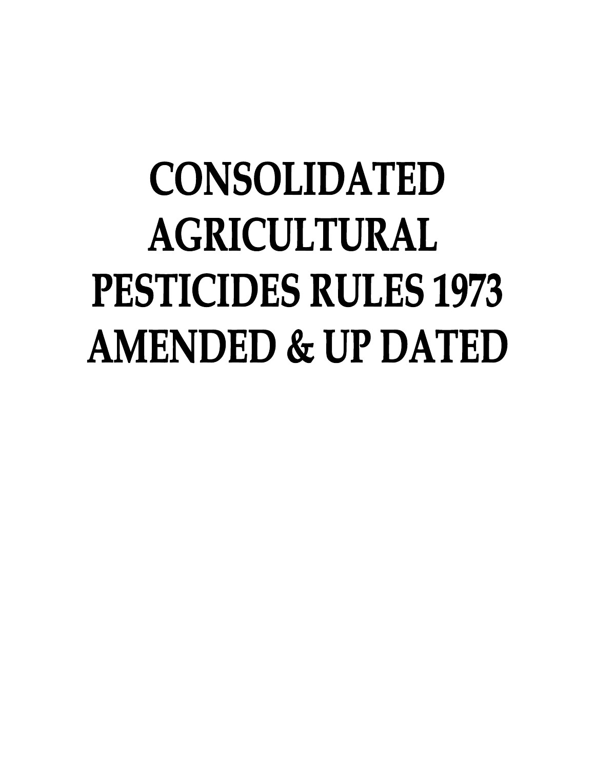# CONSOLIDATED AGRICULTURAL PESTICIDES RULES 1973 AMENDED & UP DATED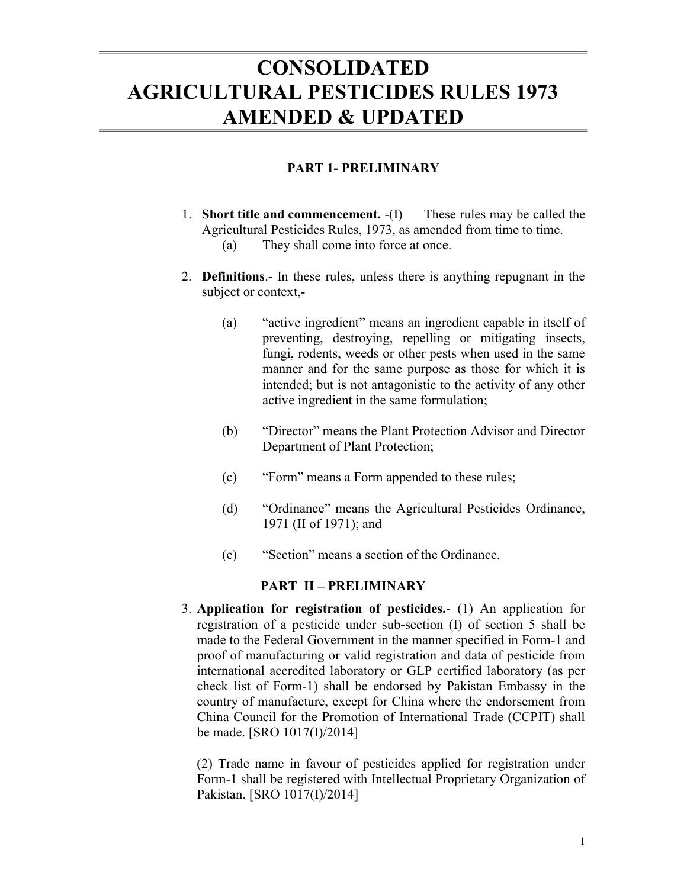# CONSOLIDATED AGRICULTURAL PESTICIDES RULES 1973 AMENDED & UPDATED

## PART 1- PRELIMINARY

1. **Short title and commencement.** -(I) These rules may be called the Agricultural Pesticides Rules, 1973, as amended from time to time.
   (a) They shall come into force at once.

2. **Definitions**.- In these rules, unless there is anything repugnant in the subject or context,-

   (a) "active ingredient" means an ingredient capable in itself of preventing, destroying, repelling or mitigating insects, fungi, rodents, weeds or other pests when used in the same manner and for the same purpose as those for which it is intended; but is not antagonistic to the activity of any other active ingredient in the same formulation;

   (b) "Director" means the Plant Protection Advisor and Director Department of Plant Protection;

   (c) "Form" means a Form appended to these rules;

   (d) "Ordinance" means the Agricultural Pesticides Ordinance, 1971 (II of 1971); and

   (e) "Section" means a section of the Ordinance.

## PART II – PRELIMINARY

3. **Application for registration of pesticides.**- (1) An application for registration of a pesticide under sub-section (I) of section 5 shall be made to the Federal Government in the manner specified in Form-1 and proof of manufacturing or valid registration and data of pesticide from international accredited laboratory or GLP certified laboratory (as per check list of Form-1) shall be endorsed by Pakistan Embassy in the country of manufacture, except for China where the endorsement from China Council for the Promotion of International Trade (CCPIT) shall be made. [SRO 1017(I)/2014]

   (2) Trade name in favour of pesticides applied for registration under Form-1 shall be registered with Intellectual Proprietary Organization of Pakistan. [SRO 1017(I)/2014]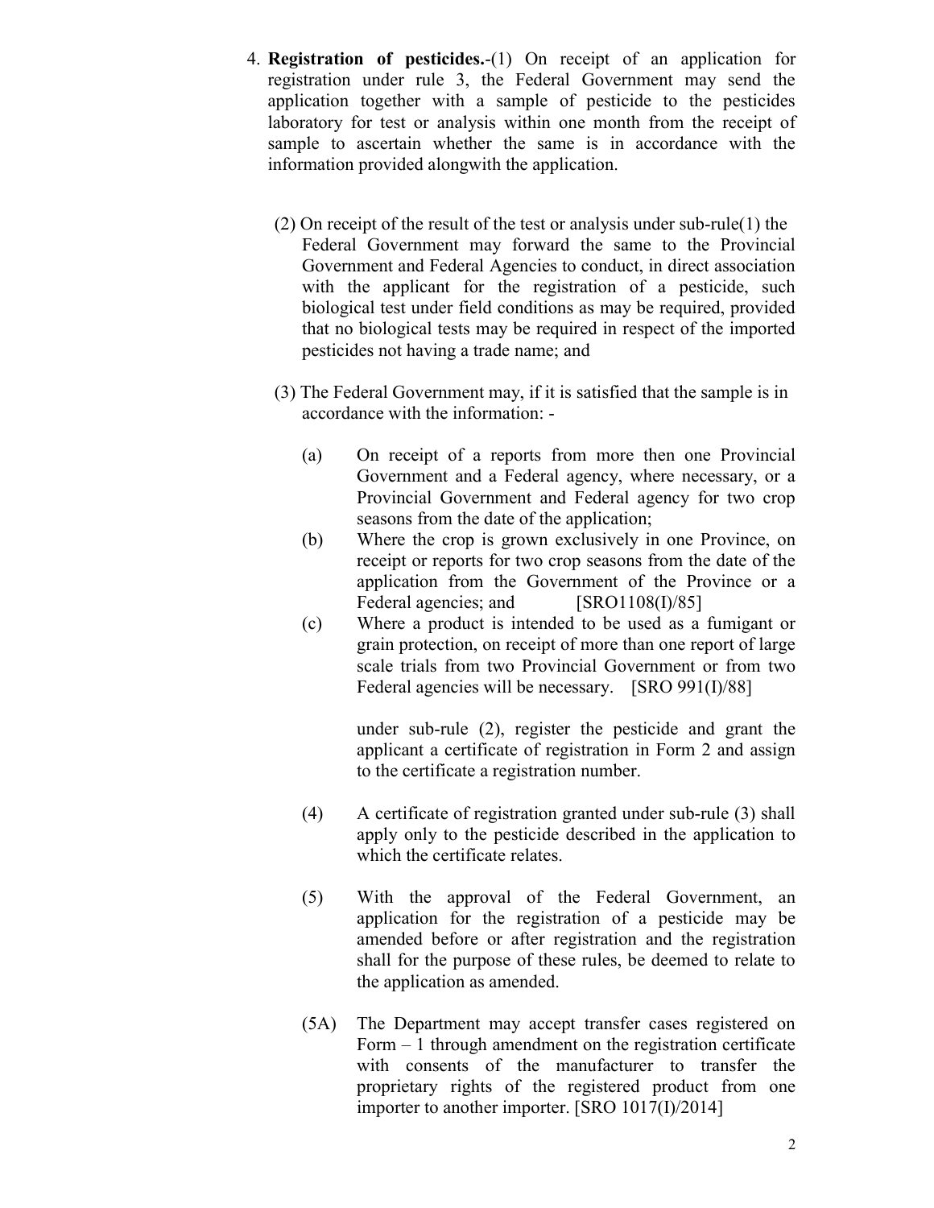4. **Registration of pesticides.**-(1) On receipt of an application for registration under rule 3, the Federal Government may send the application together with a sample of pesticide to the pesticides laboratory for test or analysis within one month from the receipt of sample to ascertain whether the same is in accordance with the information provided alongwith the application.

(2) On receipt of the result of the test or analysis under sub-rule(1) the Federal Government may forward the same to the Provincial Government and Federal Agencies to conduct, in direct association with the applicant for the registration of a pesticide, such biological test under field conditions as may be required, provided that no biological tests may be required in respect of the imported pesticides not having a trade name; and

(3) The Federal Government may, if it is satisfied that the sample is in accordance with the information: -

(a) On receipt of a reports from more then one Provincial Government and a Federal agency, where necessary, or a Provincial Government and Federal agency for two crop seasons from the date of the application;

(b) Where the crop is grown exclusively in one Province, on receipt or reports for two crop seasons from the date of the application from the Government of the Province or a Federal agencies; and [SRO1108(I)/85]

(c) Where a product is intended to be used as a fumigant or grain protection, on receipt of more than one report of large scale trials from two Provincial Government or from two Federal agencies will be necessary. [SRO 991(I)/88]

under sub-rule (2), register the pesticide and grant the applicant a certificate of registration in Form 2 and assign to the certificate a registration number.

(4) A certificate of registration granted under sub-rule (3) shall apply only to the pesticide described in the application to which the certificate relates.

(5) With the approval of the Federal Government, an application for the registration of a pesticide may be amended before or after registration and the registration shall for the purpose of these rules, be deemed to relate to the application as amended.

(5A) The Department may accept transfer cases registered on Form – 1 through amendment on the registration certificate with consents of the manufacturer to transfer the proprietary rights of the registered product from one importer to another importer. [SRO 1017(I)/2014]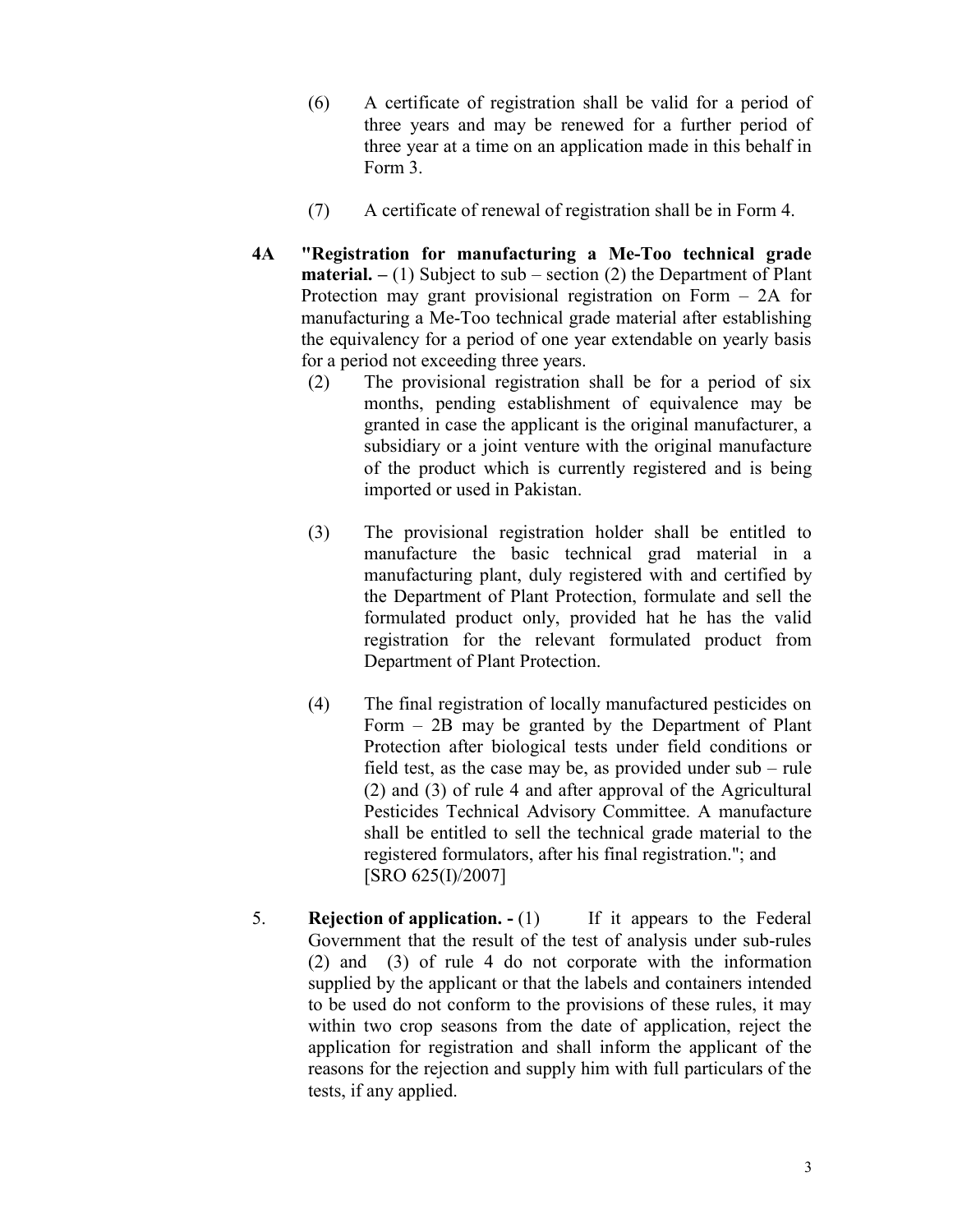(6) A certificate of registration shall be valid for a period of three years and may be renewed for a further period of three year at a time on an application made in this behalf in Form 3.

(7) A certificate of renewal of registration shall be in Form 4.

**4A "Registration for manufacturing a Me-Too technical grade material. –** (1) Subject to sub – section (2) the Department of Plant Protection may grant provisional registration on Form – 2A for manufacturing a Me-Too technical grade material after establishing the equivalency for a period of one year extendable on yearly basis for a period not exceeding three years.

(2) The provisional registration shall be for a period of six months, pending establishment of equivalence may be granted in case the applicant is the original manufacturer, a subsidiary or a joint venture with the original manufacture of the product which is currently registered and is being imported or used in Pakistan.

(3) The provisional registration holder shall be entitled to manufacture the basic technical grad material in a manufacturing plant, duly registered with and certified by the Department of Plant Protection, formulate and sell the formulated product only, provided hat he has the valid registration for the relevant formulated product from Department of Plant Protection.

(4) The final registration of locally manufactured pesticides on Form – 2B may be granted by the Department of Plant Protection after biological tests under field conditions or field test, as the case may be, as provided under sub – rule (2) and (3) of rule 4 and after approval of the Agricultural Pesticides Technical Advisory Committee. A manufacture shall be entitled to sell the technical grade material to the registered formulators, after his final registration."; and [SRO 625(I)/2007]

5. **Rejection of application. -** (1) If it appears to the Federal Government that the result of the test of analysis under sub-rules (2) and (3) of rule 4 do not corporate with the information supplied by the applicant or that the labels and containers intended to be used do not conform to the provisions of these rules, it may within two crop seasons from the date of application, reject the application for registration and shall inform the applicant of the reasons for the rejection and supply him with full particulars of the tests, if any applied.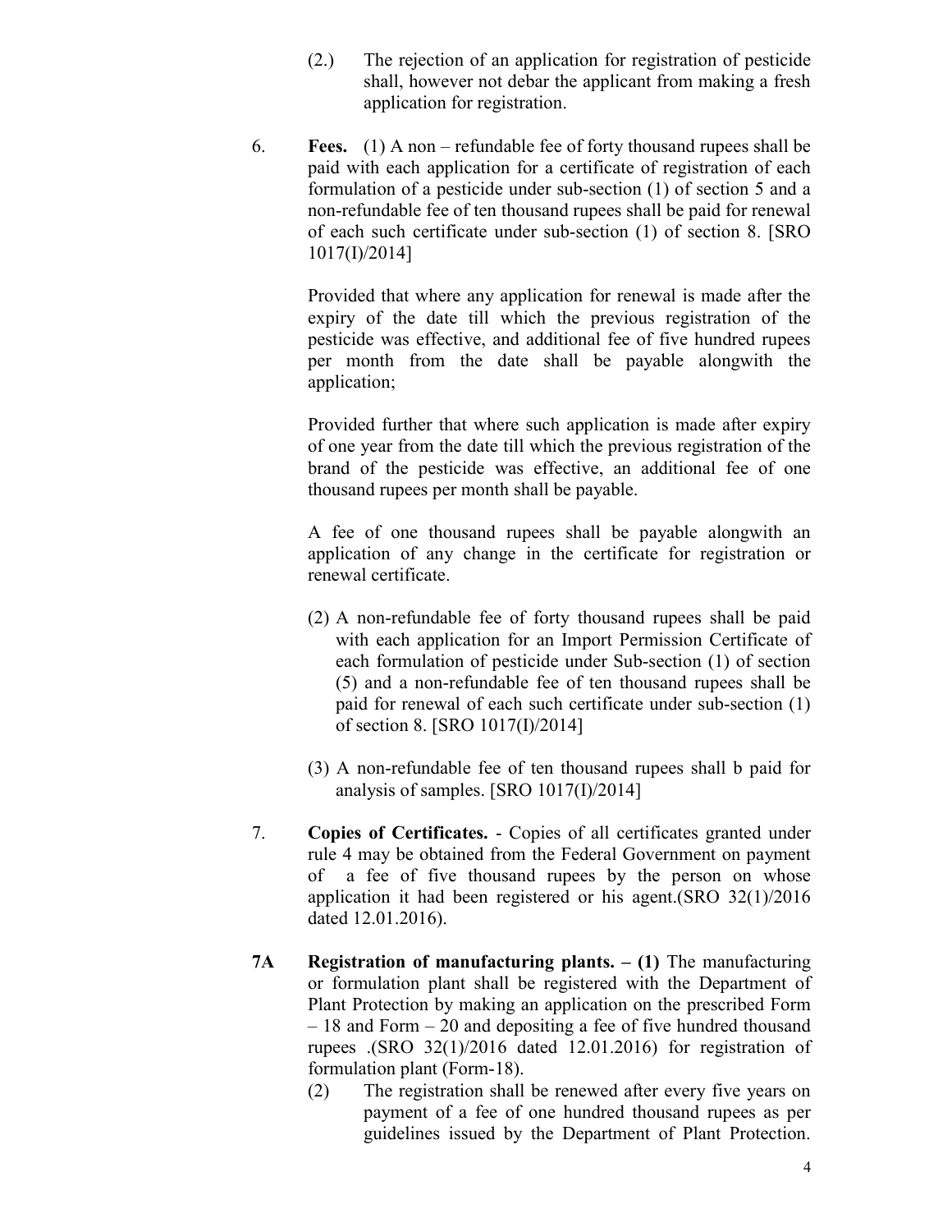(2.) The rejection of an application for registration of pesticide shall, however not debar the applicant from making a fresh application for registration.

6. **Fees.** (1) A non – refundable fee of forty thousand rupees shall be paid with each application for a certificate of registration of each formulation of a pesticide under sub-section (1) of section 5 and a non-refundable fee of ten thousand rupees shall be paid for renewal of each such certificate under sub-section (1) of section 8. [SRO 1017(I)/2014]

Provided that where any application for renewal is made after the expiry of the date till which the previous registration of the pesticide was effective, and additional fee of five hundred rupees per month from the date shall be payable alongwith the application;

Provided further that where such application is made after expiry of one year from the date till which the previous registration of the brand of the pesticide was effective, an additional fee of one thousand rupees per month shall be payable.

A fee of one thousand rupees shall be payable alongwith an application of any change in the certificate for registration or renewal certificate.

(2) A non-refundable fee of forty thousand rupees shall be paid with each application for an Import Permission Certificate of each formulation of pesticide under Sub-section (1) of section (5) and a non-refundable fee of ten thousand rupees shall be paid for renewal of each such certificate under sub-section (1) of section 8. [SRO 1017(I)/2014]

(3) A non-refundable fee of ten thousand rupees shall b paid for analysis of samples. [SRO 1017(I)/2014]

7. **Copies of Certificates.** - Copies of all certificates granted under rule 4 may be obtained from the Federal Government on payment of a fee of five thousand rupees by the person on whose application it had been registered or his agent.(SRO 32(1)/2016 dated 12.01.2016).

**7A Registration of manufacturing plants. – (1)** The manufacturing or formulation plant shall be registered with the Department of Plant Protection by making an application on the prescribed Form – 18 and Form – 20 and depositing a fee of five hundred thousand rupees .(SRO 32(1)/2016 dated 12.01.2016) for registration of formulation plant (Form-18).

(2) The registration shall be renewed after every five years on payment of a fee of one hundred thousand rupees as per guidelines issued by the Department of Plant Protection.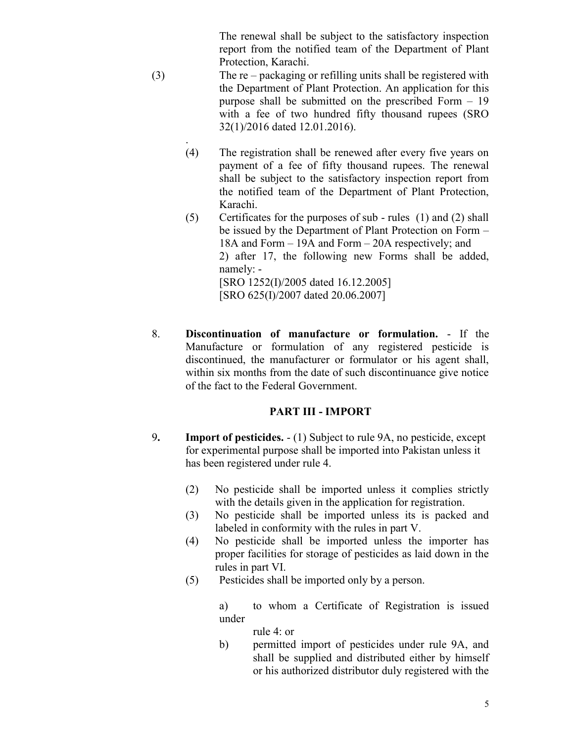The renewal shall be subject to the satisfactory inspection report from the notified team of the Department of Plant Protection, Karachi.

(3) The re – packaging or refilling units shall be registered with the Department of Plant Protection. An application for this purpose shall be submitted on the prescribed Form – 19 with a fee of two hundred fifty thousand rupees (SRO 32(1)/2016 dated 12.01.2016).

.

(4) The registration shall be renewed after every five years on payment of a fee of fifty thousand rupees. The renewal shall be subject to the satisfactory inspection report from the notified team of the Department of Plant Protection, Karachi.

(5) Certificates for the purposes of sub - rules (1) and (2) shall be issued by the Department of Plant Protection on Form – 18A and Form – 19A and Form – 20A respectively; and 2) after 17, the following new Forms shall be added, namely: -
[SRO 1252(I)/2005 dated 16.12.2005]
[SRO 625(I)/2007 dated 20.06.2007]

8. **Discontinuation of manufacture or formulation.** - If the Manufacture or formulation of any registered pesticide is discontinued, the manufacturer or formulator or his agent shall, within six months from the date of such discontinuance give notice of the fact to the Federal Government.

## PART III - IMPORT

9**.** **Import of pesticides.** - (1) Subject to rule 9A, no pesticide, except for experimental purpose shall be imported into Pakistan unless it has been registered under rule 4.

(2) No pesticide shall be imported unless it complies strictly with the details given in the application for registration.

(3) No pesticide shall be imported unless its is packed and labeled in conformity with the rules in part V.

(4) No pesticide shall be imported unless the importer has proper facilities for storage of pesticides as laid down in the rules in part VI.

(5) Pesticides shall be imported only by a person.

a) to whom a Certificate of Registration is issued under rule 4: or

b) permitted import of pesticides under rule 9A, and shall be supplied and distributed either by himself or his authorized distributor duly registered with the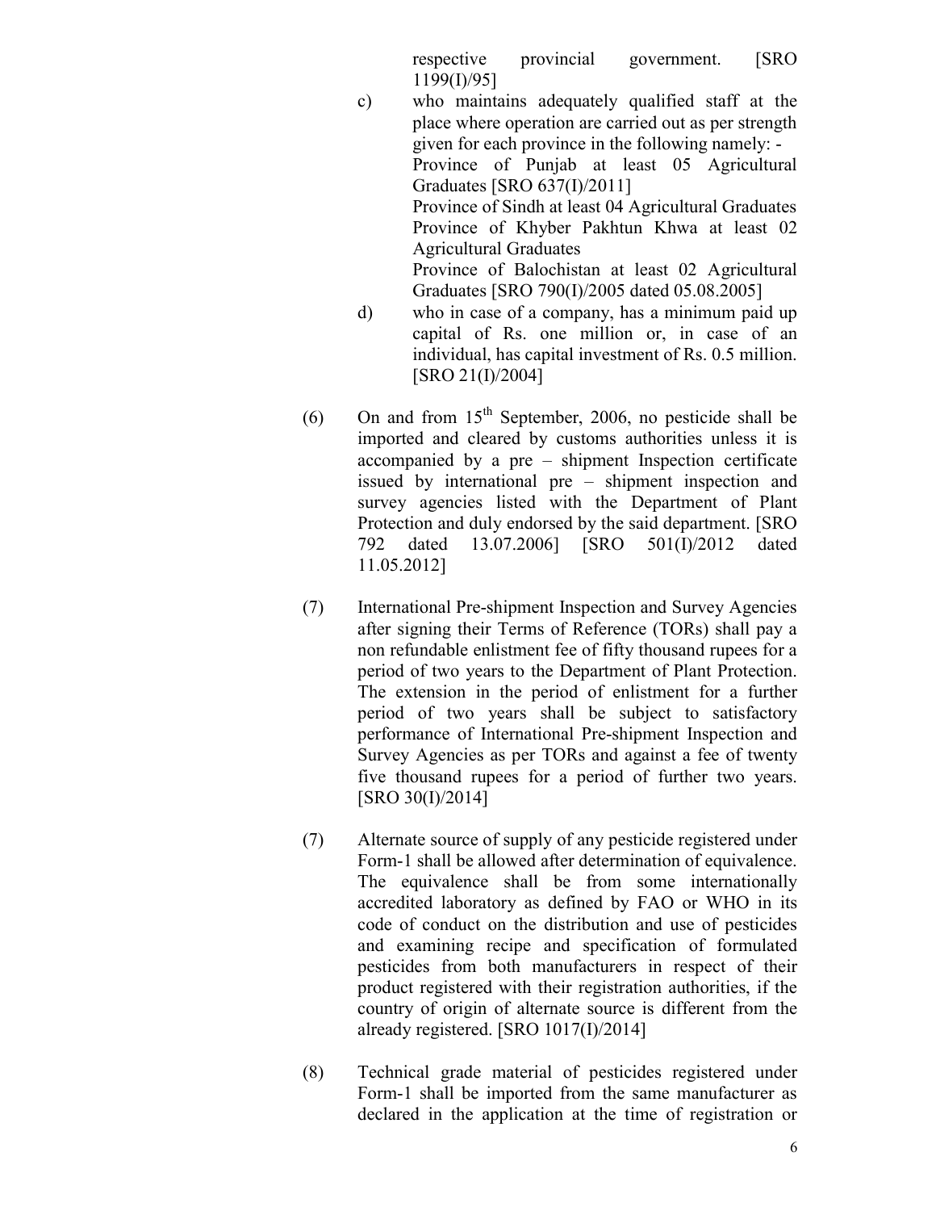respective provincial government. [SRO 1199(I)/95]

c) who maintains adequately qualified staff at the place where operation are carried out as per strength given for each province in the following namely: -
Province of Punjab at least 05 Agricultural Graduates [SRO 637(I)/2011]
Province of Sindh at least 04 Agricultural Graduates
Province of Khyber Pakhtun Khwa at least 02 Agricultural Graduates
Province of Balochistan at least 02 Agricultural Graduates [SRO 790(I)/2005 dated 05.08.2005]

d) who in case of a company, has a minimum paid up capital of Rs. one million or, in case of an individual, has capital investment of Rs. 0.5 million. [SRO 21(I)/2004]

(6) On and from 15th September, 2006, no pesticide shall be imported and cleared by customs authorities unless it is accompanied by a pre – shipment Inspection certificate issued by international pre – shipment inspection and survey agencies listed with the Department of Plant Protection and duly endorsed by the said department. [SRO 792 dated 13.07.2006] [SRO 501(I)/2012 dated 11.05.2012]

(7) International Pre-shipment Inspection and Survey Agencies after signing their Terms of Reference (TORs) shall pay a non refundable enlistment fee of fifty thousand rupees for a period of two years to the Department of Plant Protection. The extension in the period of enlistment for a further period of two years shall be subject to satisfactory performance of International Pre-shipment Inspection and Survey Agencies as per TORs and against a fee of twenty five thousand rupees for a period of further two years. [SRO 30(I)/2014]

(7) Alternate source of supply of any pesticide registered under Form-1 shall be allowed after determination of equivalence. The equivalence shall be from some internationally accredited laboratory as defined by FAO or WHO in its code of conduct on the distribution and use of pesticides and examining recipe and specification of formulated pesticides from both manufacturers in respect of their product registered with their registration authorities, if the country of origin of alternate source is different from the already registered. [SRO 1017(I)/2014]

(8) Technical grade material of pesticides registered under Form-1 shall be imported from the same manufacturer as declared in the application at the time of registration or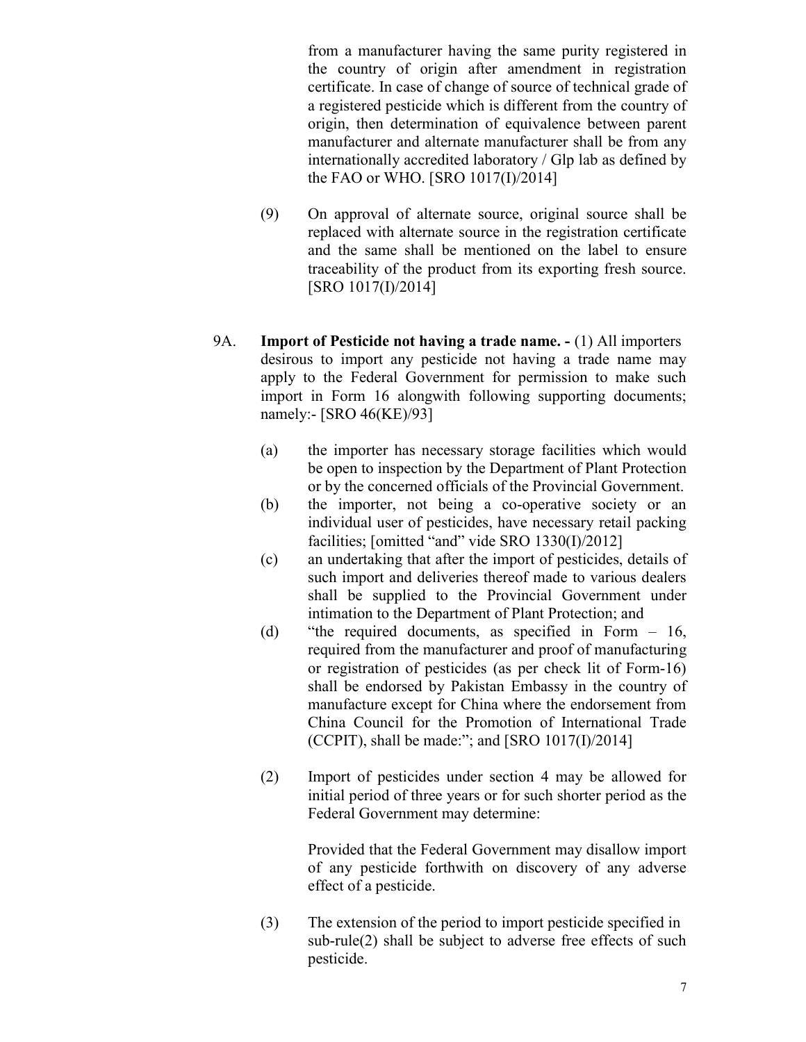from a manufacturer having the same purity registered in the country of origin after amendment in registration certificate. In case of change of source of technical grade of a registered pesticide which is different from the country of origin, then determination of equivalence between parent manufacturer and alternate manufacturer shall be from any internationally accredited laboratory / Glp lab as defined by the FAO or WHO. [SRO 1017(I)/2014]

(9) On approval of alternate source, original source shall be replaced with alternate source in the registration certificate and the same shall be mentioned on the label to ensure traceability of the product from its exporting fresh source. [SRO 1017(I)/2014]

9A. **Import of Pesticide not having a trade name. -** (1) All importers desirous to import any pesticide not having a trade name may apply to the Federal Government for permission to make such import in Form 16 alongwith following supporting documents; namely:- [SRO 46(KE)/93]

(a) the importer has necessary storage facilities which would be open to inspection by the Department of Plant Protection or by the concerned officials of the Provincial Government.

(b) the importer, not being a co-operative society or an individual user of pesticides, have necessary retail packing facilities; [omitted "and" vide SRO 1330(I)/2012]

(c) an undertaking that after the import of pesticides, details of such import and deliveries thereof made to various dealers shall be supplied to the Provincial Government under intimation to the Department of Plant Protection; and

(d) "the required documents, as specified in Form – 16, required from the manufacturer and proof of manufacturing or registration of pesticides (as per check lit of Form-16) shall be endorsed by Pakistan Embassy in the country of manufacture except for China where the endorsement from China Council for the Promotion of International Trade (CCPIT), shall be made:"; and [SRO 1017(I)/2014]

(2) Import of pesticides under section 4 may be allowed for initial period of three years or for such shorter period as the Federal Government may determine:

Provided that the Federal Government may disallow import of any pesticide forthwith on discovery of any adverse effect of a pesticide.

(3) The extension of the period to import pesticide specified in sub-rule(2) shall be subject to adverse free effects of such pesticide.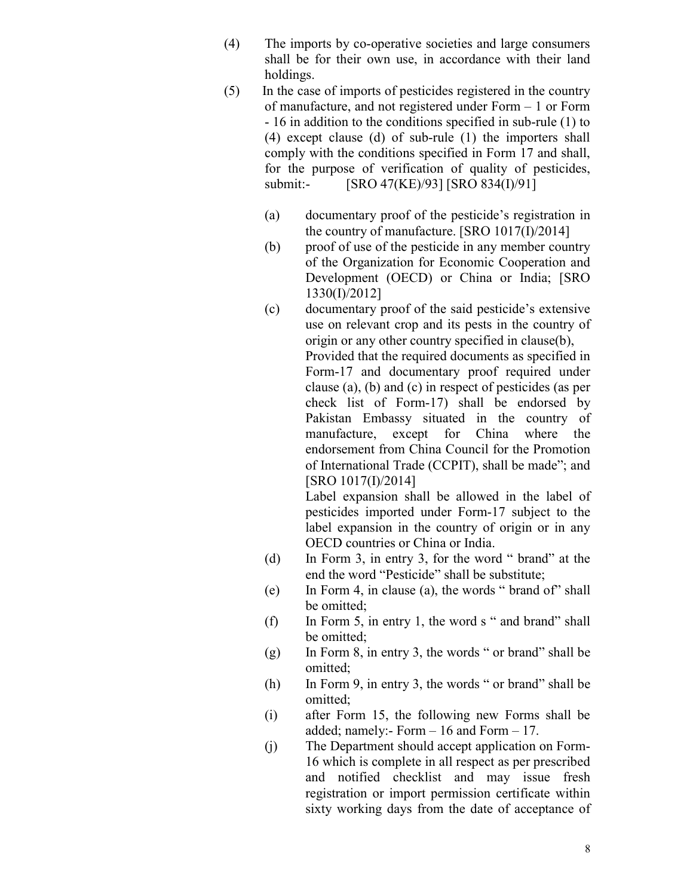(4) The imports by co-operative societies and large consumers shall be for their own use, in accordance with their land holdings.

(5) In the case of imports of pesticides registered in the country of manufacture, and not registered under Form – 1 or Form - 16 in addition to the conditions specified in sub-rule (1) to (4) except clause (d) of sub-rule (1) the importers shall comply with the conditions specified in Form 17 and shall, for the purpose of verification of quality of pesticides, submit:- [SRO 47(KE)/93] [SRO 834(I)/91]

   (a) documentary proof of the pesticide's registration in the country of manufacture. [SRO 1017(I)/2014]

   (b) proof of use of the pesticide in any member country of the Organization for Economic Cooperation and Development (OECD) or China or India; [SRO 1330(I)/2012]

   (c) documentary proof of the said pesticide's extensive use on relevant crop and its pests in the country of origin or any other country specified in clause(b),
   Provided that the required documents as specified in Form-17 and documentary proof required under clause (a), (b) and (c) in respect of pesticides (as per check list of Form-17) shall be endorsed by Pakistan Embassy situated in the country of manufacture, except for China where the endorsement from China Council for the Promotion of International Trade (CCPIT), shall be made"; and [SRO 1017(I)/2014]
   Label expansion shall be allowed in the label of pesticides imported under Form-17 subject to the label expansion in the country of origin or in any OECD countries or China or India.

   (d) In Form 3, in entry 3, for the word " brand" at the end the word "Pesticide" shall be substitute;

   (e) In Form 4, in clause (a), the words " brand of" shall be omitted;

   (f) In Form 5, in entry 1, the word s " and brand" shall be omitted;

   (g) In Form 8, in entry 3, the words " or brand" shall be omitted;

   (h) In Form 9, in entry 3, the words " or brand" shall be omitted;

   (i) after Form 15, the following new Forms shall be added; namely:- Form – 16 and Form – 17.

   (j) The Department should accept application on Form-16 which is complete in all respect as per prescribed and notified checklist and may issue fresh registration or import permission certificate within sixty working days from the date of acceptance of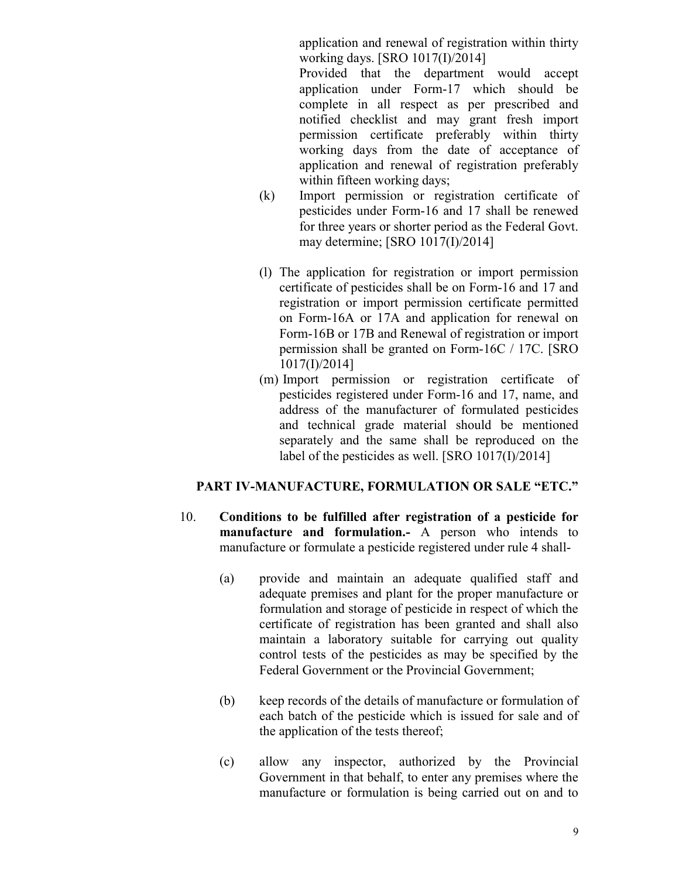application and renewal of registration within thirty working days. [SRO 1017(I)/2014]

Provided that the department would accept application under Form-17 which should be complete in all respect as per prescribed and notified checklist and may grant fresh import permission certificate preferably within thirty working days from the date of acceptance of application and renewal of registration preferably within fifteen working days;

(k) Import permission or registration certificate of pesticides under Form-16 and 17 shall be renewed for three years or shorter period as the Federal Govt. may determine; [SRO 1017(I)/2014]

(l) The application for registration or import permission certificate of pesticides shall be on Form-16 and 17 and registration or import permission certificate permitted on Form-16A or 17A and application for renewal on Form-16B or 17B and Renewal of registration or import permission shall be granted on Form-16C / 17C. [SRO 1017(I)/2014]

(m) Import permission or registration certificate of pesticides registered under Form-16 and 17, name, and address of the manufacturer of formulated pesticides and technical grade material should be mentioned separately and the same shall be reproduced on the label of the pesticides as well. [SRO 1017(I)/2014]

## PART IV-MANUFACTURE, FORMULATION OR SALE "ETC."

10. **Conditions to be fulfilled after registration of a pesticide for manufacture and formulation.-** A person who intends to manufacture or formulate a pesticide registered under rule 4 shall-

(a) provide and maintain an adequate qualified staff and adequate premises and plant for the proper manufacture or formulation and storage of pesticide in respect of which the certificate of registration has been granted and shall also maintain a laboratory suitable for carrying out quality control tests of the pesticides as may be specified by the Federal Government or the Provincial Government;

(b) keep records of the details of manufacture or formulation of each batch of the pesticide which is issued for sale and of the application of the tests thereof;

(c) allow any inspector, authorized by the Provincial Government in that behalf, to enter any premises where the manufacture or formulation is being carried out on and to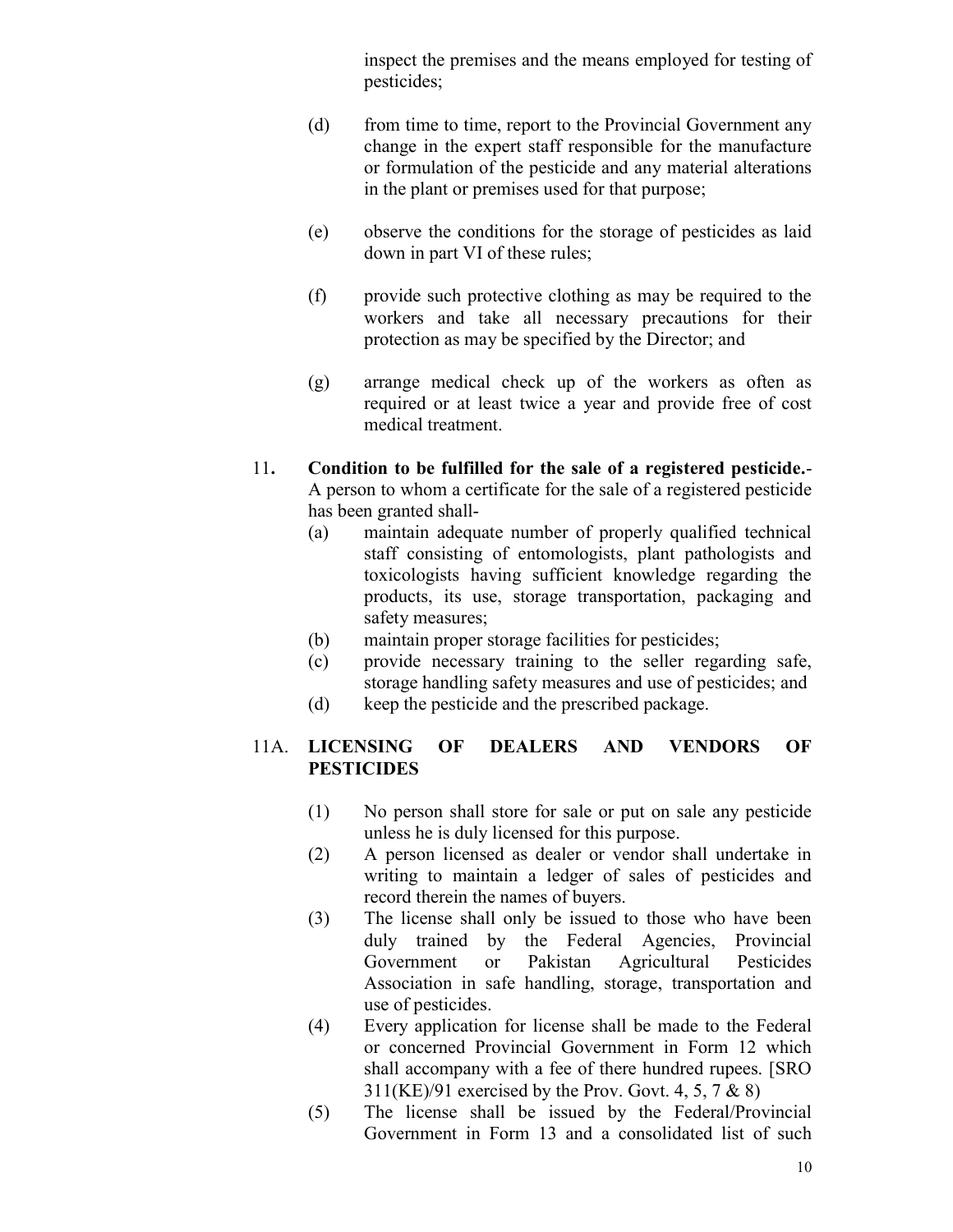inspect the premises and the means employed for testing of pesticides;

(d) from time to time, report to the Provincial Government any change in the expert staff responsible for the manufacture or formulation of the pesticide and any material alterations in the plant or premises used for that purpose;

(e) observe the conditions for the storage of pesticides as laid down in part VI of these rules;

(f) provide such protective clothing as may be required to the workers and take all necessary precautions for their protection as may be specified by the Director; and

(g) arrange medical check up of the workers as often as required or at least twice a year and provide free of cost medical treatment.

11**. Condition to be fulfilled for the sale of a registered pesticide.**- A person to whom a certificate for the sale of a registered pesticide has been granted shall-

(a) maintain adequate number of properly qualified technical staff consisting of entomologists, plant pathologists and toxicologists having sufficient knowledge regarding the products, its use, storage transportation, packaging and safety measures;
(b) maintain proper storage facilities for pesticides;
(c) provide necessary training to the seller regarding safe, storage handling safety measures and use of pesticides; and
(d) keep the pesticide and the prescribed package.

11A. **LICENSING OF DEALERS AND VENDORS OF PESTICIDES**

(1) No person shall store for sale or put on sale any pesticide unless he is duly licensed for this purpose.
(2) A person licensed as dealer or vendor shall undertake in writing to maintain a ledger of sales of pesticides and record therein the names of buyers.
(3) The license shall only be issued to those who have been duly trained by the Federal Agencies, Provincial Government or Pakistan Agricultural Pesticides Association in safe handling, storage, transportation and use of pesticides.
(4) Every application for license shall be made to the Federal or concerned Provincial Government in Form 12 which shall accompany with a fee of there hundred rupees. [SRO 311(KE)/91 exercised by the Prov. Govt. 4, 5, 7 & 8)
(5) The license shall be issued by the Federal/Provincial Government in Form 13 and a consolidated list of such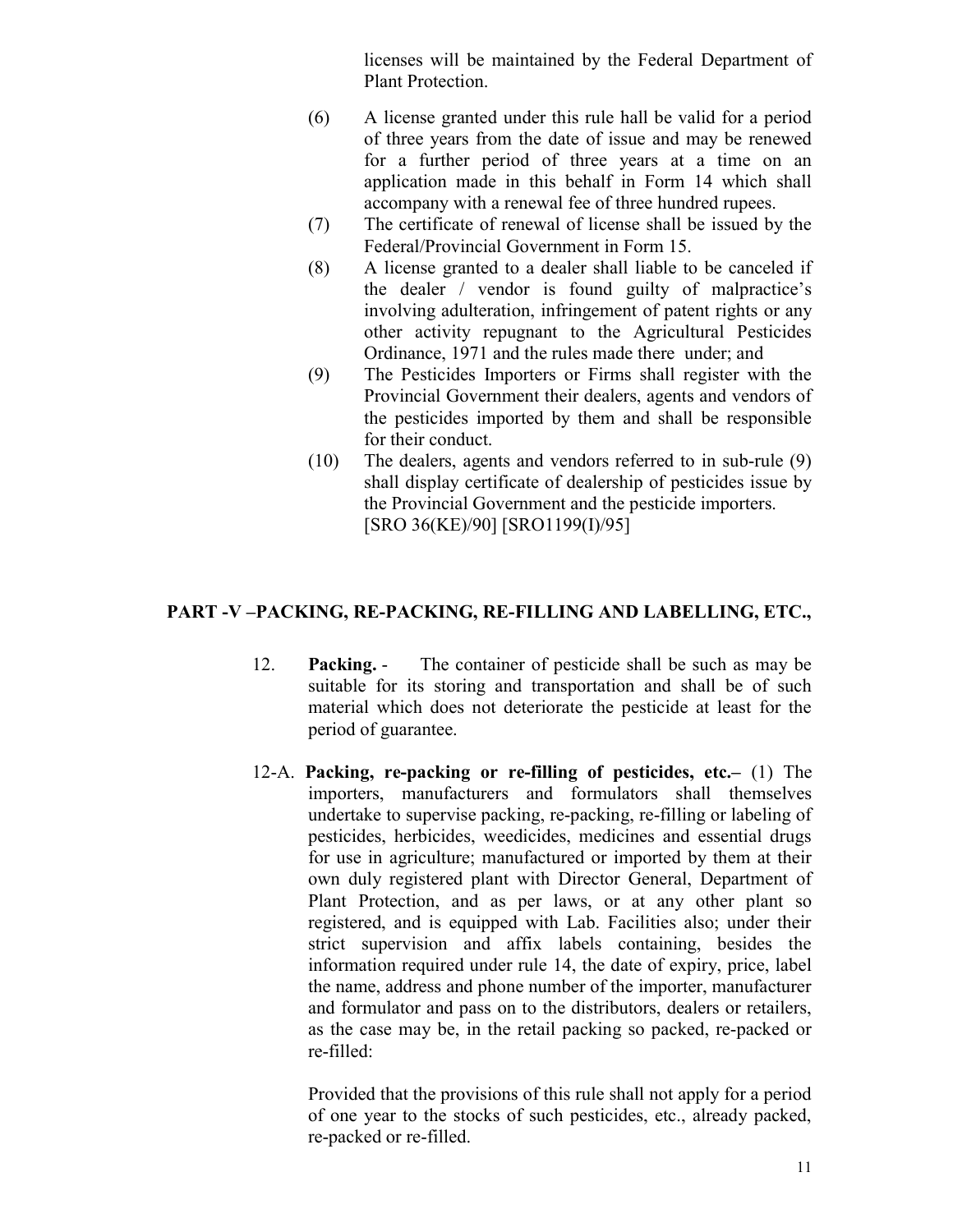licenses will be maintained by the Federal Department of Plant Protection.

(6) A license granted under this rule hall be valid for a period of three years from the date of issue and may be renewed for a further period of three years at a time on an application made in this behalf in Form 14 which shall accompany with a renewal fee of three hundred rupees.

(7) The certificate of renewal of license shall be issued by the Federal/Provincial Government in Form 15.

(8) A license granted to a dealer shall liable to be canceled if the dealer / vendor is found guilty of malpractice's involving adulteration, infringement of patent rights or any other activity repugnant to the Agricultural Pesticides Ordinance, 1971 and the rules made there under; and

(9) The Pesticides Importers or Firms shall register with the Provincial Government their dealers, agents and vendors of the pesticides imported by them and shall be responsible for their conduct.

(10) The dealers, agents and vendors referred to in sub-rule (9) shall display certificate of dealership of pesticides issue by the Provincial Government and the pesticide importers. [SRO 36(KE)/90] [SRO1199(I)/95]

## PART -V –PACKING, RE-PACKING, RE-FILLING AND LABELLING, ETC.,

12. **Packing.** - The container of pesticide shall be such as may be suitable for its storing and transportation and shall be of such material which does not deteriorate the pesticide at least for the period of guarantee.

12-A. **Packing, re-packing or re-filling of pesticides, etc.–** (1) The importers, manufacturers and formulators shall themselves undertake to supervise packing, re-packing, re-filling or labeling of pesticides, herbicides, weedicides, medicines and essential drugs for use in agriculture; manufactured or imported by them at their own duly registered plant with Director General, Department of Plant Protection, and as per laws, or at any other plant so registered, and is equipped with Lab. Facilities also; under their strict supervision and affix labels containing, besides the information required under rule 14, the date of expiry, price, label the name, address and phone number of the importer, manufacturer and formulator and pass on to the distributors, dealers or retailers, as the case may be, in the retail packing so packed, re-packed or re-filled:

Provided that the provisions of this rule shall not apply for a period of one year to the stocks of such pesticides, etc., already packed, re-packed or re-filled.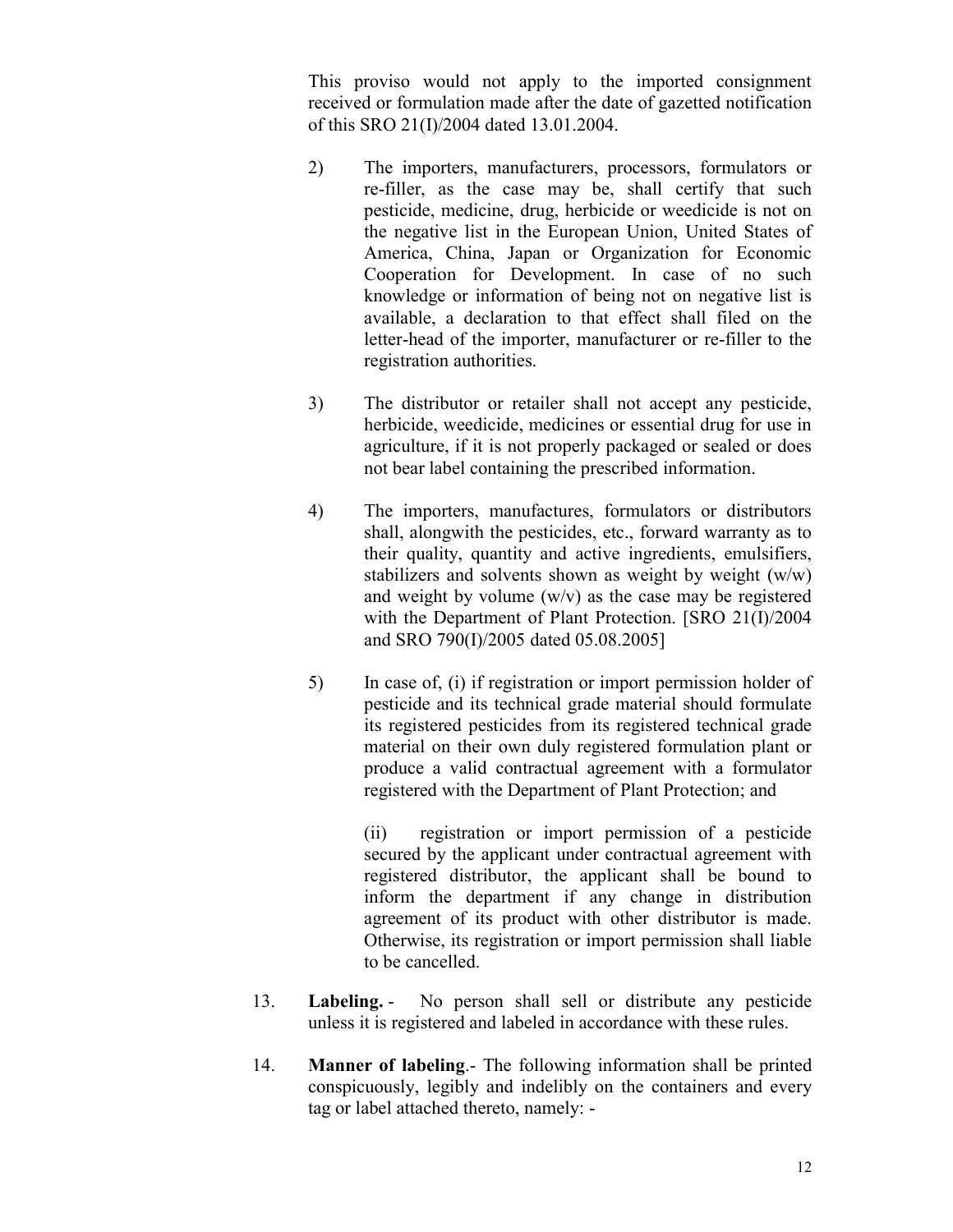This proviso would not apply to the imported consignment received or formulation made after the date of gazetted notification of this SRO 21(I)/2004 dated 13.01.2004.

2) The importers, manufacturers, processors, formulators or re-filler, as the case may be, shall certify that such pesticide, medicine, drug, herbicide or weedicide is not on the negative list in the European Union, United States of America, China, Japan or Organization for Economic Cooperation for Development. In case of no such knowledge or information of being not on negative list is available, a declaration to that effect shall filed on the letter-head of the importer, manufacturer or re-filler to the registration authorities.

3) The distributor or retailer shall not accept any pesticide, herbicide, weedicide, medicines or essential drug for use in agriculture, if it is not properly packaged or sealed or does not bear label containing the prescribed information.

4) The importers, manufactures, formulators or distributors shall, alongwith the pesticides, etc., forward warranty as to their quality, quantity and active ingredients, emulsifiers, stabilizers and solvents shown as weight by weight (w/w) and weight by volume (w/v) as the case may be registered with the Department of Plant Protection. [SRO 21(I)/2004 and SRO 790(I)/2005 dated 05.08.2005]

5) In case of, (i) if registration or import permission holder of pesticide and its technical grade material should formulate its registered pesticides from its registered technical grade material on their own duly registered formulation plant or produce a valid contractual agreement with a formulator registered with the Department of Plant Protection; and

(ii) registration or import permission of a pesticide secured by the applicant under contractual agreement with registered distributor, the applicant shall be bound to inform the department if any change in distribution agreement of its product with other distributor is made. Otherwise, its registration or import permission shall liable to be cancelled.

13. **Labeling.** - No person shall sell or distribute any pesticide unless it is registered and labeled in accordance with these rules.

14. **Manner of labeling**.- The following information shall be printed conspicuously, legibly and indelibly on the containers and every tag or label attached thereto, namely: -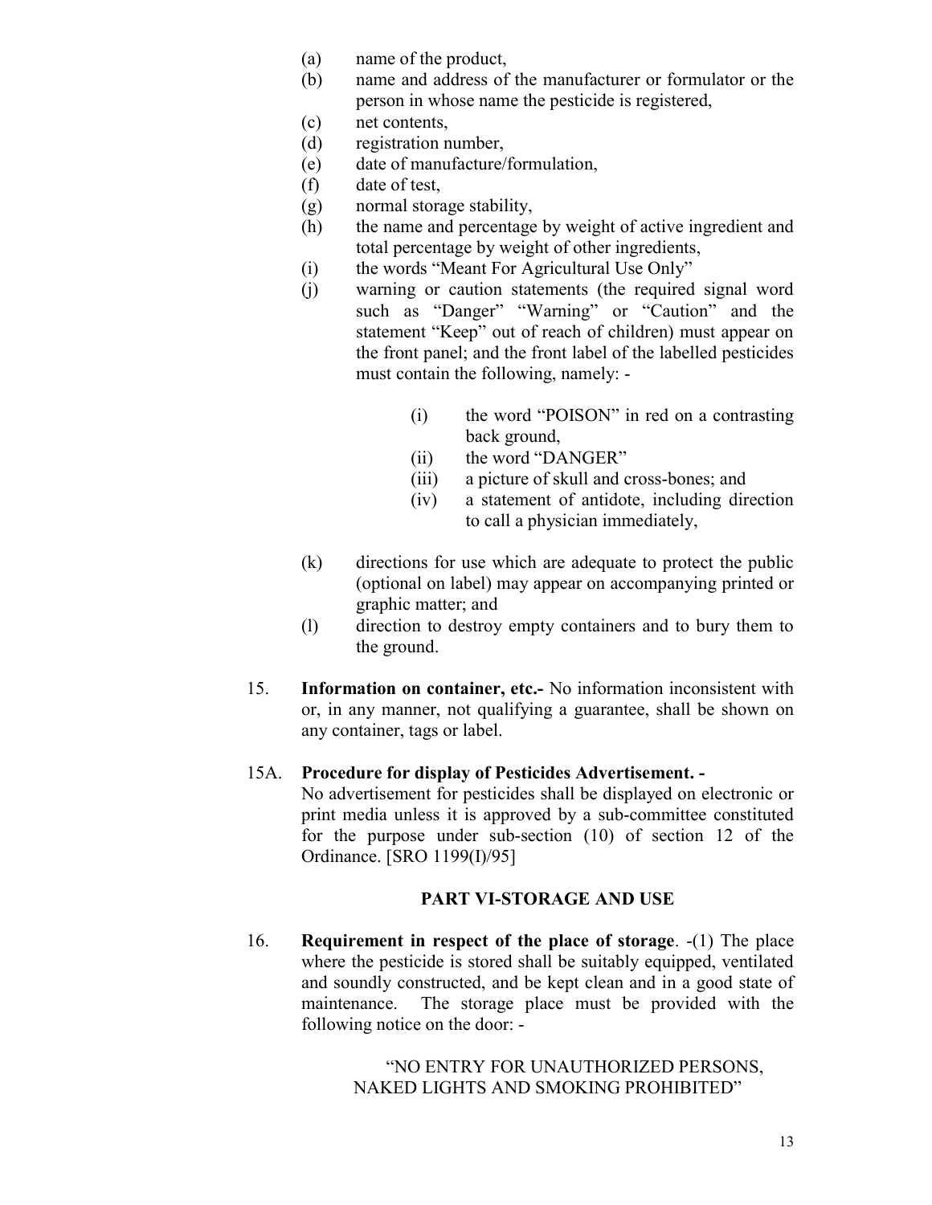(a) name of the product,
(b) name and address of the manufacturer or formulator or the person in whose name the pesticide is registered,
(c) net contents,
(d) registration number,
(e) date of manufacture/formulation,
(f) date of test,
(g) normal storage stability,
(h) the name and percentage by weight of active ingredient and total percentage by weight of other ingredients,
(i) the words "Meant For Agricultural Use Only"
(j) warning or caution statements (the required signal word such as "Danger" "Warning" or "Caution" and the statement "Keep" out of reach of children) must appear on the front panel; and the front label of the labelled pesticides must contain the following, namely: -

    (i) the word "POISON" in red on a contrasting back ground,
    (ii) the word "DANGER"
    (iii) a picture of skull and cross-bones; and
    (iv) a statement of antidote, including direction to call a physician immediately,

(k) directions for use which are adequate to protect the public (optional on label) may appear on accompanying printed or graphic matter; and
(l) direction to destroy empty containers and to bury them to the ground.

15. **Information on container, etc.-** No information inconsistent with or, in any manner, not qualifying a guarantee, shall be shown on any container, tags or label.

15A. **Procedure for display of Pesticides Advertisement. -**
No advertisement for pesticides shall be displayed on electronic or print media unless it is approved by a sub-committee constituted for the purpose under sub-section (10) of section 12 of the Ordinance. [SRO 1199(I)/95]

## PART VI-STORAGE AND USE

16. **Requirement in respect of the place of storage**. -(1) The place where the pesticide is stored shall be suitably equipped, ventilated and soundly constructed, and be kept clean and in a good state of maintenance. The storage place must be provided with the following notice on the door: -

"NO ENTRY FOR UNAUTHORIZED PERSONS, NAKED LIGHTS AND SMOKING PROHIBITED"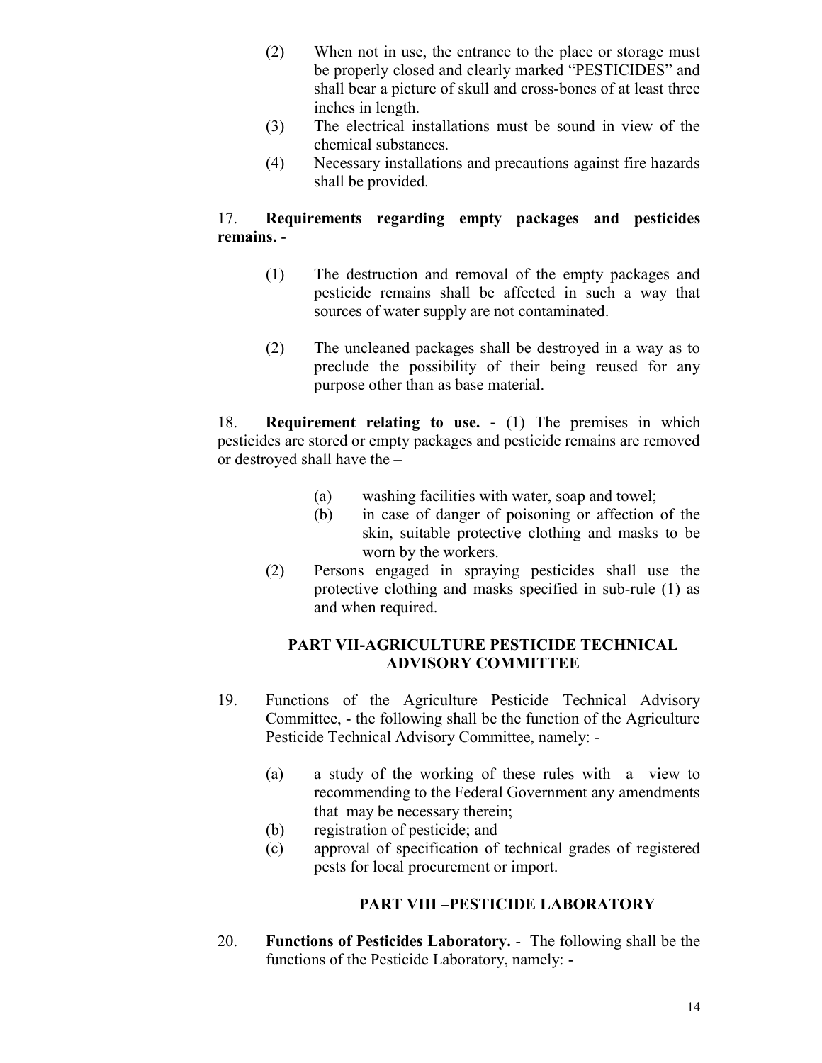(2) When not in use, the entrance to the place or storage must be properly closed and clearly marked "PESTICIDES" and shall bear a picture of skull and cross-bones of at least three inches in length.

(3) The electrical installations must be sound in view of the chemical substances.

(4) Necessary installations and precautions against fire hazards shall be provided.

17. **Requirements regarding empty packages and pesticides remains.** -

(1) The destruction and removal of the empty packages and pesticide remains shall be affected in such a way that sources of water supply are not contaminated.

(2) The uncleaned packages shall be destroyed in a way as to preclude the possibility of their being reused for any purpose other than as base material.

18. **Requirement relating to use. -** (1) The premises in which pesticides are stored or empty packages and pesticide remains are removed or destroyed shall have the –

(a) washing facilities with water, soap and towel;

(b) in case of danger of poisoning or affection of the skin, suitable protective clothing and masks to be worn by the workers.

(2) Persons engaged in spraying pesticides shall use the protective clothing and masks specified in sub-rule (1) as and when required.

## PART VII-AGRICULTURE PESTICIDE TECHNICAL ADVISORY COMMITTEE

19. Functions of the Agriculture Pesticide Technical Advisory Committee, - the following shall be the function of the Agriculture Pesticide Technical Advisory Committee, namely: -

(a) a study of the working of these rules with a view to recommending to the Federal Government any amendments that may be necessary therein;

(b) registration of pesticide; and

(c) approval of specification of technical grades of registered pests for local procurement or import.

## PART VIII –PESTICIDE LABORATORY

20. **Functions of Pesticides Laboratory.** - The following shall be the functions of the Pesticide Laboratory, namely: -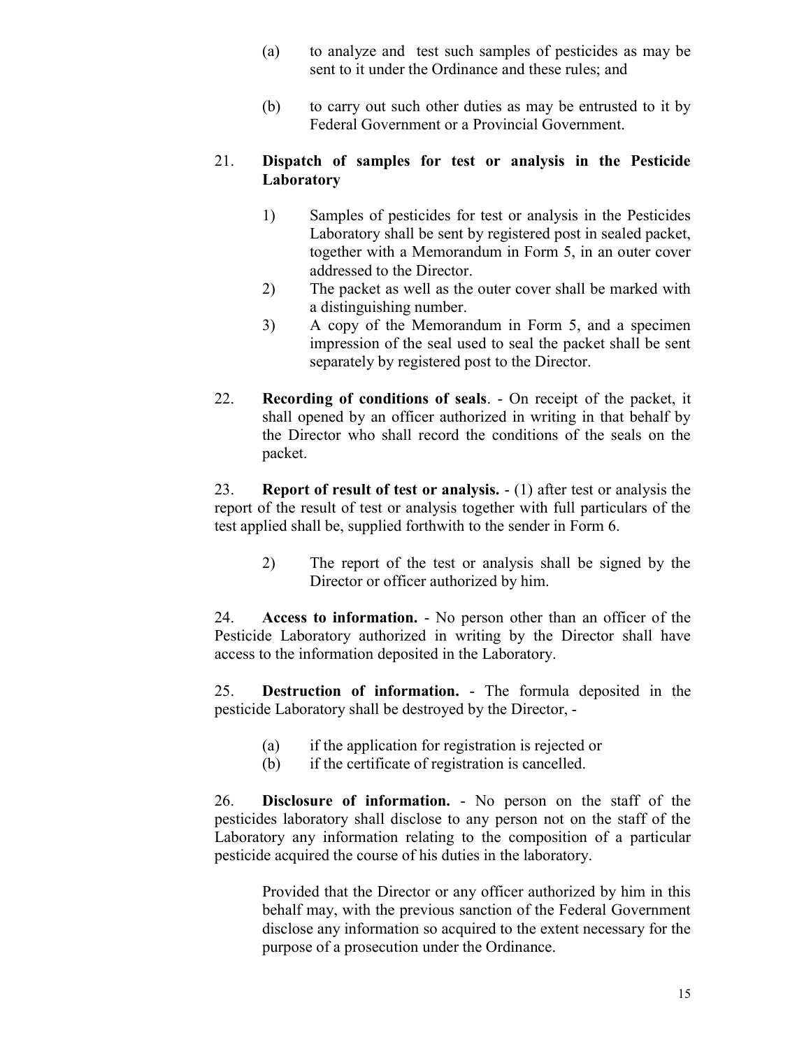(a) to analyze and test such samples of pesticides as may be sent to it under the Ordinance and these rules; and

(b) to carry out such other duties as may be entrusted to it by Federal Government or a Provincial Government.

21. **Dispatch of samples for test or analysis in the Pesticide Laboratory**

1) Samples of pesticides for test or analysis in the Pesticides Laboratory shall be sent by registered post in sealed packet, together with a Memorandum in Form 5, in an outer cover addressed to the Director.
2) The packet as well as the outer cover shall be marked with a distinguishing number.
3) A copy of the Memorandum in Form 5, and a specimen impression of the seal used to seal the packet shall be sent separately by registered post to the Director.

22. **Recording of conditions of seals**. - On receipt of the packet, it shall opened by an officer authorized in writing in that behalf by the Director who shall record the conditions of the seals on the packet.

23. **Report of result of test or analysis.** - (1) after test or analysis the report of the result of test or analysis together with full particulars of the test applied shall be, supplied forthwith to the sender in Form 6.

2) The report of the test or analysis shall be signed by the Director or officer authorized by him.

24. **Access to information.** - No person other than an officer of the Pesticide Laboratory authorized in writing by the Director shall have access to the information deposited in the Laboratory.

25. **Destruction of information.** - The formula deposited in the pesticide Laboratory shall be destroyed by the Director, -

(a) if the application for registration is rejected or
(b) if the certificate of registration is cancelled.

26. **Disclosure of information.** - No person on the staff of the pesticides laboratory shall disclose to any person not on the staff of the Laboratory any information relating to the composition of a particular pesticide acquired the course of his duties in the laboratory.

Provided that the Director or any officer authorized by him in this behalf may, with the previous sanction of the Federal Government disclose any information so acquired to the extent necessary for the purpose of a prosecution under the Ordinance.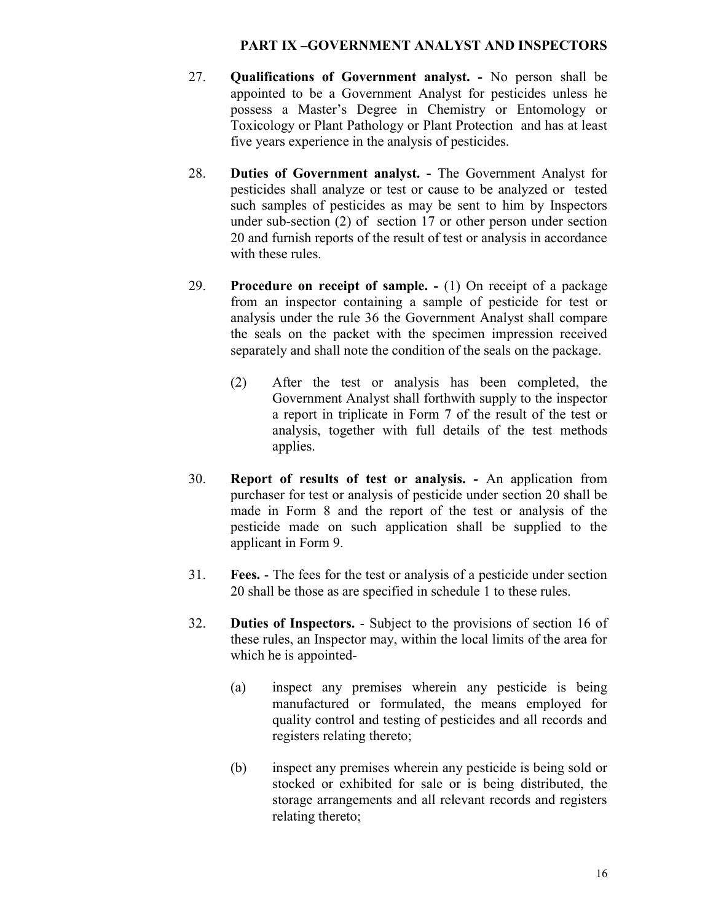## PART IX –GOVERNMENT ANALYST AND INSPECTORS

27. **Qualifications of Government analyst. -** No person shall be appointed to be a Government Analyst for pesticides unless he possess a Master's Degree in Chemistry or Entomology or Toxicology or Plant Pathology or Plant Protection and has at least five years experience in the analysis of pesticides.

28. **Duties of Government analyst. -** The Government Analyst for pesticides shall analyze or test or cause to be analyzed or tested such samples of pesticides as may be sent to him by Inspectors under sub-section (2) of section 17 or other person under section 20 and furnish reports of the result of test or analysis in accordance with these rules.

29. **Procedure on receipt of sample. -** (1) On receipt of a package from an inspector containing a sample of pesticide for test or analysis under the rule 36 the Government Analyst shall compare the seals on the packet with the specimen impression received separately and shall note the condition of the seals on the package.

    (2) After the test or analysis has been completed, the Government Analyst shall forthwith supply to the inspector a report in triplicate in Form 7 of the result of the test or analysis, together with full details of the test methods applies.

30. **Report of results of test or analysis. -** An application from purchaser for test or analysis of pesticide under section 20 shall be made in Form 8 and the report of the test or analysis of the pesticide made on such application shall be supplied to the applicant in Form 9.

31. **Fees.** - The fees for the test or analysis of a pesticide under section 20 shall be those as are specified in schedule 1 to these rules.

32. **Duties of Inspectors.** - Subject to the provisions of section 16 of these rules, an Inspector may, within the local limits of the area for which he is appointed-

    (a) inspect any premises wherein any pesticide is being manufactured or formulated, the means employed for quality control and testing of pesticides and all records and registers relating thereto;

    (b) inspect any premises wherein any pesticide is being sold or stocked or exhibited for sale or is being distributed, the storage arrangements and all relevant records and registers relating thereto;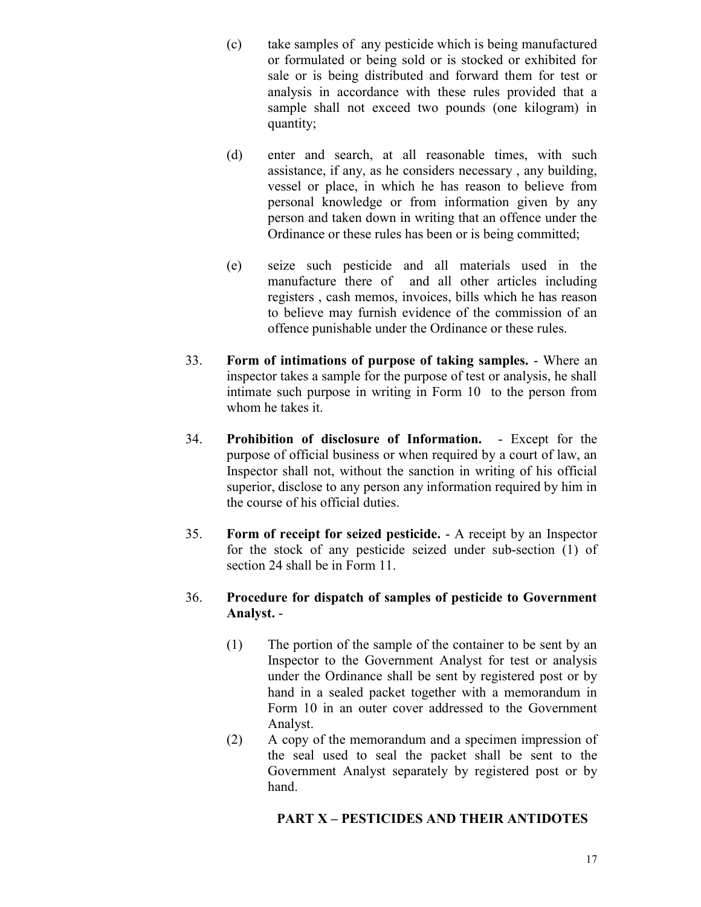(c) take samples of any pesticide which is being manufactured or formulated or being sold or is stocked or exhibited for sale or is being distributed and forward them for test or analysis in accordance with these rules provided that a sample shall not exceed two pounds (one kilogram) in quantity;

(d) enter and search, at all reasonable times, with such assistance, if any, as he considers necessary , any building, vessel or place, in which he has reason to believe from personal knowledge or from information given by any person and taken down in writing that an offence under the Ordinance or these rules has been or is being committed;

(e) seize such pesticide and all materials used in the manufacture there of and all other articles including registers , cash memos, invoices, bills which he has reason to believe may furnish evidence of the commission of an offence punishable under the Ordinance or these rules.

33. **Form of intimations of purpose of taking samples.** - Where an inspector takes a sample for the purpose of test or analysis, he shall intimate such purpose in writing in Form 10 to the person from whom he takes it.

34. **Prohibition of disclosure of Information.** - Except for the purpose of official business or when required by a court of law, an Inspector shall not, without the sanction in writing of his official superior, disclose to any person any information required by him in the course of his official duties.

35. **Form of receipt for seized pesticide.** - A receipt by an Inspector for the stock of any pesticide seized under sub-section (1) of section 24 shall be in Form 11.

36. **Procedure for dispatch of samples of pesticide to Government Analyst.** -

(1) The portion of the sample of the container to be sent by an Inspector to the Government Analyst for test or analysis under the Ordinance shall be sent by registered post or by hand in a sealed packet together with a memorandum in Form 10 in an outer cover addressed to the Government Analyst.

(2) A copy of the memorandum and a specimen impression of the seal used to seal the packet shall be sent to the Government Analyst separately by registered post or by hand.

## PART X – PESTICIDES AND THEIR ANTIDOTES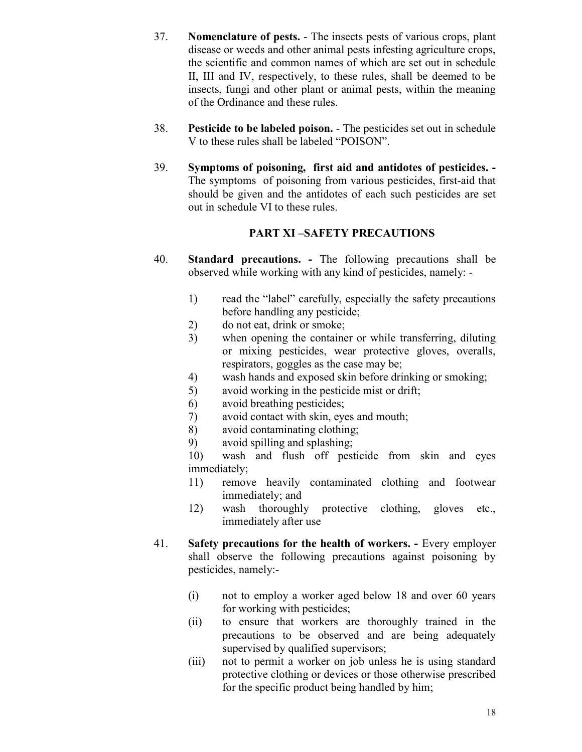37. **Nomenclature of pests.** - The insects pests of various crops, plant disease or weeds and other animal pests infesting agriculture crops, the scientific and common names of which are set out in schedule II, III and IV, respectively, to these rules, shall be deemed to be insects, fungi and other plant or animal pests, within the meaning of the Ordinance and these rules.

38. **Pesticide to be labeled poison.** - The pesticides set out in schedule V to these rules shall be labeled "POISON".

39. **Symptoms of poisoning, first aid and antidotes of pesticides. -** The symptoms of poisoning from various pesticides, first-aid that should be given and the antidotes of each such pesticides are set out in schedule VI to these rules.

## PART XI –SAFETY PRECAUTIONS

40. **Standard precautions. -** The following precautions shall be observed while working with any kind of pesticides, namely: -

    1) read the "label" carefully, especially the safety precautions before handling any pesticide;
    2) do not eat, drink or smoke;
    3) when opening the container or while transferring, diluting or mixing pesticides, wear protective gloves, overalls, respirators, goggles as the case may be;
    4) wash hands and exposed skin before drinking or smoking;
    5) avoid working in the pesticide mist or drift;
    6) avoid breathing pesticides;
    7) avoid contact with skin, eyes and mouth;
    8) avoid contaminating clothing;
    9) avoid spilling and splashing;
    10) wash and flush off pesticide from skin and eyes immediately;
    11) remove heavily contaminated clothing and footwear immediately; and
    12) wash thoroughly protective clothing, gloves etc., immediately after use

41. **Safety precautions for the health of workers. -** Every employer shall observe the following precautions against poisoning by pesticides, namely:-

    (i) not to employ a worker aged below 18 and over 60 years for working with pesticides;
    (ii) to ensure that workers are thoroughly trained in the precautions to be observed and are being adequately supervised by qualified supervisors;
    (iii) not to permit a worker on job unless he is using standard protective clothing or devices or those otherwise prescribed for the specific product being handled by him;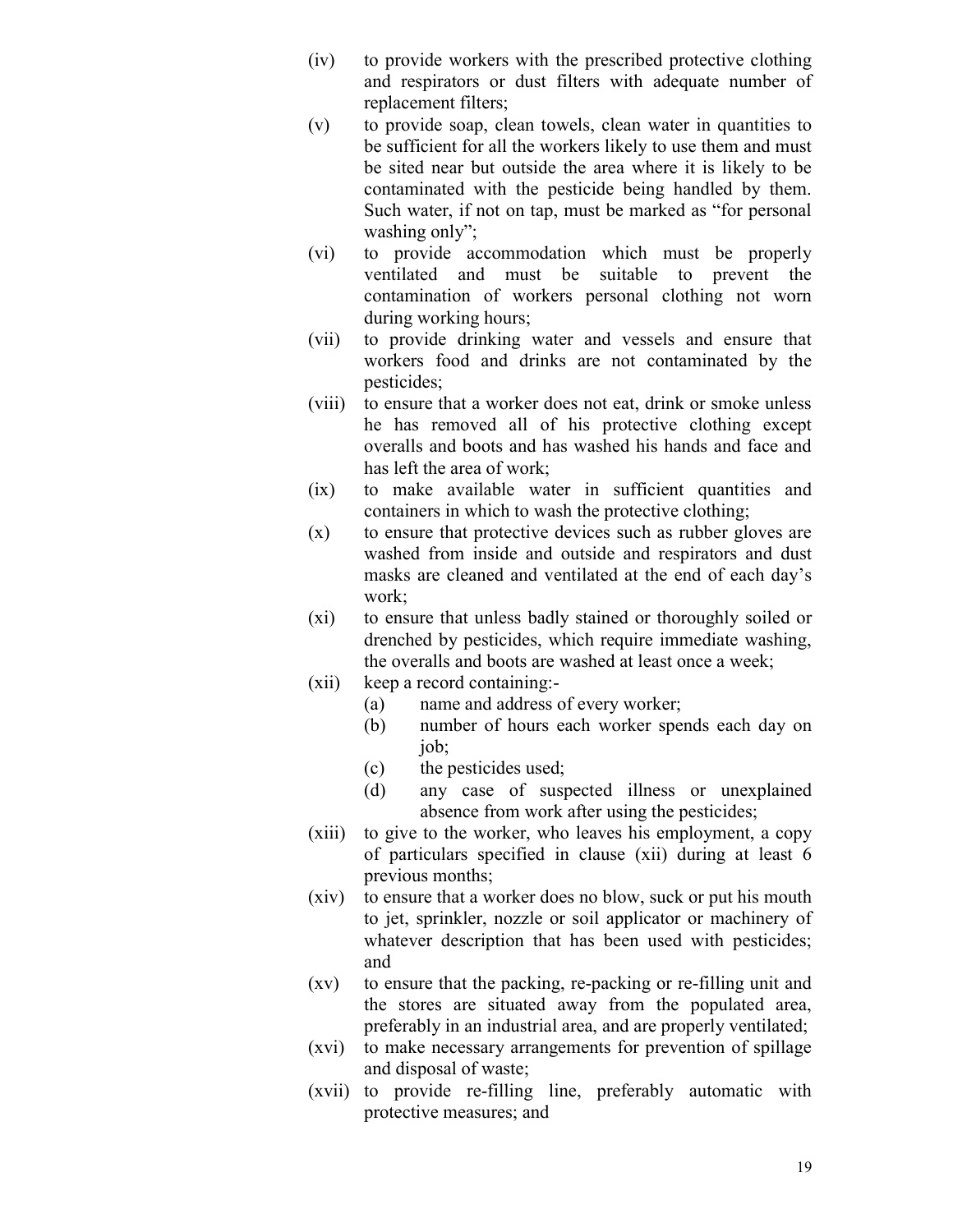(iv) to provide workers with the prescribed protective clothing and respirators or dust filters with adequate number of replacement filters;

(v) to provide soap, clean towels, clean water in quantities to be sufficient for all the workers likely to use them and must be sited near but outside the area where it is likely to be contaminated with the pesticide being handled by them. Such water, if not on tap, must be marked as "for personal washing only";

(vi) to provide accommodation which must be properly ventilated and must be suitable to prevent the contamination of workers personal clothing not worn during working hours;

(vii) to provide drinking water and vessels and ensure that workers food and drinks are not contaminated by the pesticides;

(viii) to ensure that a worker does not eat, drink or smoke unless he has removed all of his protective clothing except overalls and boots and has washed his hands and face and has left the area of work;

(ix) to make available water in sufficient quantities and containers in which to wash the protective clothing;

(x) to ensure that protective devices such as rubber gloves are washed from inside and outside and respirators and dust masks are cleaned and ventilated at the end of each day's work;

(xi) to ensure that unless badly stained or thoroughly soiled or drenched by pesticides, which require immediate washing, the overalls and boots are washed at least once a week;

(xii) keep a record containing:-

  (a) name and address of every worker;

  (b) number of hours each worker spends each day on job;

  (c) the pesticides used;

  (d) any case of suspected illness or unexplained absence from work after using the pesticides;

(xiii) to give to the worker, who leaves his employment, a copy of particulars specified in clause (xii) during at least 6 previous months;

(xiv) to ensure that a worker does no blow, suck or put his mouth to jet, sprinkler, nozzle or soil applicator or machinery of whatever description that has been used with pesticides; and

(xv) to ensure that the packing, re-packing or re-filling unit and the stores are situated away from the populated area, preferably in an industrial area, and are properly ventilated;

(xvi) to make necessary arrangements for prevention of spillage and disposal of waste;

(xvii) to provide re-filling line, preferably automatic with protective measures; and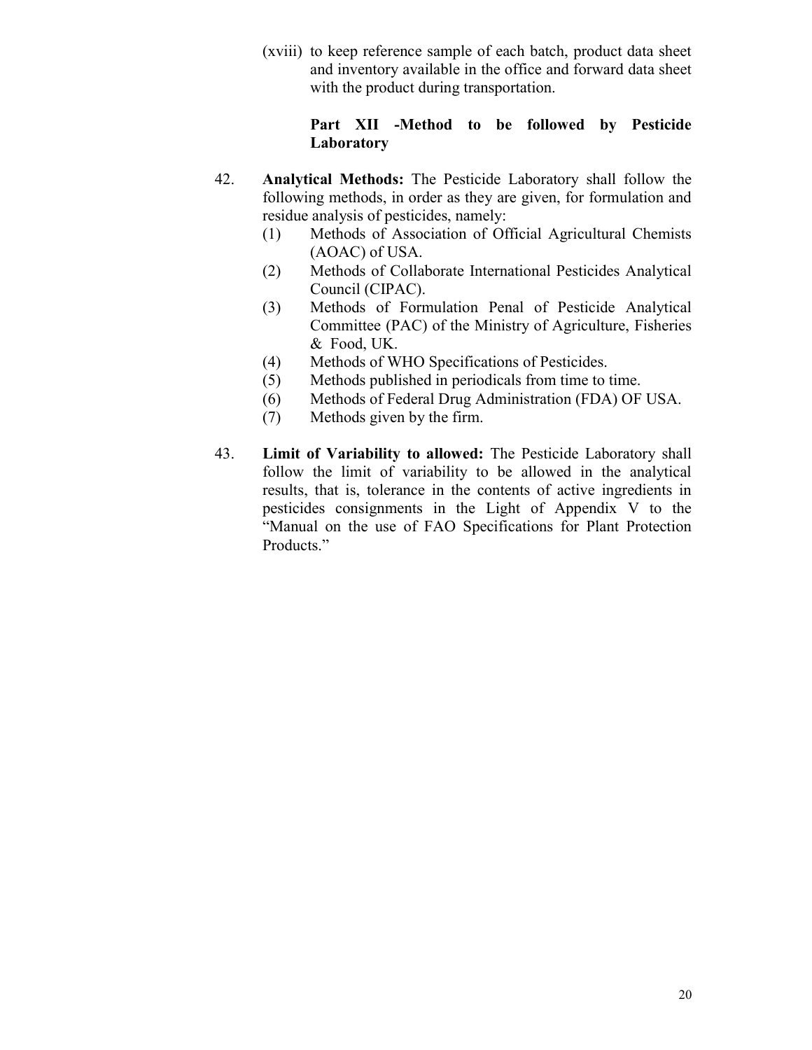(xviii) to keep reference sample of each batch, product data sheet and inventory available in the office and forward data sheet with the product during transportation.

## Part XII -Method to be followed by Pesticide Laboratory

42. **Analytical Methods:** The Pesticide Laboratory shall follow the following methods, in order as they are given, for formulation and residue analysis of pesticides, namely:
    (1) Methods of Association of Official Agricultural Chemists (AOAC) of USA.
    (2) Methods of Collaborate International Pesticides Analytical Council (CIPAC).
    (3) Methods of Formulation Penal of Pesticide Analytical Committee (PAC) of the Ministry of Agriculture, Fisheries & Food, UK.
    (4) Methods of WHO Specifications of Pesticides.
    (5) Methods published in periodicals from time to time.
    (6) Methods of Federal Drug Administration (FDA) OF USA.
    (7) Methods given by the firm.

43. **Limit of Variability to allowed:** The Pesticide Laboratory shall follow the limit of variability to be allowed in the analytical results, that is, tolerance in the contents of active ingredients in pesticides consignments in the Light of Appendix V to the "Manual on the use of FAO Specifications for Plant Protection Products."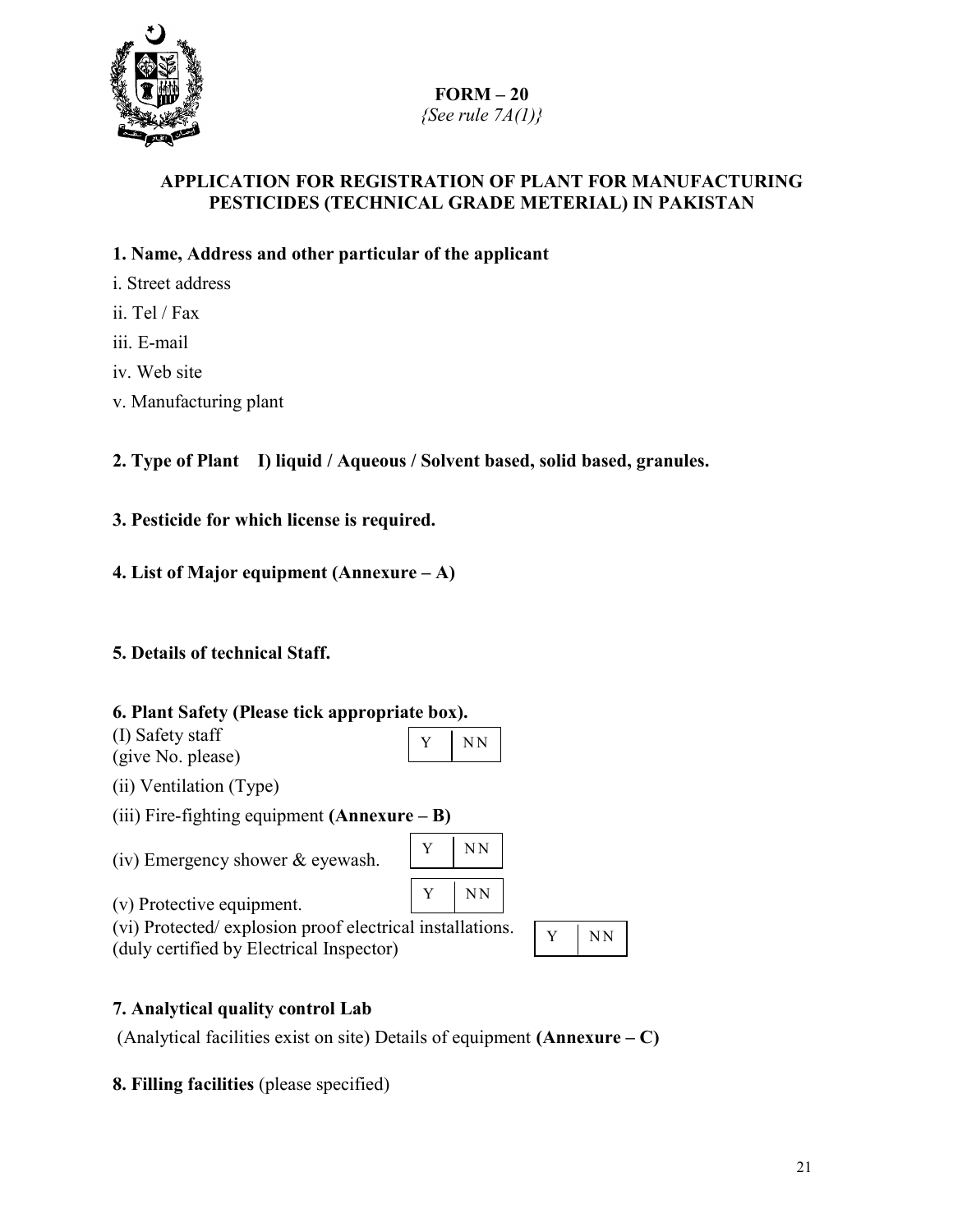**FORM – 20**
*{See rule 7A(1)}*

## APPLICATION FOR REGISTRATION OF PLANT FOR MANUFACTURING PESTICIDES (TECHNICAL GRADE METERIAL) IN PAKISTAN

**1. Name, Address and other particular of the applicant**

i. Street address

ii. Tel / Fax

iii. E-mail

iv. Web site

v. Manufacturing plant

**2. Type of Plant I) liquid / Aqueous / Solvent based, solid based, granules.**

**3. Pesticide for which license is required.**

**4. List of Major equipment (Annexure – A)**

**5. Details of technical Staff.**

**6. Plant Safety (Please tick appropriate box).**

(I) Safety staff (give No. please) | Y | NN |

(ii) Ventilation (Type)

(iii) Fire-fighting equipment **(Annexure – B)**

(iv) Emergency shower & eyewash. | Y | NN |

(v) Protective equipment. | Y | NN |

(vi) Protected/ explosion proof electrical installations. (duly certified by Electrical Inspector) | Y | NN |

**7. Analytical quality control Lab**

(Analytical facilities exist on site) Details of equipment **(Annexure – C)**

**8. Filling facilities** (please specified)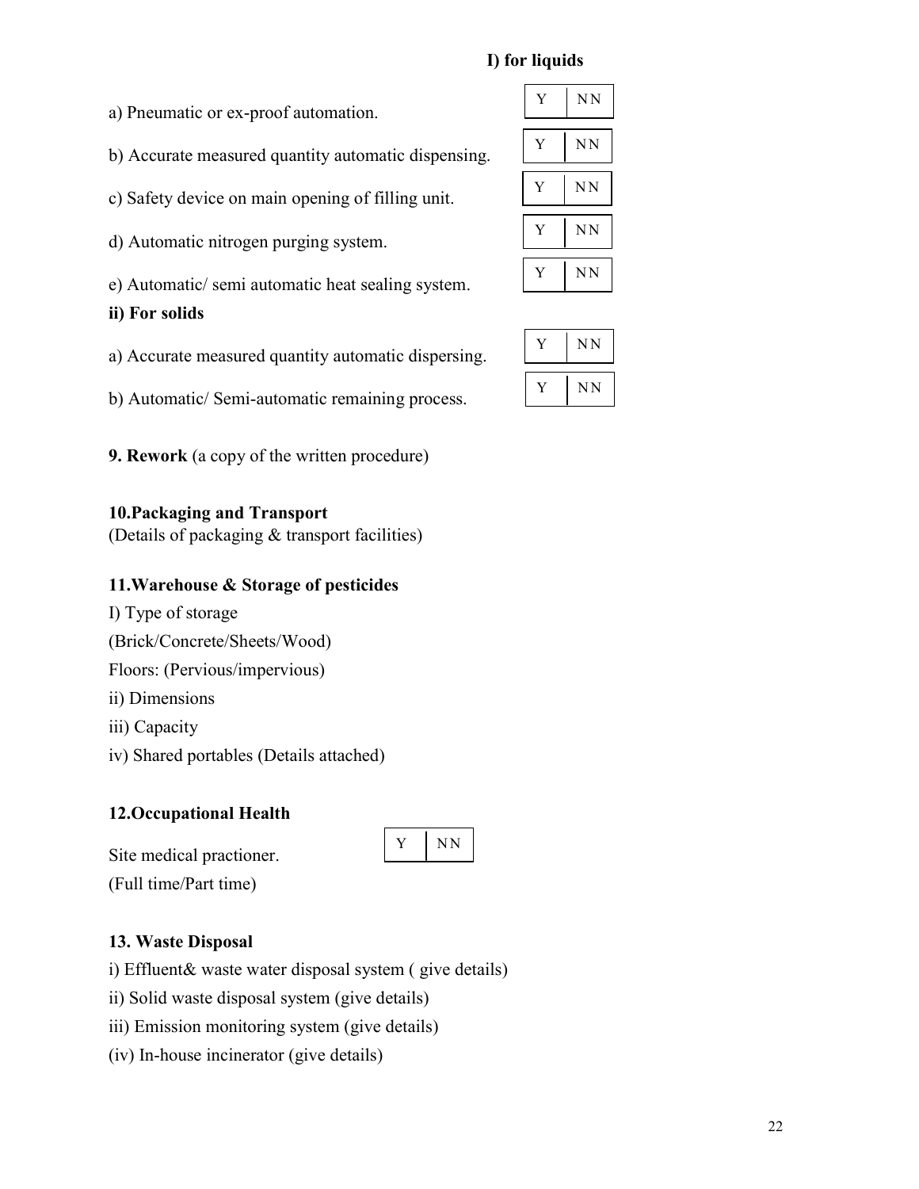**I) for liquids**

| | Y | NN |
|---|---|---|
| a) Pneumatic or ex-proof automation. | | |
| b) Accurate measured quantity automatic dispensing. | | |
| c) Safety device on main opening of filling unit. | | |
| d) Automatic nitrogen purging system. | | |
| e) Automatic/ semi automatic heat sealing system. | | |

**ii) For solids**

| | Y | NN |
|---|---|---|
| a) Accurate measured quantity automatic dispersing. | | |
| b) Automatic/ Semi-automatic remaining process. | | |

**9. Rework** (a copy of the written procedure)

**10.Packaging and Transport**
(Details of packaging & transport facilities)

**11.Warehouse & Storage of pesticides**

I) Type of storage

(Brick/Concrete/Sheets/Wood)

Floors: (Pervious/impervious)

ii) Dimensions

iii) Capacity

iv) Shared portables (Details attached)

**12.Occupational Health**

| | Y | NN |
|---|---|---|
| Site medical practioner. | | |

(Full time/Part time)

**13. Waste Disposal**

i) Effluent& waste water disposal system ( give details)

ii) Solid waste disposal system (give details)

iii) Emission monitoring system (give details)

(iv) In-house incinerator (give details)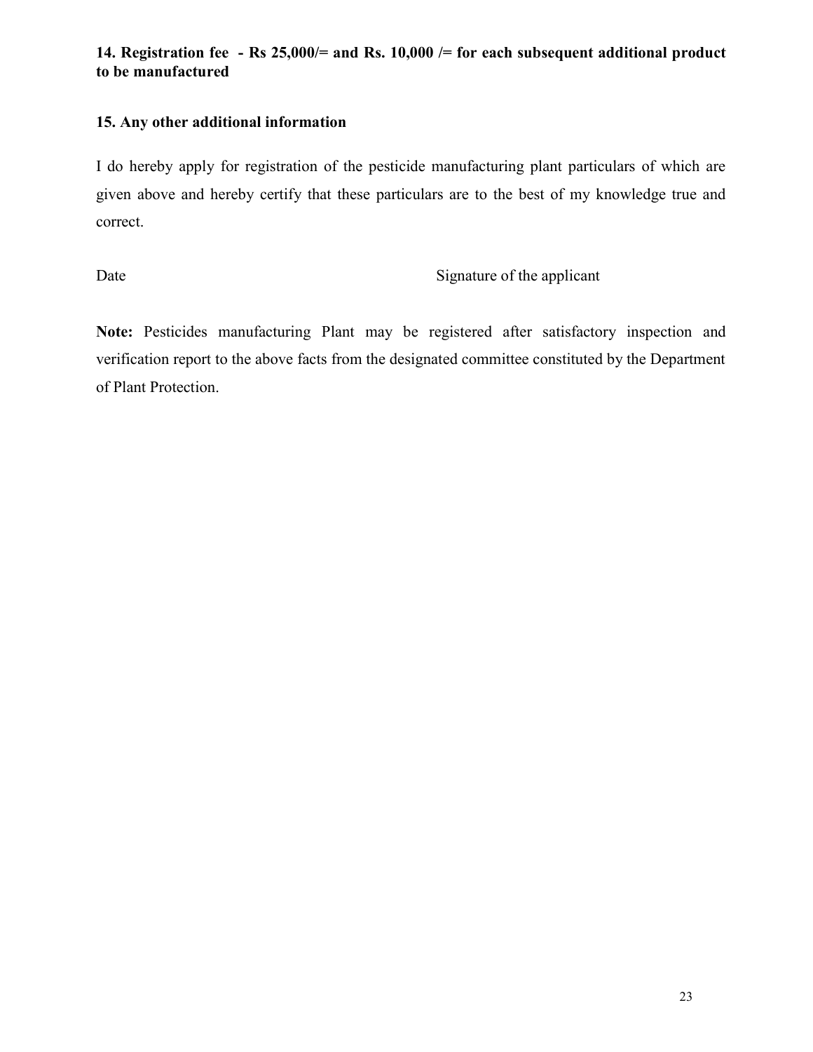**14. Registration fee - Rs 25,000/= and Rs. 10,000 /= for each subsequent additional product to be manufactured**

**15. Any other additional information**

I do hereby apply for registration of the pesticide manufacturing plant particulars of which are given above and hereby certify that these particulars are to the best of my knowledge true and correct.

Date Signature of the applicant

**Note:** Pesticides manufacturing Plant may be registered after satisfactory inspection and verification report to the above facts from the designated committee constituted by the Department of Plant Protection.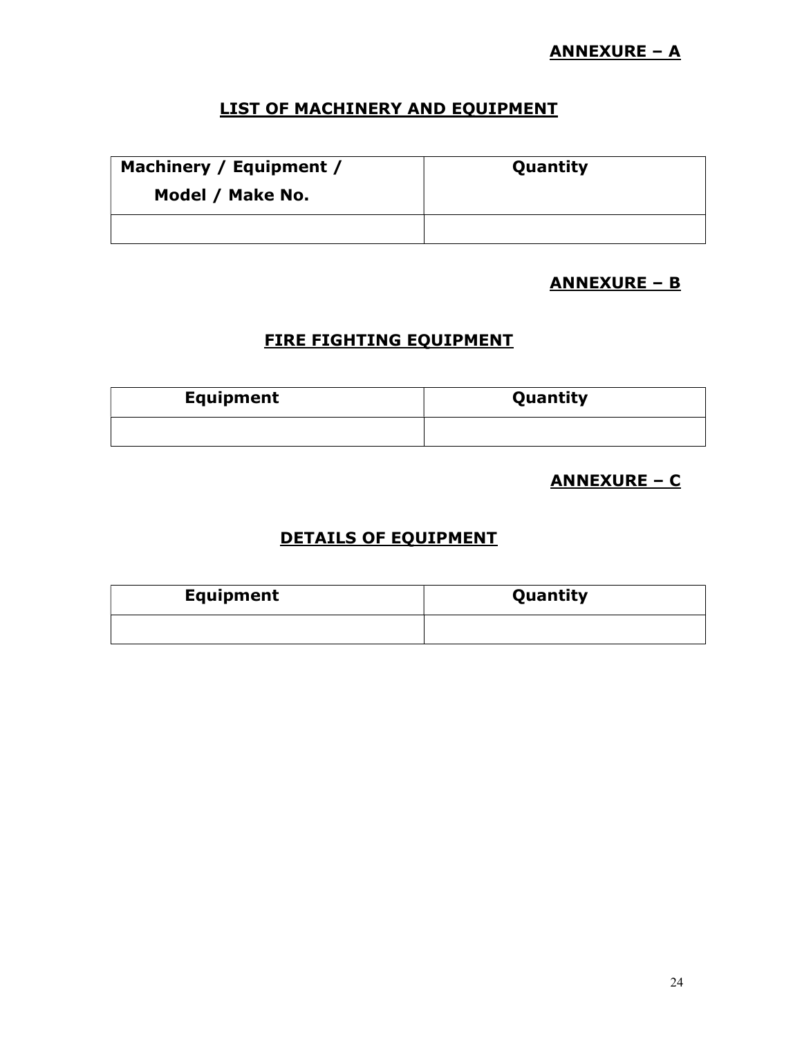**ANNEXURE – A**

## LIST OF MACHINERY AND EQUIPMENT

| Machinery / Equipment / Model / Make No. | Quantity |
| --- | --- |
| | |

**ANNEXURE – B**

## FIRE FIGHTING EQUIPMENT

| Equipment | Quantity |
| --- | --- |
| | |

**ANNEXURE – C**

## DETAILS OF EQUIPMENT

| Equipment | Quantity |
| --- | --- |
| | |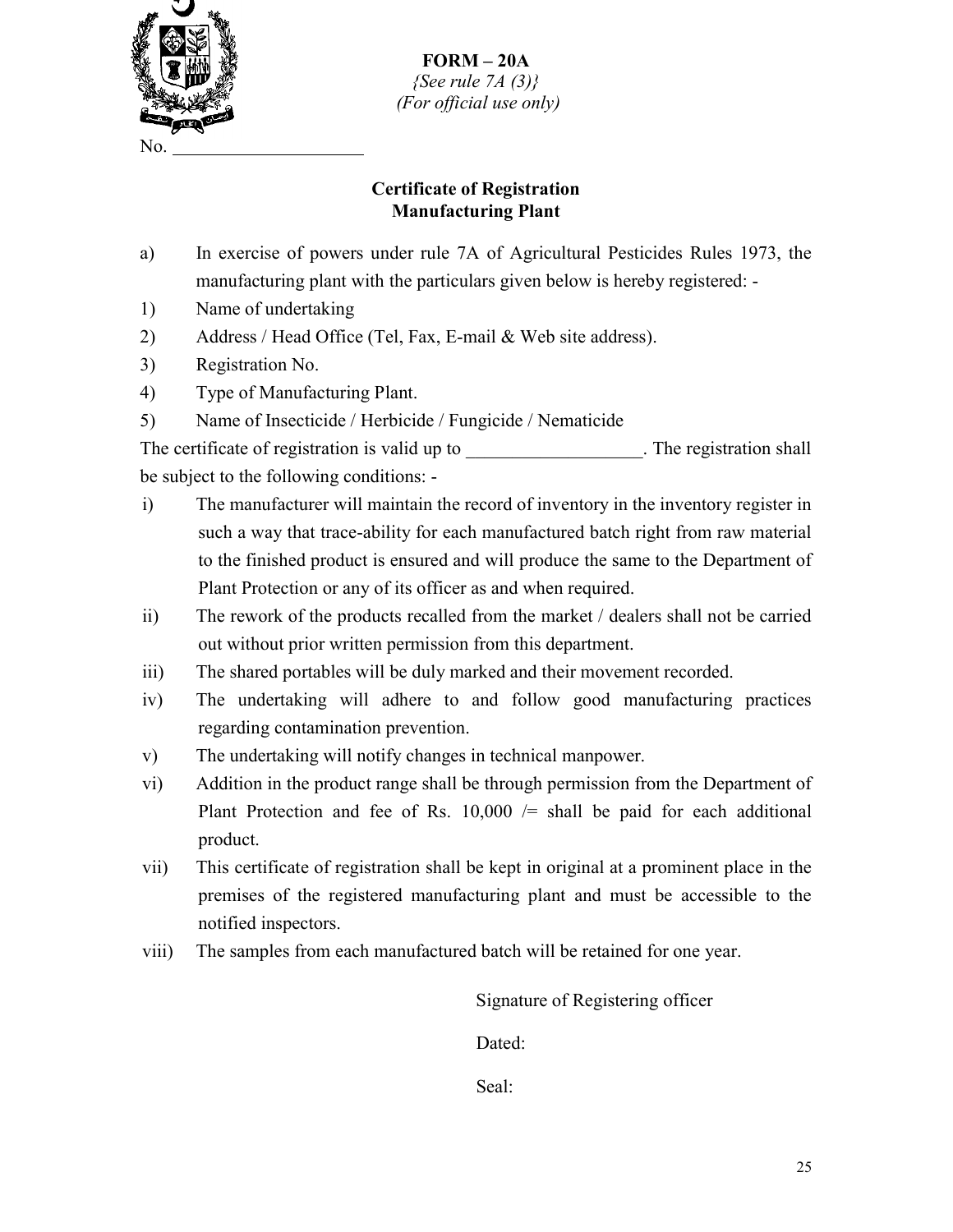**FORM – 20A**

*{See rule 7A (3)}*

*(For official use only)*

No. ____________________

## Certificate of Registration
## Manufacturing Plant

a) In exercise of powers under rule 7A of Agricultural Pesticides Rules 1973, the manufacturing plant with the particulars given below is hereby registered: -

1) Name of undertaking
2) Address / Head Office (Tel, Fax, E-mail & Web site address).
3) Registration No.
4) Type of Manufacturing Plant.
5) Name of Insecticide / Herbicide / Fungicide / Nematicide

The certificate of registration is valid up to ___________________. The registration shall be subject to the following conditions: -

i) The manufacturer will maintain the record of inventory in the inventory register in such a way that trace-ability for each manufactured batch right from raw material to the finished product is ensured and will produce the same to the Department of Plant Protection or any of its officer as and when required.

ii) The rework of the products recalled from the market / dealers shall not be carried out without prior written permission from this department.

iii) The shared portables will be duly marked and their movement recorded.

iv) The undertaking will adhere to and follow good manufacturing practices regarding contamination prevention.

v) The undertaking will notify changes in technical manpower.

vi) Addition in the product range shall be through permission from the Department of Plant Protection and fee of Rs. 10,000 /= shall be paid for each additional product.

vii) This certificate of registration shall be kept in original at a prominent place in the premises of the registered manufacturing plant and must be accessible to the notified inspectors.

viii) The samples from each manufactured batch will be retained for one year.

Signature of Registering officer

Dated:

Seal: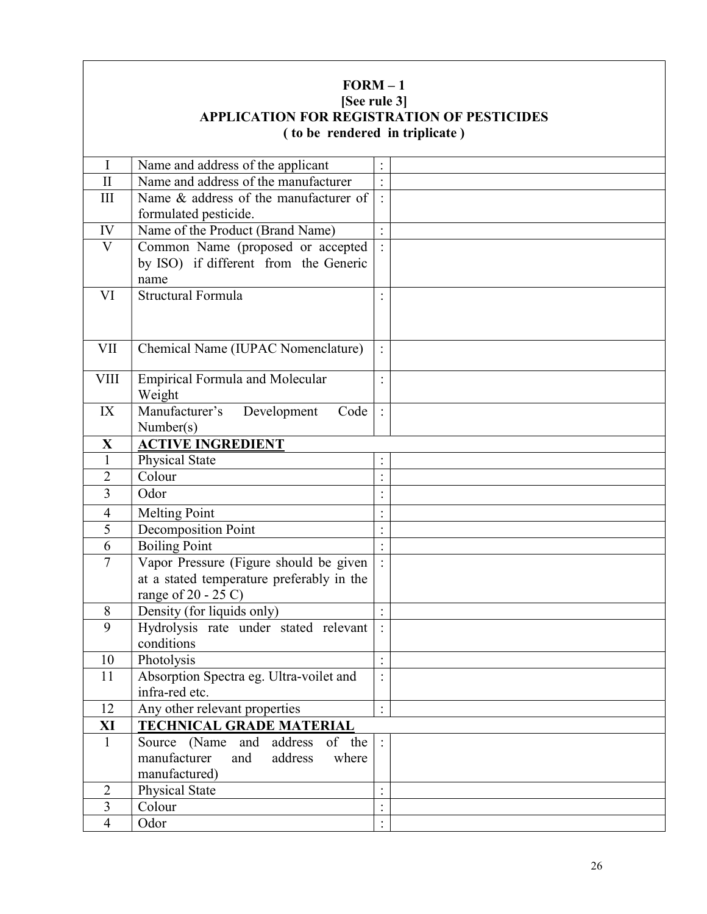**FORM – 1**
**[See rule 3]**
**APPLICATION FOR REGISTRATION OF PESTICIDES**
**( to be rendered in triplicate )**

| | | | |
|---|---|---|---|
| I | Name and address of the applicant | : | |
| II | Name and address of the manufacturer | : | |
| III | Name & address of the manufacturer of formulated pesticide. | : | |
| IV | Name of the Product (Brand Name) | : | |
| V | Common Name (proposed or accepted by ISO) if different from the Generic name | : | |
| VI | Structural Formula | : | |
| VII | Chemical Name (IUPAC Nomenclature) | : | |
| VIII | Empirical Formula and Molecular Weight | : | |
| IX | Manufacturer's Development Code Number(s) | : | |
| **X** | **ACTIVE INGREDIENT** | | |
| 1 | Physical State | : | |
| 2 | Colour | : | |
| 3 | Odor | : | |
| 4 | Melting Point | : | |
| 5 | Decomposition Point | : | |
| 6 | Boiling Point | : | |
| 7 | Vapor Pressure (Figure should be given at a stated temperature preferably in the range of 20 - 25 C) | : | |
| 8 | Density (for liquids only) | : | |
| 9 | Hydrolysis rate under stated relevant conditions | : | |
| 10 | Photolysis | : | |
| 11 | Absorption Spectra eg. Ultra-voilet and infra-red etc. | : | |
| 12 | Any other relevant properties | : | |
| **XI** | **TECHNICAL GRADE MATERIAL** | | |
| 1 | Source (Name and address of the manufacturer and address where manufactured) | : | |
| 2 | Physical State | : | |
| 3 | Colour | : | |
| 4 | Odor | : | |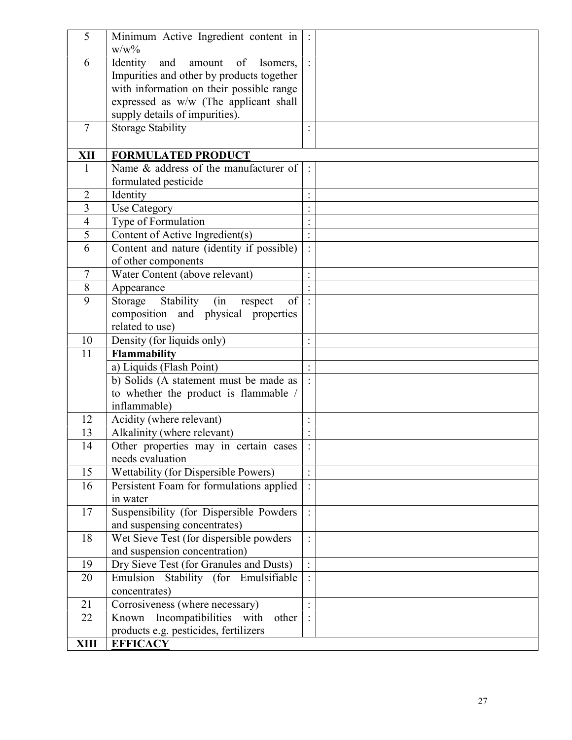| | | | |
|---|---|---|---|
| 5 | Minimum Active Ingredient content in w/w% | : | |
| 6 | Identity and amount of Isomers, Impurities and other by products together with information on their possible range expressed as w/w (The applicant shall supply details of impurities). | : | |
| 7 | Storage Stability | : | |
| **XII** | **FORMULATED PRODUCT** | | |
| 1 | Name & address of the manufacturer of formulated pesticide | : | |
| 2 | Identity | : | |
| 3 | Use Category | : | |
| 4 | Type of Formulation | : | |
| 5 | Content of Active Ingredient(s) | : | |
| 6 | Content and nature (identity if possible) of other components | : | |
| 7 | Water Content (above relevant) | : | |
| 8 | Appearance | : | |
| 9 | Storage Stability (in respect of composition and physical properties related to use) | : | |
| 10 | Density (for liquids only) | : | |
| 11 | **Flammability** | | |
| | a) Liquids (Flash Point) | : | |
| | b) Solids (A statement must be made as to whether the product is flammable / inflammable) | : | |
| 12 | Acidity (where relevant) | : | |
| 13 | Alkalinity (where relevant) | : | |
| 14 | Other properties may in certain cases needs evaluation | : | |
| 15 | Wettability (for Dispersible Powers) | : | |
| 16 | Persistent Foam for formulations applied in water | : | |
| 17 | Suspensibility (for Dispersible Powders and suspensing concentrates) | : | |
| 18 | Wet Sieve Test (for dispersible powders and suspension concentration) | : | |
| 19 | Dry Sieve Test (for Granules and Dusts) | : | |
| 20 | Emulsion Stability (for Emulsifiable concentrates) | : | |
| 21 | Corrosiveness (where necessary) | : | |
| 22 | Known Incompatibilities with other products e.g. pesticides, fertilizers | : | |
| **XIII** | **EFFICACY** | | |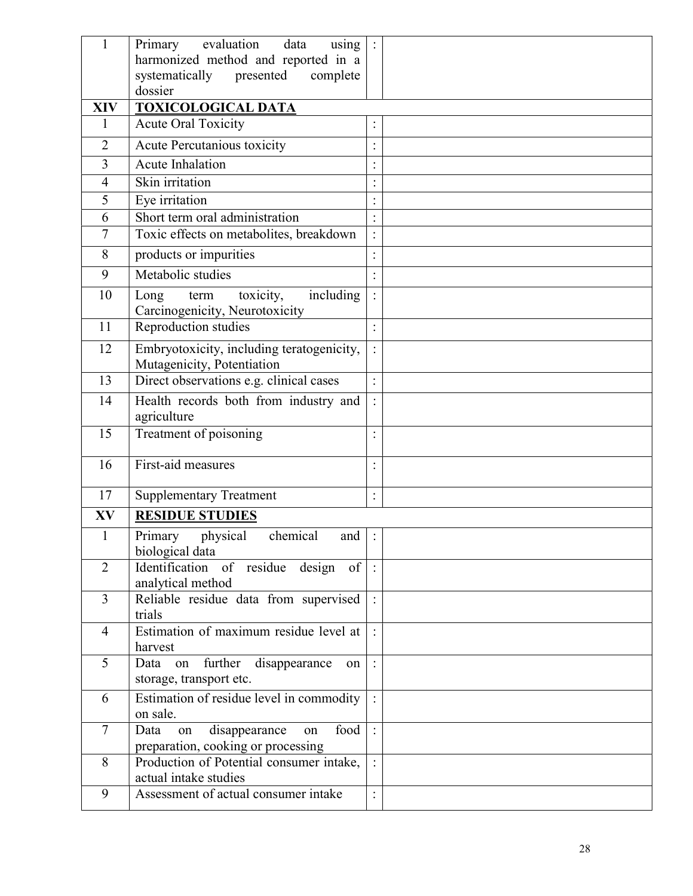| 1 | Primary evaluation data using harmonized method and reported in a systematically presented complete dossier | : | |
|---|---|---|---|
| **XIV** | **TOXICOLOGICAL DATA** | | |
| 1 | Acute Oral Toxicity | : | |
| 2 | Acute Percutanious toxicity | : | |
| 3 | Acute Inhalation | : | |
| 4 | Skin irritation | : | |
| 5 | Eye irritation | : | |
| 6 | Short term oral administration | : | |
| 7 | Toxic effects on metabolites, breakdown | : | |
| 8 | products or impurities | : | |
| 9 | Metabolic studies | : | |
| 10 | Long term toxicity, including Carcinogenicity, Neurotoxicity | : | |
| 11 | Reproduction studies | : | |
| 12 | Embryotoxicity, including teratogenicity, Mutagenicity, Potentiation | : | |
| 13 | Direct observations e.g. clinical cases | : | |
| 14 | Health records both from industry and agriculture | : | |
| 15 | Treatment of poisoning | : | |
| 16 | First-aid measures | : | |
| 17 | Supplementary Treatment | : | |
| **XV** | **RESIDUE STUDIES** | | |
| 1 | Primary physical chemical and biological data | : | |
| 2 | Identification of residue design of analytical method | : | |
| 3 | Reliable residue data from supervised trials | : | |
| 4 | Estimation of maximum residue level at harvest | : | |
| 5 | Data on further disappearance on storage, transport etc. | : | |
| 6 | Estimation of residue level in commodity on sale. | : | |
| 7 | Data on disappearance on food preparation, cooking or processing | : | |
| 8 | Production of Potential consumer intake, actual intake studies | : | |
| 9 | Assessment of actual consumer intake | : | |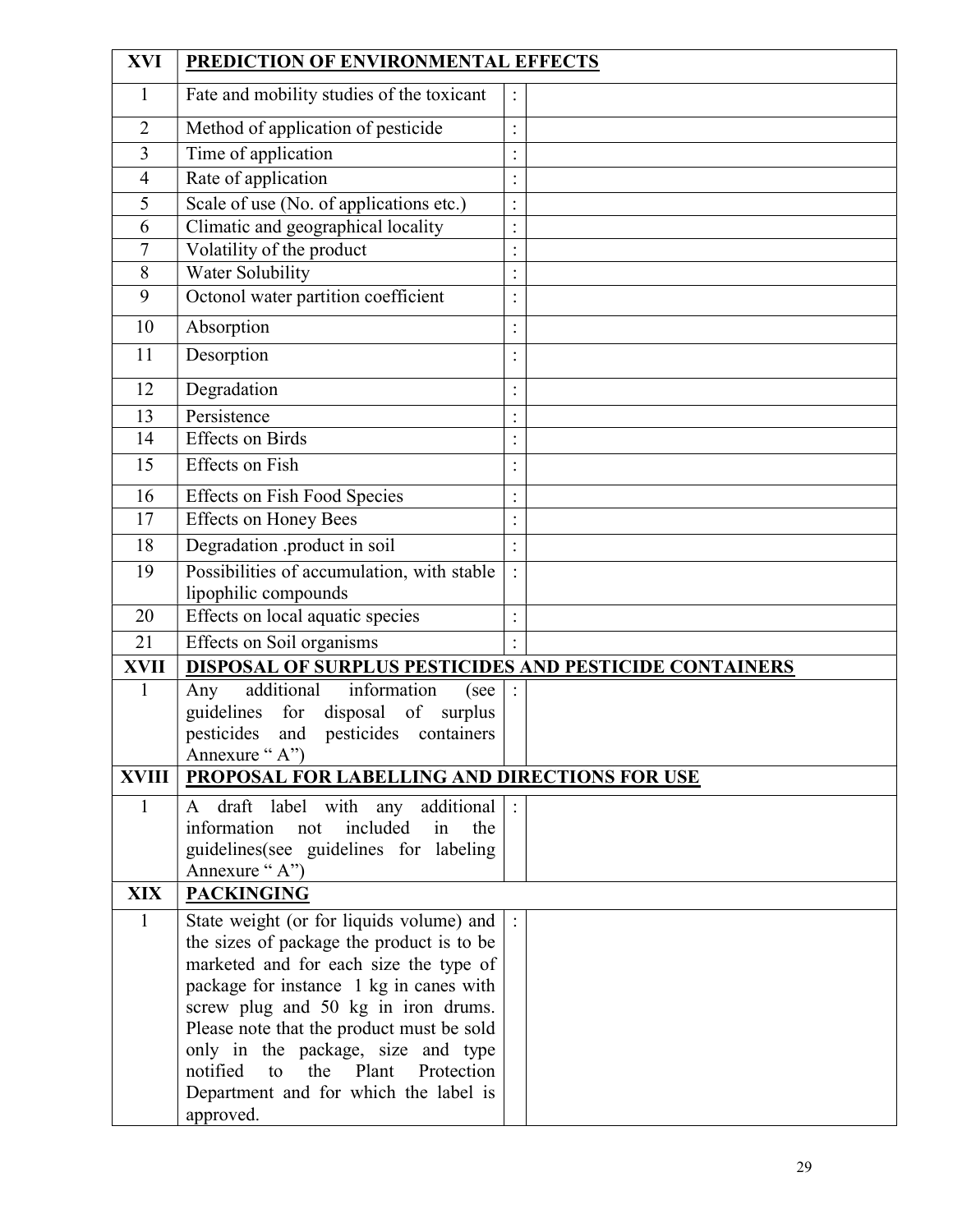| XVI | PREDICTION OF ENVIRONMENTAL EFFECTS | | |
|---|---|---|---|
| 1 | Fate and mobility studies of the toxicant | : | |
| 2 | Method of application of pesticide | : | |
| 3 | Time of application | : | |
| 4 | Rate of application | : | |
| 5 | Scale of use (No. of applications etc.) | : | |
| 6 | Climatic and geographical locality | : | |
| 7 | Volatility of the product | : | |
| 8 | Water Solubility | : | |
| 9 | Octonol water partition coefficient | : | |
| 10 | Absorption | : | |
| 11 | Desorption | : | |
| 12 | Degradation | : | |
| 13 | Persistence | : | |
| 14 | Effects on Birds | : | |
| 15 | Effects on Fish | : | |
| 16 | Effects on Fish Food Species | : | |
| 17 | Effects on Honey Bees | : | |
| 18 | Degradation .product in soil | : | |
| 19 | Possibilities of accumulation, with stable lipophilic compounds | : | |
| 20 | Effects on local aquatic species | : | |
| 21 | Effects on Soil organisms | : | |
| **XVII** | **DISPOSAL OF SURPLUS PESTICIDES AND PESTICIDE CONTAINERS** | | |
| 1 | Any additional information (see guidelines for disposal of surplus pesticides and pesticides containers Annexure " A") | : | |
| **XVIII** | **PROPOSAL FOR LABELLING AND DIRECTIONS FOR USE** | | |
| 1 | A draft label with any additional information not included in the guidelines(see guidelines for labeling Annexure " A") | : | |
| **XIX** | **PACKINGING** | | |
| 1 | State weight (or for liquids volume) and the sizes of package the product is to be marketed and for each size the type of package for instance 1 kg in canes with screw plug and 50 kg in iron drums. Please note that the product must be sold only in the package, size and type notified to the Plant Protection Department and for which the label is approved. | : | |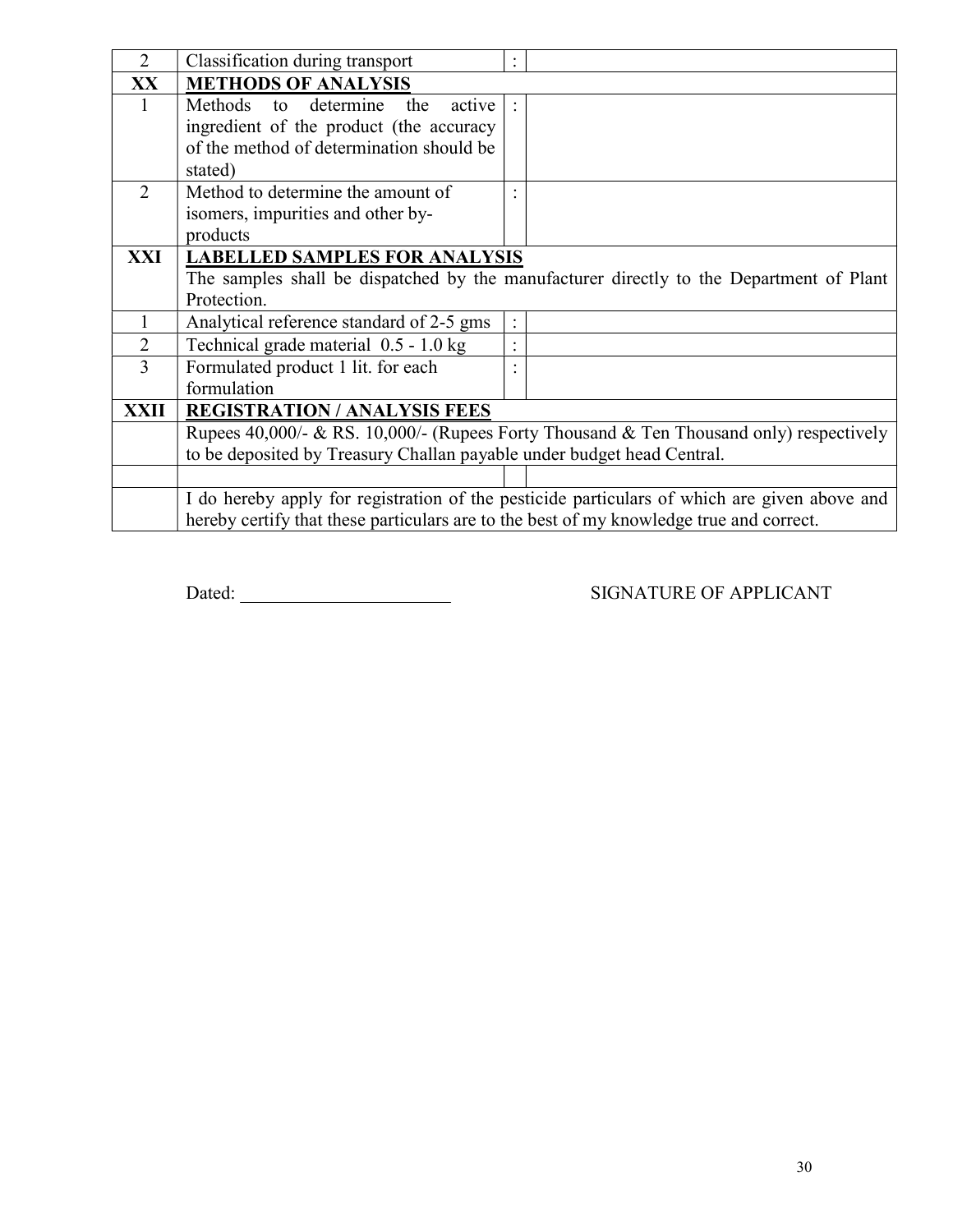| | | | |
|---|---|---|---|
| 2 | Classification during transport | : | |
| **XX** | **METHODS OF ANALYSIS** | | |
| 1 | Methods to determine the active ingredient of the product (the accuracy of the method of determination should be stated) | : | |
| 2 | Method to determine the amount of isomers, impurities and other by-products | : | |
| **XXI** | **LABELLED SAMPLES FOR ANALYSIS**<br>The samples shall be dispatched by the manufacturer directly to the Department of Plant Protection. | | |
| 1 | Analytical reference standard of 2-5 gms | : | |
| 2 | Technical grade material 0.5 - 1.0 kg | : | |
| 3 | Formulated product 1 lit. for each formulation | : | |
| **XXII** | **REGISTRATION / ANALYSIS FEES** | | |
| | Rupees 40,000/- & RS. 10,000/- (Rupees Forty Thousand & Ten Thousand only) respectively to be deposited by Treasury Challan payable under budget head Central. | | |
| | | | |
| | I do hereby apply for registration of the pesticide particulars of which are given above and hereby certify that these particulars are to the best of my knowledge true and correct. | | |

Dated: _______________________ SIGNATURE OF APPLICANT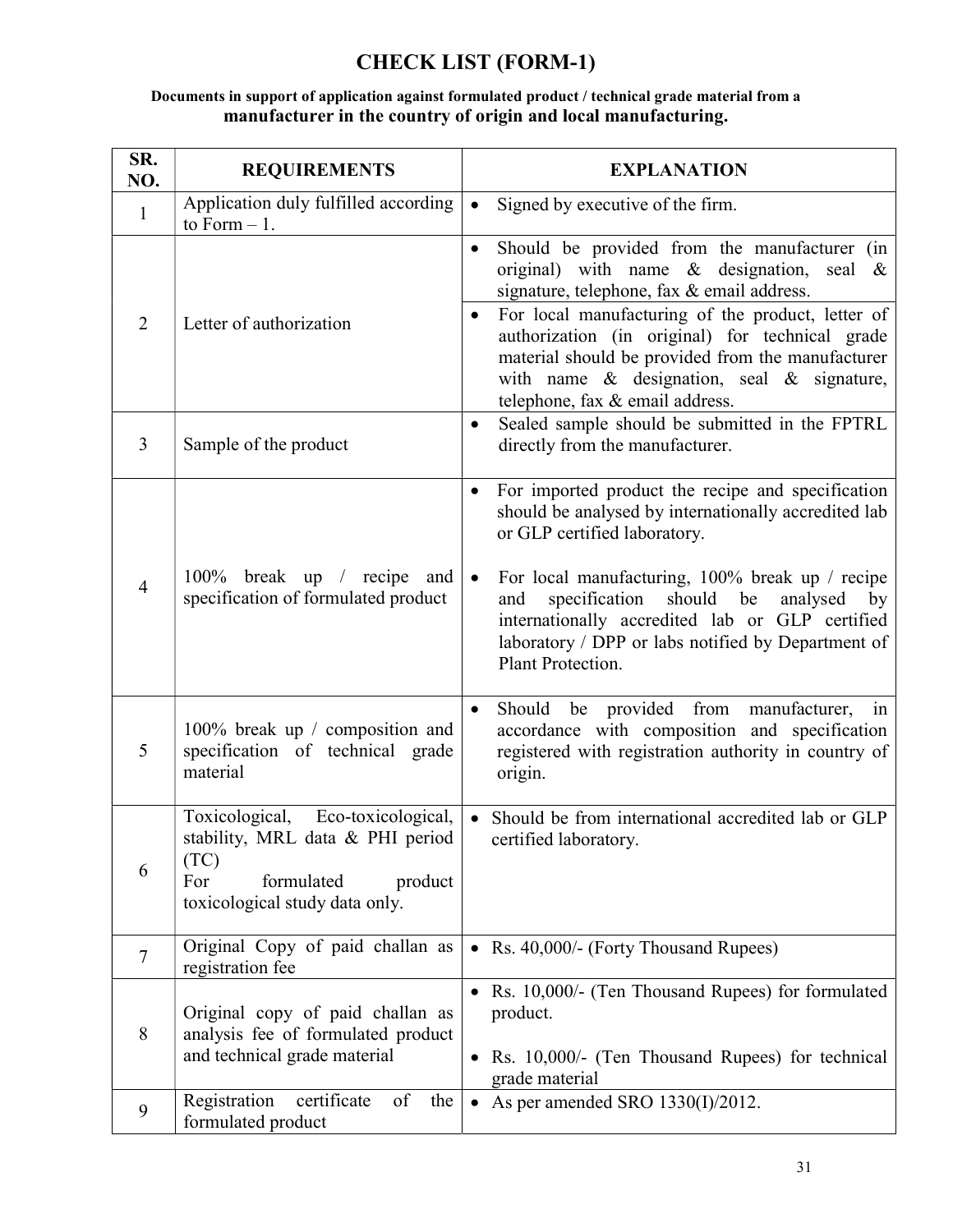# CHECK LIST (FORM-1)

**Documents in support of application against formulated product / technical grade material from a manufacturer in the country of origin and local manufacturing.**

| SR. NO. | REQUIREMENTS | EXPLANATION |
|---|---|---|
| 1 | Application duly fulfilled according to Form – 1. | • Signed by executive of the firm. |
| 2 | Letter of authorization | • Should be provided from the manufacturer (in original) with name & designation, seal & signature, telephone, fax & email address.<br>• For local manufacturing of the product, letter of authorization (in original) for technical grade material should be provided from the manufacturer with name & designation, seal & signature, telephone, fax & email address. |
| 3 | Sample of the product | • Sealed sample should be submitted in the FPTRL directly from the manufacturer. |
| 4 | 100% break up / recipe and specification of formulated product | • For imported product the recipe and specification should be analysed by internationally accredited lab or GLP certified laboratory.<br>• For local manufacturing, 100% break up / recipe and specification should be analysed by internationally accredited lab or GLP certified laboratory / DPP or labs notified by Department of Plant Protection. |
| 5 | 100% break up / composition and specification of technical grade material | • Should be provided from manufacturer, in accordance with composition and specification registered with registration authority in country of origin. |
| 6 | Toxicological, Eco-toxicological, stability, MRL data & PHI period (TC)<br>For formulated product toxicological study data only. | • Should be from international accredited lab or GLP certified laboratory. |
| 7 | Original Copy of paid challan as registration fee | • Rs. 40,000/- (Forty Thousand Rupees) |
| 8 | Original copy of paid challan as analysis fee of formulated product and technical grade material | • Rs. 10,000/- (Ten Thousand Rupees) for formulated product.<br>• Rs. 10,000/- (Ten Thousand Rupees) for technical grade material |
| 9 | Registration certificate of the formulated product | • As per amended SRO 1330(I)/2012. |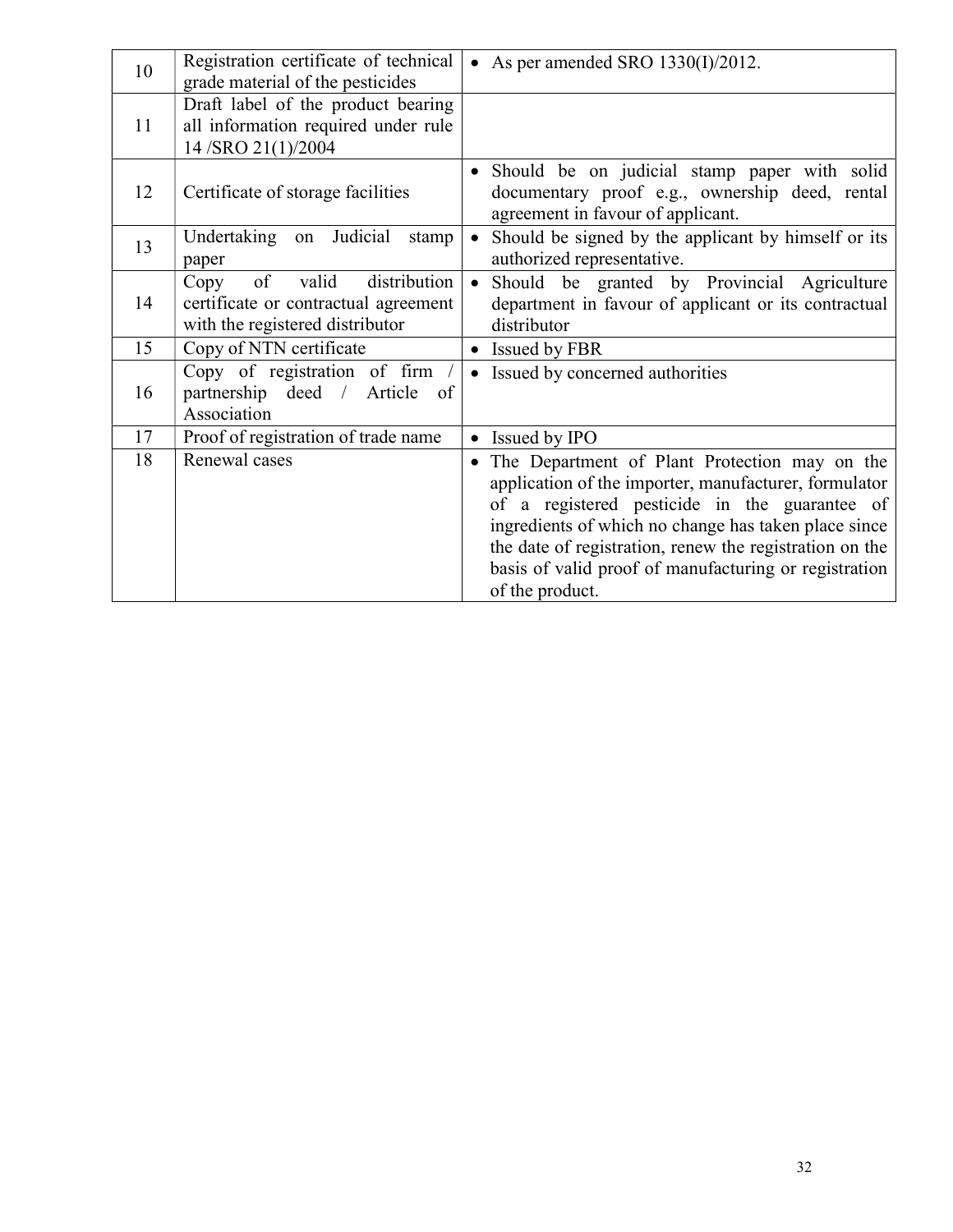| 10 | Registration certificate of technical grade material of the pesticides | • As per amended SRO 1330(I)/2012. |
|---|---|---|
| 11 | Draft label of the product bearing all information required under rule 14 /SRO 21(1)/2004 | |
| 12 | Certificate of storage facilities | • Should be on judicial stamp paper with solid documentary proof e.g., ownership deed, rental agreement in favour of applicant. |
| 13 | Undertaking on Judicial stamp paper | • Should be signed by the applicant by himself or its authorized representative. |
| 14 | Copy of valid distribution certificate or contractual agreement with the registered distributor | • Should be granted by Provincial Agriculture department in favour of applicant or its contractual distributor |
| 15 | Copy of NTN certificate | • Issued by FBR |
| 16 | Copy of registration of firm / partnership deed / Article of Association | • Issued by concerned authorities |
| 17 | Proof of registration of trade name | • Issued by IPO |
| 18 | Renewal cases | • The Department of Plant Protection may on the application of the importer, manufacturer, formulator of a registered pesticide in the guarantee of ingredients of which no change has taken place since the date of registration, renew the registration on the basis of valid proof of manufacturing or registration of the product. |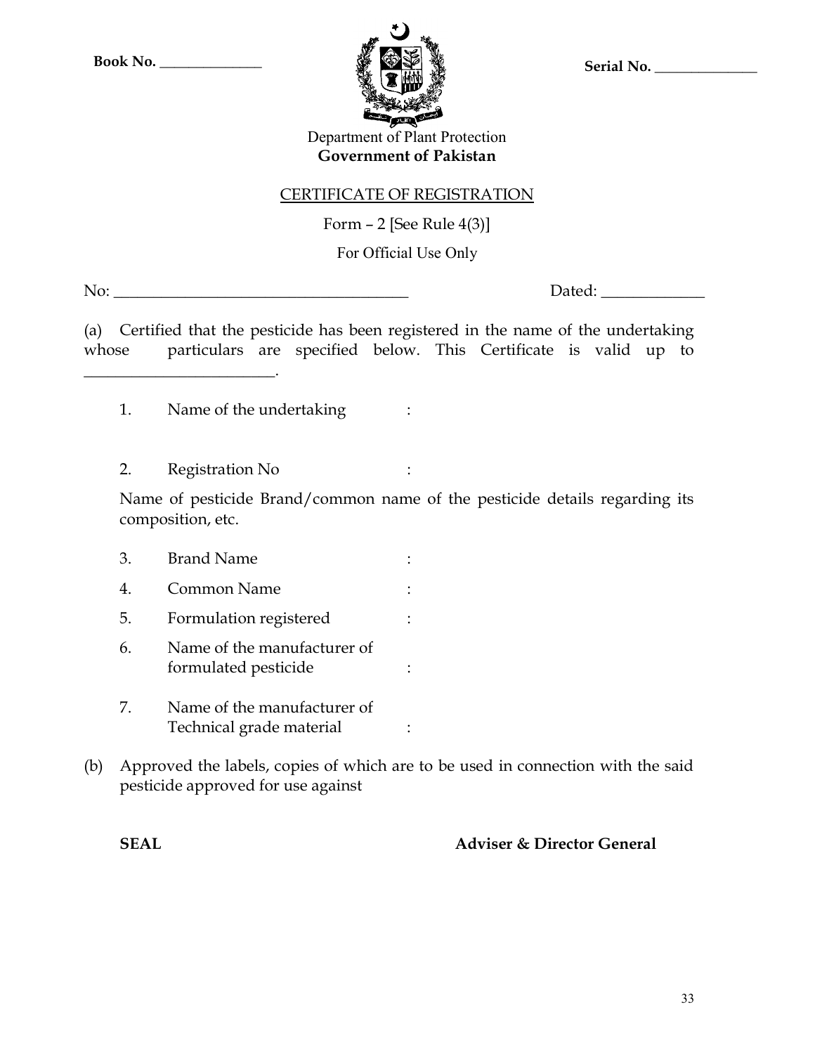**Book No.** ______________ **Serial No.** ______________

Department of Plant Protection
**Government of Pakistan**

CERTIFICATE OF REGISTRATION

Form – 2 [See Rule 4(3)]

For Official Use Only

No: ______________________________________ Dated: _____________

(a) Certified that the pesticide has been registered in the name of the undertaking whose particulars are specified below. This Certificate is valid up to ________________________.

1. Name of the undertaking :

2. Registration No :

Name of pesticide Brand/common name of the pesticide details regarding its composition, etc.

3. Brand Name :
4. Common Name :
5. Formulation registered :
6. Name of the manufacturer of formulated pesticide :
7. Name of the manufacturer of Technical grade material :

(b) Approved the labels, copies of which are to be used in connection with the said pesticide approved for use against

**SEAL** **Adviser & Director General**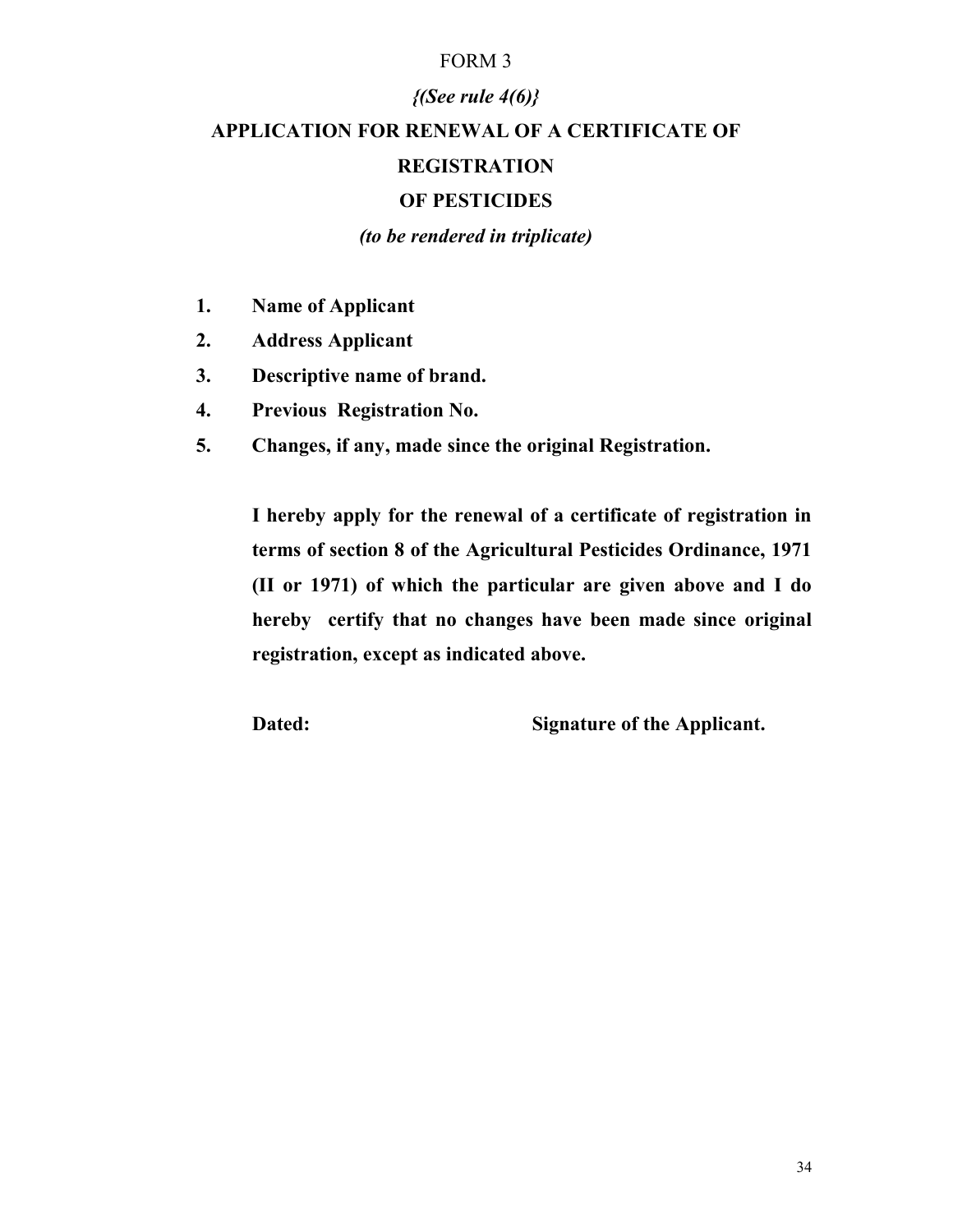FORM 3

*{(See rule 4(6)}*

## APPLICATION FOR RENEWAL OF A CERTIFICATE OF REGISTRATION OF PESTICIDES

***(to be rendered in triplicate)***

1. **Name of Applicant**
2. **Address Applicant**
3. **Descriptive name of brand.**
4. **Previous Registration No.**
5. **Changes, if any, made since the original Registration.**

**I hereby apply for the renewal of a certificate of registration in terms of section 8 of the Agricultural Pesticides Ordinance, 1971 (II or 1971) of which the particular are given above and I do hereby certify that no changes have been made since original registration, except as indicated above.**

**Dated:** **Signature of the Applicant.**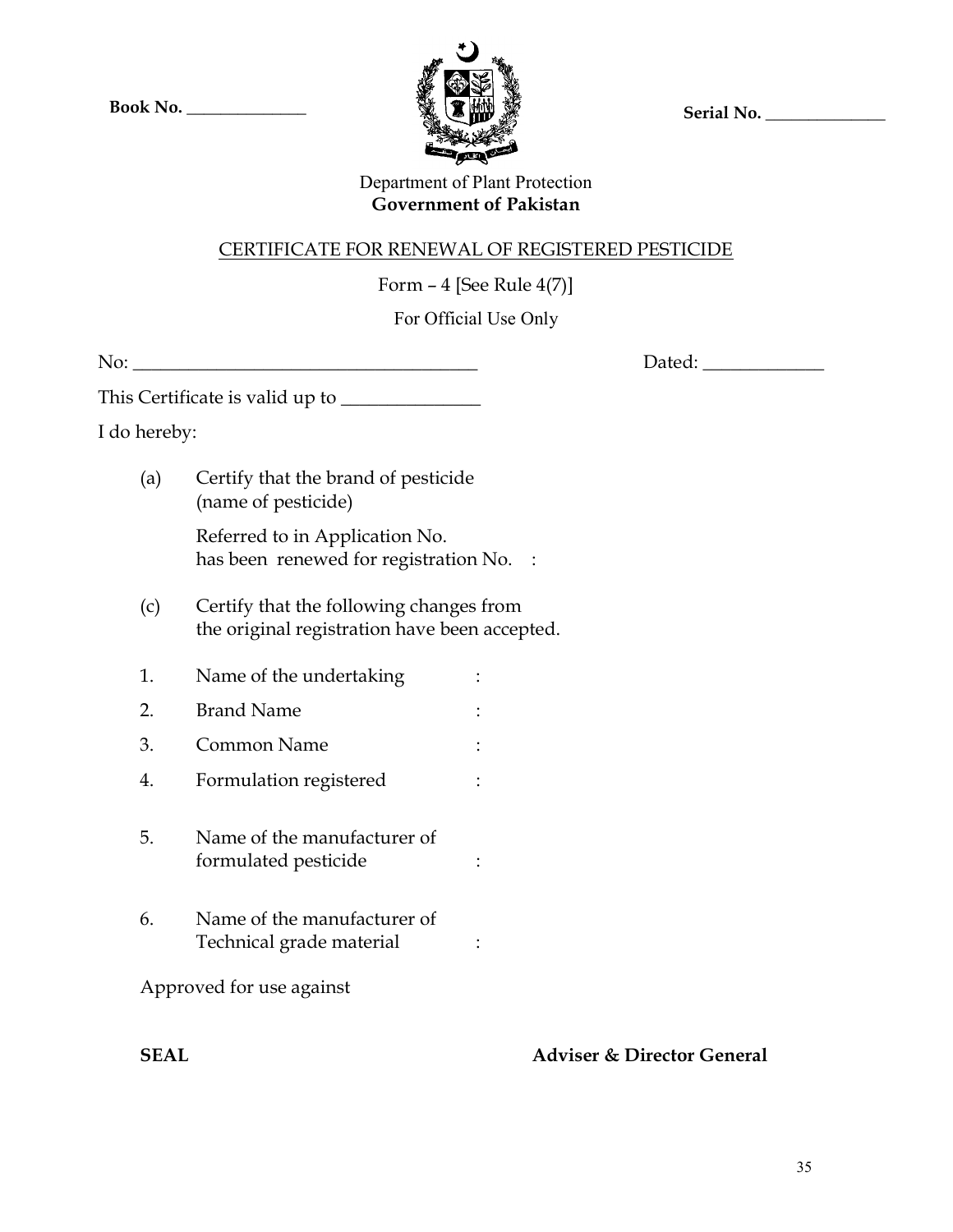**Book No.** ______________ **Serial No.** ______________

Department of Plant Protection
**Government of Pakistan**

CERTIFICATE FOR RENEWAL OF REGISTERED PESTICIDE

Form – 4 [See Rule 4(7)]

For Official Use Only

No: ______________________________________ Dated: _____________

This Certificate is valid up to _______________

I do hereby:

(a) Certify that the brand of pesticide (name of pesticide)

Referred to in Application No. has been renewed for registration No. :

(c) Certify that the following changes from the original registration have been accepted.

1. Name of the undertaking :
2. Brand Name :
3. Common Name :
4. Formulation registered :
5. Name of the manufacturer of formulated pesticide :
6. Name of the manufacturer of Technical grade material :

Approved for use against

**SEAL** **Adviser & Director General**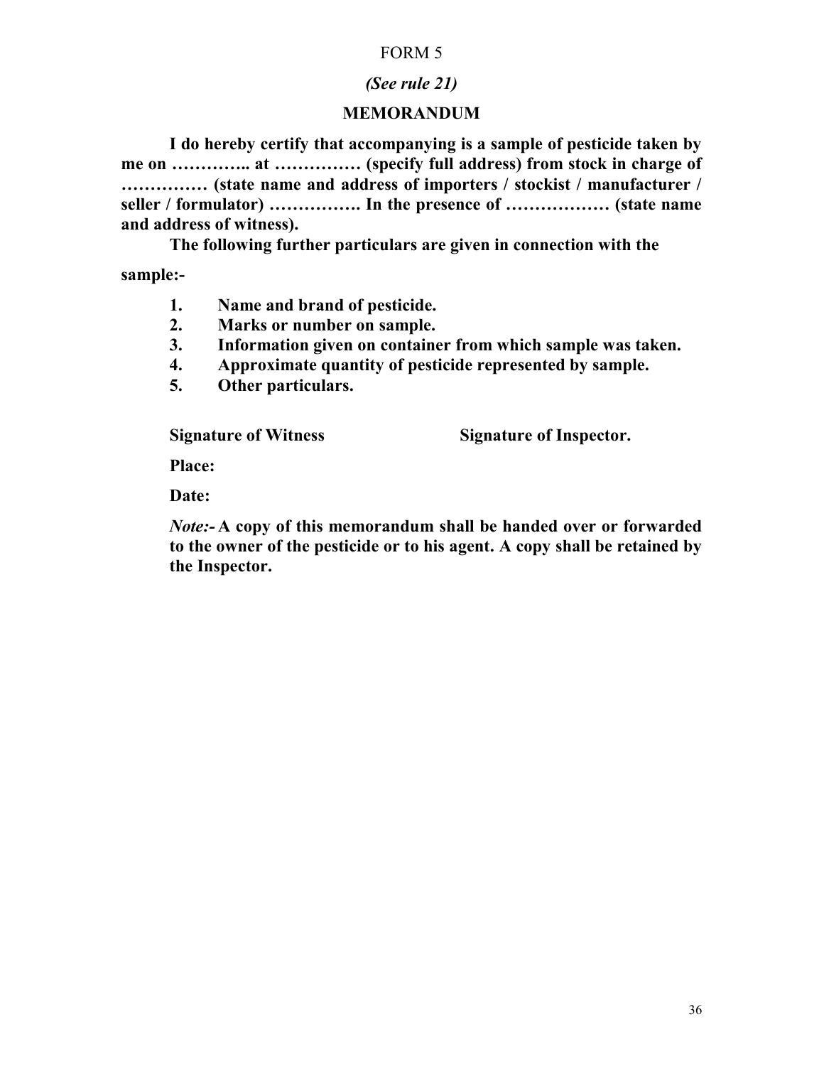FORM 5

*(See rule 21)*

**MEMORANDUM**

**I do hereby certify that accompanying is a sample of pesticide taken by me on ………….. at …………… (specify full address) from stock in charge of …………… (state name and address of importers / stockist / manufacturer / seller / formulator) ……………. In the presence of ……………… (state name and address of witness).**

**The following further particulars are given in connection with the sample:-**

1. **Name and brand of pesticide.**
2. **Marks or number on sample.**
3. **Information given on container from which sample was taken.**
4. **Approximate quantity of pesticide represented by sample.**
5. **Other particulars.**

**Signature of Witness** **Signature of Inspector.**

**Place:**

**Date:**

***Note:-* A copy of this memorandum shall be handed over or forwarded to the owner of the pesticide or to his agent. A copy shall be retained by the Inspector.**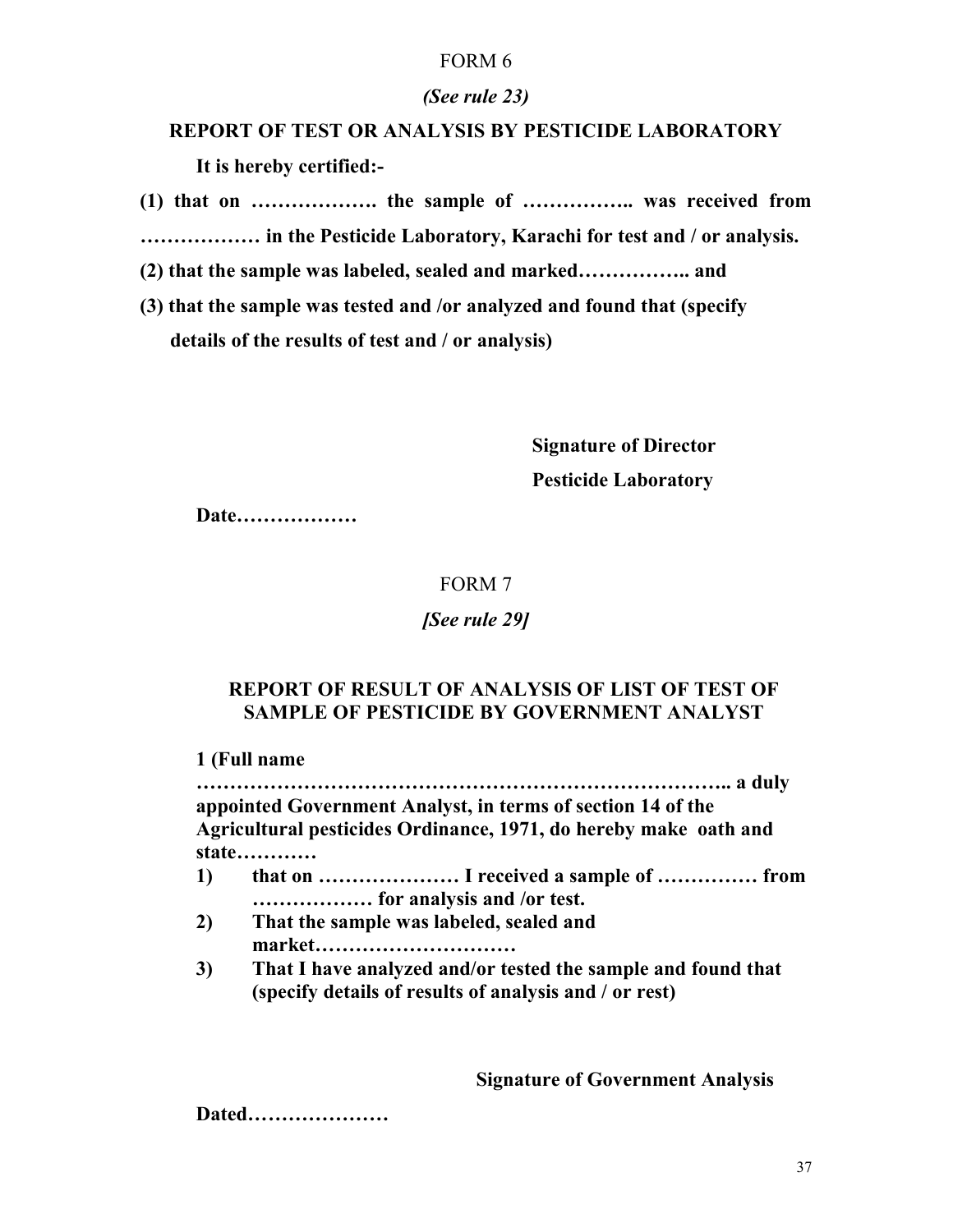FORM 6

*(See rule 23)*

**REPORT OF TEST OR ANALYSIS BY PESTICIDE LABORATORY**

**It is hereby certified:-**

**(1) that on ………………. the sample of …………….. was received from ……………… in the Pesticide Laboratory, Karachi for test and / or analysis.**

**(2) that the sample was labeled, sealed and marked…………….. and**

**(3) that the sample was tested and /or analyzed and found that (specify details of the results of test and / or analysis)**

**Signature of Director**

**Pesticide Laboratory**

**Date………………**

FORM 7

*[See rule 29]*

**REPORT OF RESULT OF ANALYSIS OF LIST OF TEST OF SAMPLE OF PESTICIDE BY GOVERNMENT ANALYST**

**1 (Full name ………………………………………………………………….. a duly appointed Government Analyst, in terms of section 14 of the Agricultural pesticides Ordinance, 1971, do hereby make oath and state…………**

**1) that on ………………… I received a sample of …………… from ……………… for analysis and /or test.**

**2) That the sample was labeled, sealed and market…………………………**

**3) That I have analyzed and/or tested the sample and found that (specify details of results of analysis and / or rest)**

**Signature of Government Analysis**

**Dated…………………**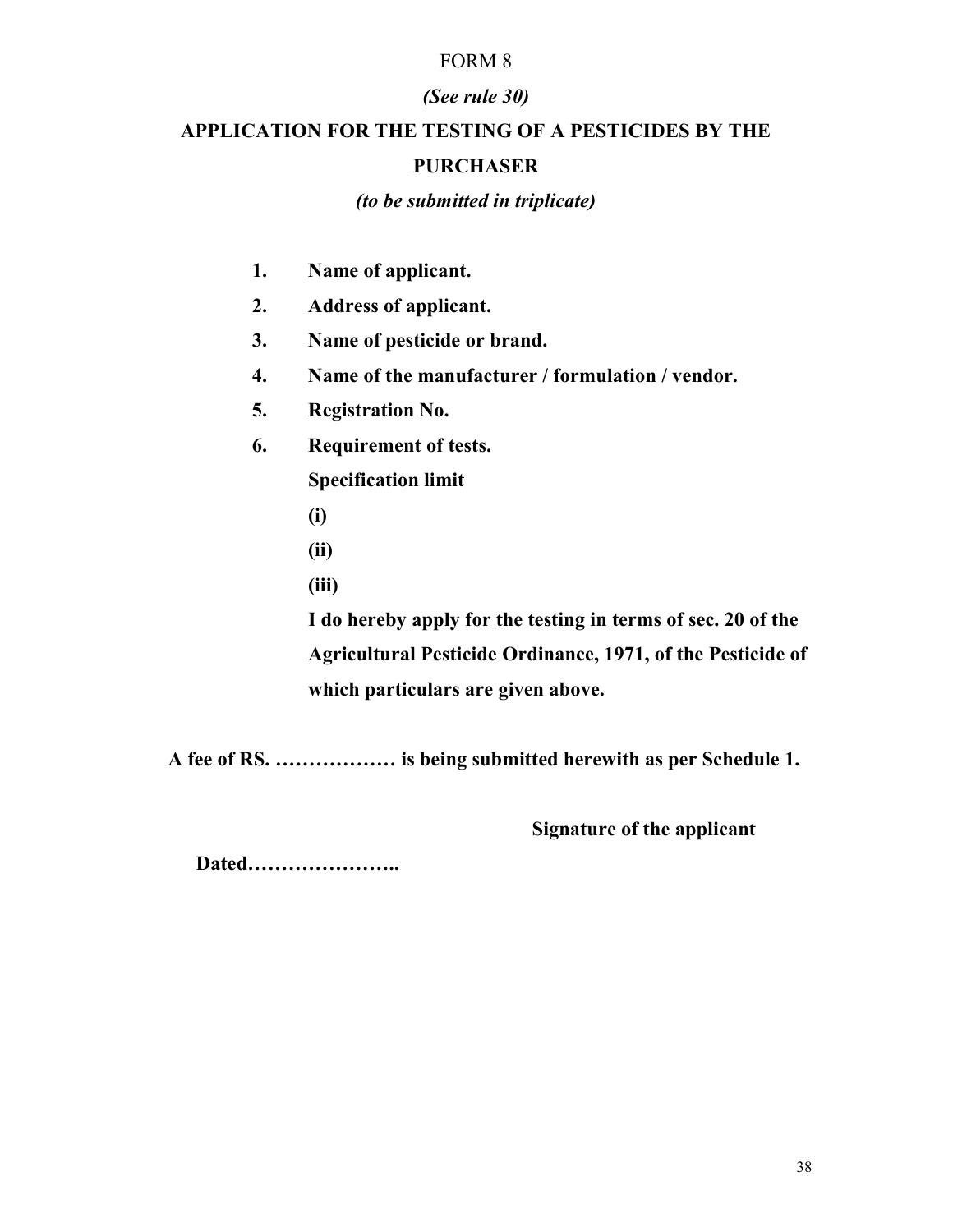FORM 8

*(See rule 30)*

## APPLICATION FOR THE TESTING OF A PESTICIDES BY THE PURCHASER

*(to be submitted in triplicate)*

1. **Name of applicant.**
2. **Address of applicant.**
3. **Name of pesticide or brand.**
4. **Name of the manufacturer / formulation / vendor.**
5. **Registration No.**
6. **Requirement of tests.**

   **Specification limit**

   **(i)**

   **(ii)**

   **(iii)**

   **I do hereby apply for the testing in terms of sec. 20 of the Agricultural Pesticide Ordinance, 1971, of the Pesticide of which particulars are given above.**

**A fee of RS. ……………… is being submitted herewith as per Schedule 1.**

**Signature of the applicant**

**Dated…………………..**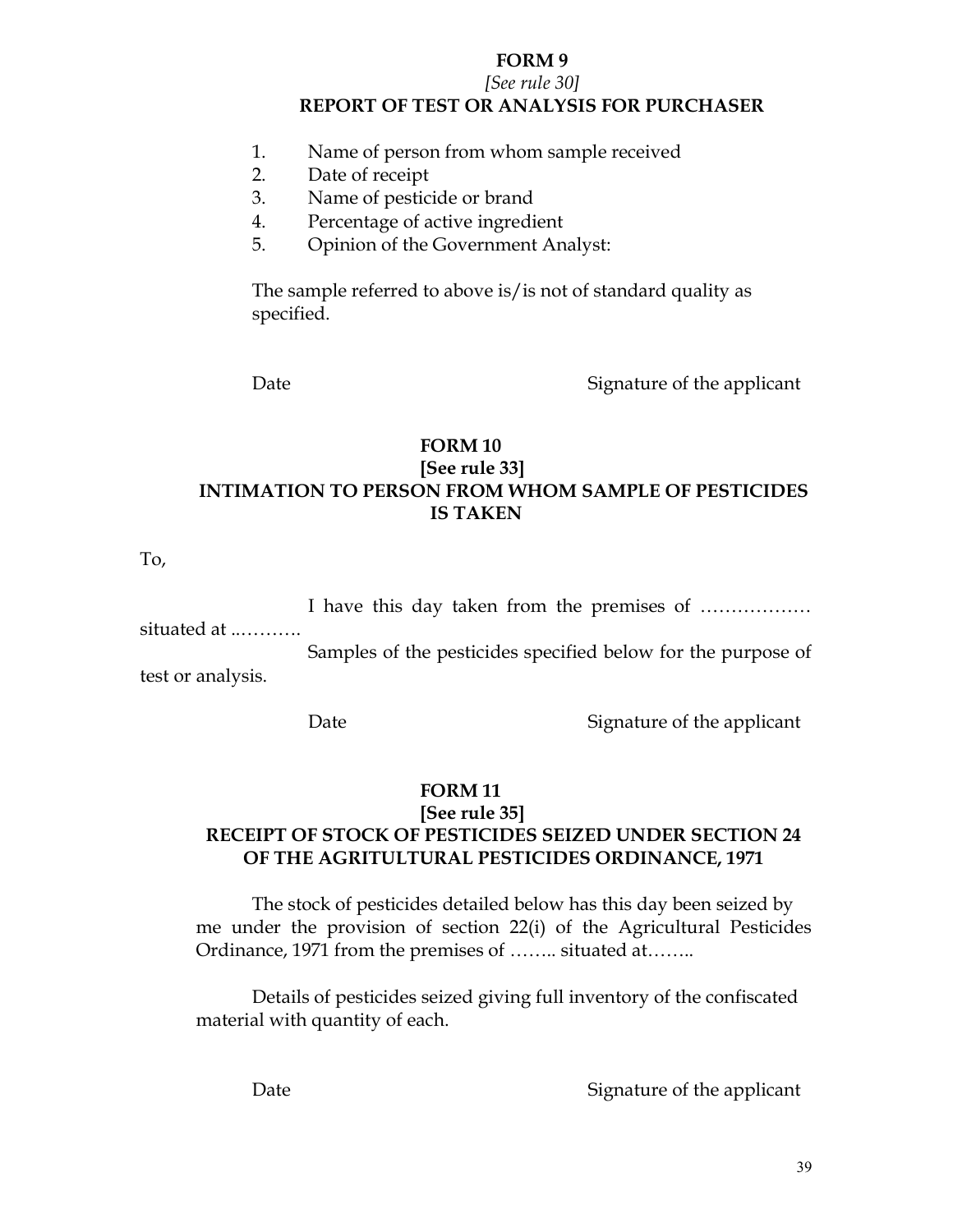**FORM 9**

*[See rule 30]*

**REPORT OF TEST OR ANALYSIS FOR PURCHASER**

1. Name of person from whom sample received
2. Date of receipt
3. Name of pesticide or brand
4. Percentage of active ingredient
5. Opinion of the Government Analyst:

The sample referred to above is/is not of standard quality as specified.

Date                                        Signature of the applicant

**FORM 10**

**[See rule 33]**

**INTIMATION TO PERSON FROM WHOM SAMPLE OF PESTICIDES IS TAKEN**

To,

I have this day taken from the premises of ……………… situated at ..……….

Samples of the pesticides specified below for the purpose of test or analysis.

Date                                        Signature of the applicant

**FORM 11**

**[See rule 35]**

**RECEIPT OF STOCK OF PESTICIDES SEIZED UNDER SECTION 24 OF THE AGRITULTURAL PESTICIDES ORDINANCE, 1971**

The stock of pesticides detailed below has this day been seized by me under the provision of section 22(i) of the Agricultural Pesticides Ordinance, 1971 from the premises of …….. situated at……..

Details of pesticides seized giving full inventory of the confiscated material with quantity of each.

Date                                        Signature of the applicant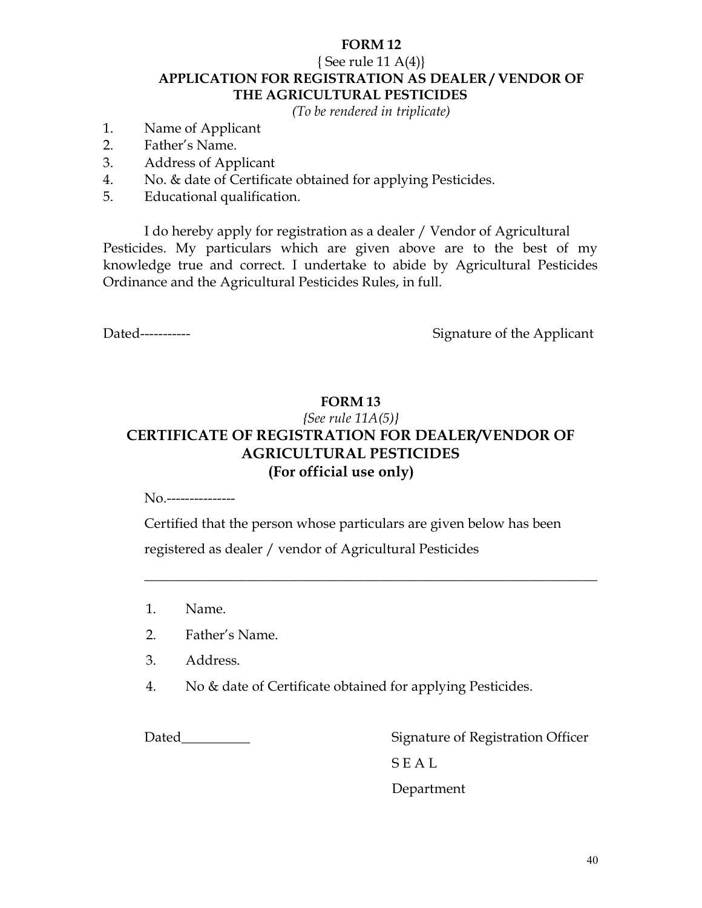**FORM 12**

{ See rule 11 A(4)}

**APPLICATION FOR REGISTRATION AS DEALER / VENDOR OF THE AGRICULTURAL PESTICIDES**

*(To be rendered in triplicate)*

1. Name of Applicant
2. Father's Name.
3. Address of Applicant
4. No. & date of Certificate obtained for applying Pesticides.
5. Educational qualification.

I do hereby apply for registration as a dealer / Vendor of Agricultural Pesticides. My particulars which are given above are to the best of my knowledge true and correct. I undertake to abide by Agricultural Pesticides Ordinance and the Agricultural Pesticides Rules, in full.

Dated-----------                                        Signature of the Applicant

**FORM 13**

*{See rule 11A(5)}*

**CERTIFICATE OF REGISTRATION FOR DEALER/VENDOR OF AGRICULTURAL PESTICIDES**

**(For official use only)**

No.---------------

Certified that the person whose particulars are given below has been registered as dealer / vendor of Agricultural Pesticides

---

1. Name.
2. Father's Name.
3. Address.
4. No & date of Certificate obtained for applying Pesticides.

Dated__________                                        Signature of Registration Officer

S E A L

Department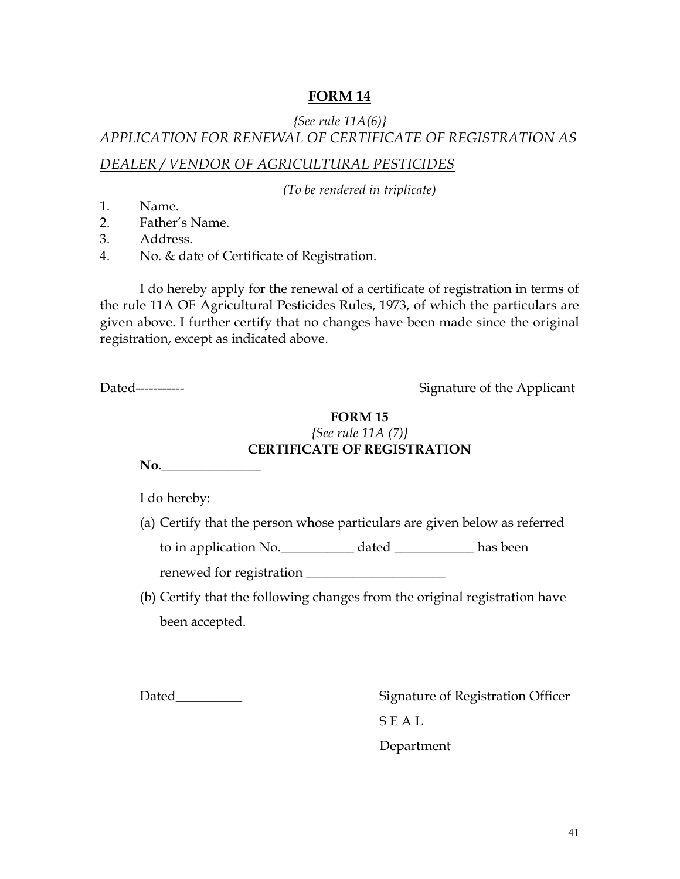# FORM 14

*{See rule 11A(6)}*

*APPLICATION FOR RENEWAL OF CERTIFICATE OF REGISTRATION AS DEALER / VENDOR OF AGRICULTURAL PESTICIDES*

*(To be rendered in triplicate)*

1. Name.
2. Father's Name.
3. Address.
4. No. & date of Certificate of Registration.

I do hereby apply for the renewal of a certificate of registration in terms of the rule 11A OF Agricultural Pesticides Rules, 1973, of which the particulars are given above. I further certify that no changes have been made since the original registration, except as indicated above.

Dated-----------                                                                 Signature of the Applicant

## FORM 15

*{See rule 11A (7)}*

**CERTIFICATE OF REGISTRATION**

**No.\_\_\_\_\_\_\_\_\_\_\_\_\_\_\_**

I do hereby:

(a) Certify that the person whose particulars are given below as referred to in application No.\_\_\_\_\_\_\_\_\_\_\_ dated \_\_\_\_\_\_\_\_\_\_\_\_ has been renewed for registration \_\_\_\_\_\_\_\_\_\_\_\_\_\_\_\_\_\_\_\_\_

(b) Certify that the following changes from the original registration have been accepted.

Dated\_\_\_\_\_\_\_\_\_\_                                                  Signature of Registration Officer

S E A L

Department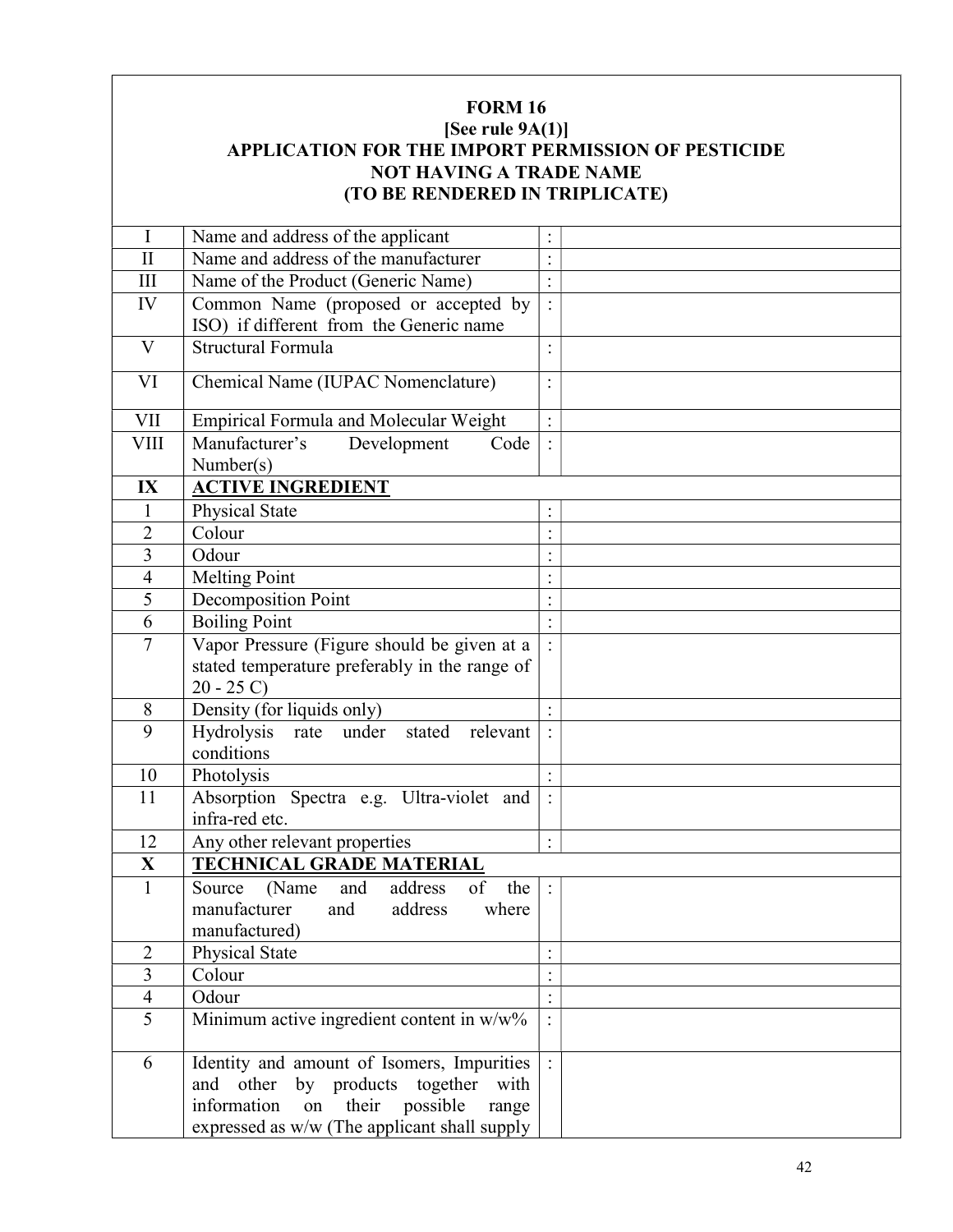**FORM 16**
**[See rule 9A(1)]**
**APPLICATION FOR THE IMPORT PERMISSION OF PESTICIDE NOT HAVING A TRADE NAME**
**(TO BE RENDERED IN TRIPLICATE)**

| | | | |
|---|---|---|---|
| I | Name and address of the applicant | : | |
| II | Name and address of the manufacturer | : | |
| III | Name of the Product (Generic Name) | : | |
| IV | Common Name (proposed or accepted by ISO) if different from the Generic name | : | |
| V | Structural Formula | : | |
| VI | Chemical Name (IUPAC Nomenclature) | : | |
| VII | Empirical Formula and Molecular Weight | : | |
| VIII | Manufacturer's Development Code Number(s) | : | |
| **IX** | **ACTIVE INGREDIENT** | | |
| 1 | Physical State | : | |
| 2 | Colour | : | |
| 3 | Odour | : | |
| 4 | Melting Point | : | |
| 5 | Decomposition Point | : | |
| 6 | Boiling Point | : | |
| 7 | Vapor Pressure (Figure should be given at a stated temperature preferably in the range of 20 - 25 C) | : | |
| 8 | Density (for liquids only) | : | |
| 9 | Hydrolysis rate under stated relevant conditions | : | |
| 10 | Photolysis | : | |
| 11 | Absorption Spectra e.g. Ultra-violet and infra-red etc. | : | |
| 12 | Any other relevant properties | : | |
| **X** | **TECHNICAL GRADE MATERIAL** | | |
| 1 | Source (Name and address of the manufacturer and address where manufactured) | : | |
| 2 | Physical State | : | |
| 3 | Colour | : | |
| 4 | Odour | : | |
| 5 | Minimum active ingredient content in w/w% | : | |
| 6 | Identity and amount of Isomers, Impurities and other by products together with information on their possible range expressed as w/w (The applicant shall supply | : | |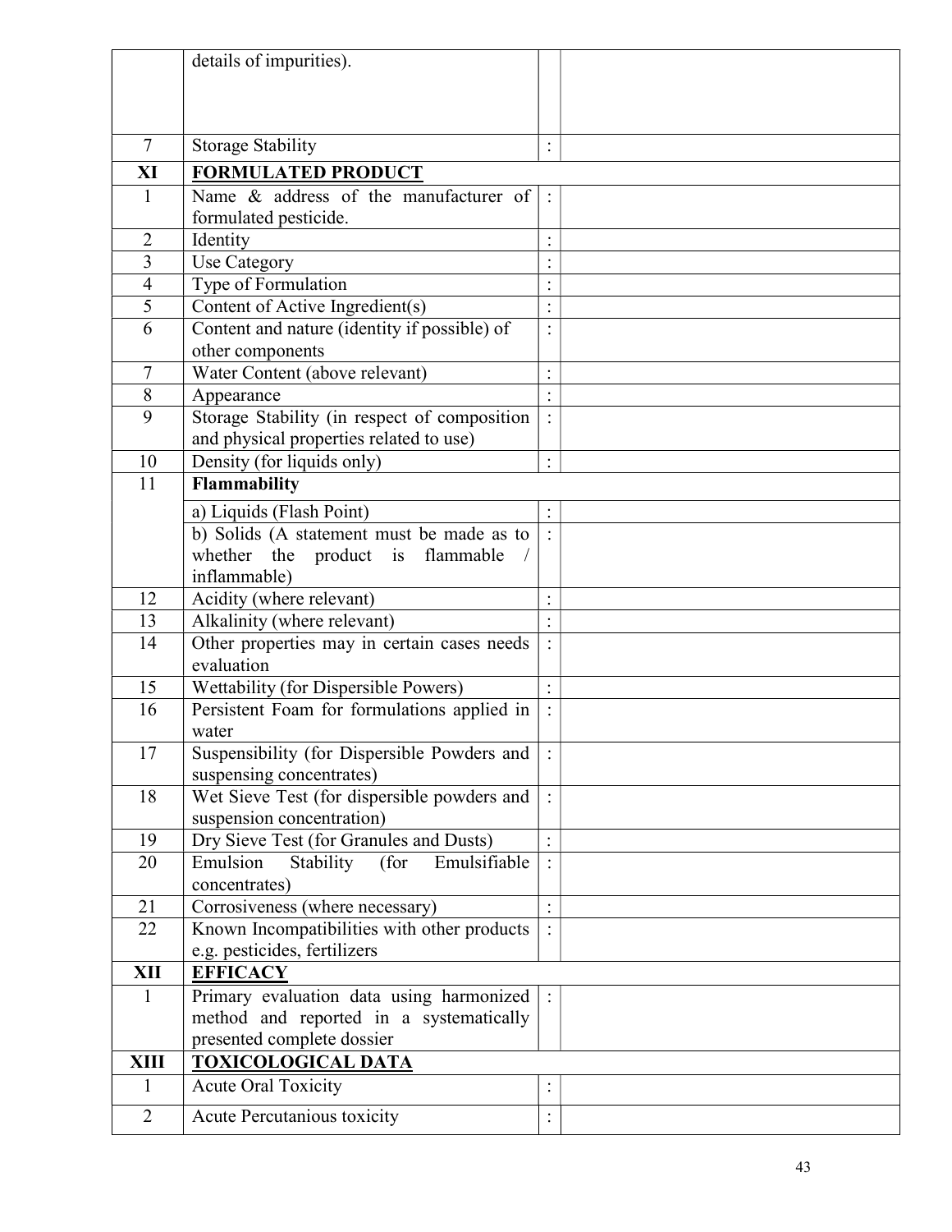| | | | |
|---|---|---|---|
| | details of impurities). | | |
| 7 | Storage Stability | : | |
| **XI** | **FORMULATED PRODUCT** | | |
| 1 | Name & address of the manufacturer of formulated pesticide. | : | |
| 2 | Identity | : | |
| 3 | Use Category | : | |
| 4 | Type of Formulation | : | |
| 5 | Content of Active Ingredient(s) | : | |
| 6 | Content and nature (identity if possible) of other components | : | |
| 7 | Water Content (above relevant) | : | |
| 8 | Appearance | : | |
| 9 | Storage Stability (in respect of composition and physical properties related to use) | : | |
| 10 | Density (for liquids only) | : | |
| 11 | **Flammability** | | |
| | a) Liquids (Flash Point) | : | |
| | b) Solids (A statement must be made as to whether the product is flammable / inflammable) | : | |
| 12 | Acidity (where relevant) | : | |
| 13 | Alkalinity (where relevant) | : | |
| 14 | Other properties may in certain cases needs evaluation | : | |
| 15 | Wettability (for Dispersible Powers) | : | |
| 16 | Persistent Foam for formulations applied in water | : | |
| 17 | Suspensibility (for Dispersible Powders and suspensing concentrates) | : | |
| 18 | Wet Sieve Test (for dispersible powders and suspension concentration) | : | |
| 19 | Dry Sieve Test (for Granules and Dusts) | : | |
| 20 | Emulsion Stability (for Emulsifiable concentrates) | : | |
| 21 | Corrosiveness (where necessary) | : | |
| 22 | Known Incompatibilities with other products e.g. pesticides, fertilizers | : | |
| **XII** | **EFFICACY** | | |
| 1 | Primary evaluation data using harmonized method and reported in a systematically presented complete dossier | : | |
| **XIII** | **TOXICOLOGICAL DATA** | | |
| 1 | Acute Oral Toxicity | : | |
| 2 | Acute Percutanious toxicity | : | |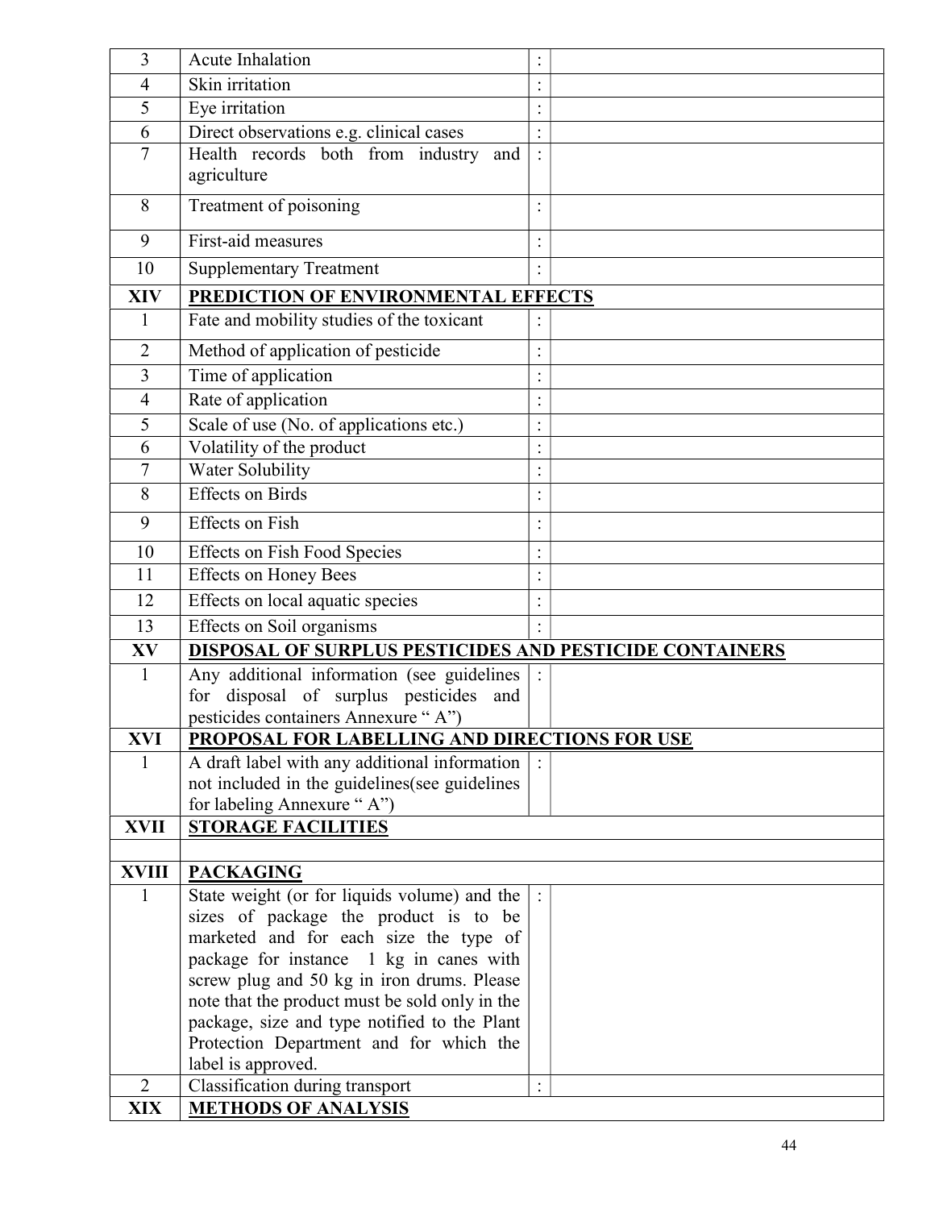| | | | |
|---|---|---|---|
| 3 | Acute Inhalation | : | |
| 4 | Skin irritation | : | |
| 5 | Eye irritation | : | |
| 6 | Direct observations e.g. clinical cases | : | |
| 7 | Health records both from industry and agriculture | : | |
| 8 | Treatment of poisoning | : | |
| 9 | First-aid measures | : | |
| 10 | Supplementary Treatment | : | |
| **XIV** | **PREDICTION OF ENVIRONMENTAL EFFECTS** | | |
| 1 | Fate and mobility studies of the toxicant | : | |
| 2 | Method of application of pesticide | : | |
| 3 | Time of application | : | |
| 4 | Rate of application | : | |
| 5 | Scale of use (No. of applications etc.) | : | |
| 6 | Volatility of the product | : | |
| 7 | Water Solubility | : | |
| 8 | Effects on Birds | : | |
| 9 | Effects on Fish | : | |
| 10 | Effects on Fish Food Species | : | |
| 11 | Effects on Honey Bees | : | |
| 12 | Effects on local aquatic species | : | |
| 13 | Effects on Soil organisms | : | |
| **XV** | **DISPOSAL OF SURPLUS PESTICIDES AND PESTICIDE CONTAINERS** | | |
| 1 | Any additional information (see guidelines for disposal of surplus pesticides and pesticides containers Annexure " A") | : | |
| **XVI** | **PROPOSAL FOR LABELLING AND DIRECTIONS FOR USE** | | |
| 1 | A draft label with any additional information not included in the guidelines(see guidelines for labeling Annexure " A") | : | |
| **XVII** | **STORAGE FACILITIES** | | |
| | | | |
| **XVIII** | **PACKAGING** | | |
| 1 | State weight (or for liquids volume) and the sizes of package the product is to be marketed and for each size the type of package for instance 1 kg in canes with screw plug and 50 kg in iron drums. Please note that the product must be sold only in the package, size and type notified to the Plant Protection Department and for which the label is approved. | : | |
| 2 | Classification during transport | : | |
| **XIX** | **METHODS OF ANALYSIS** | | |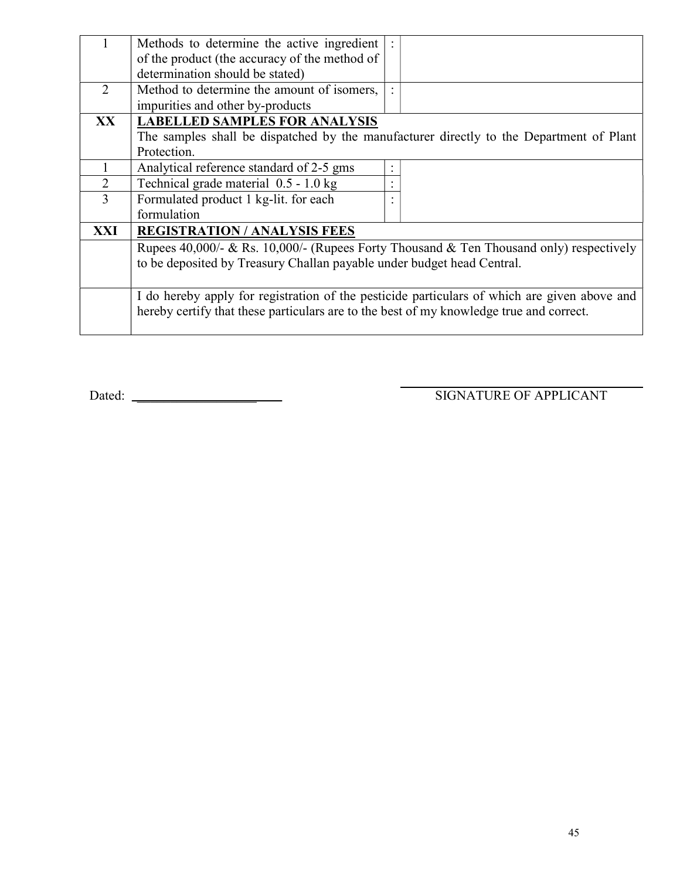| | | | |
|---|---|---|---|
| 1 | Methods to determine the active ingredient of the product (the accuracy of the method of determination should be stated) | : | |
| 2 | Method to determine the amount of isomers, impurities and other by-products | : | |
| **XX** | **LABELLED SAMPLES FOR ANALYSIS**<br>The samples shall be dispatched by the manufacturer directly to the Department of Plant Protection. | | |
| 1 | Analytical reference standard of 2-5 gms | : | |
| 2 | Technical grade material 0.5 - 1.0 kg | : | |
| 3 | Formulated product 1 kg-lit. for each formulation | : | |
| **XXI** | **REGISTRATION / ANALYSIS FEES** | | |
| | Rupees 40,000/- & Rs. 10,000/- (Rupees Forty Thousand & Ten Thousand only) respectively to be deposited by Treasury Challan payable under budget head Central. | | |
| | I do hereby apply for registration of the pesticide particulars of which are given above and hereby certify that these particulars are to the best of my knowledge true and correct. | | |

Dated: ______________________

______________________
SIGNATURE OF APPLICANT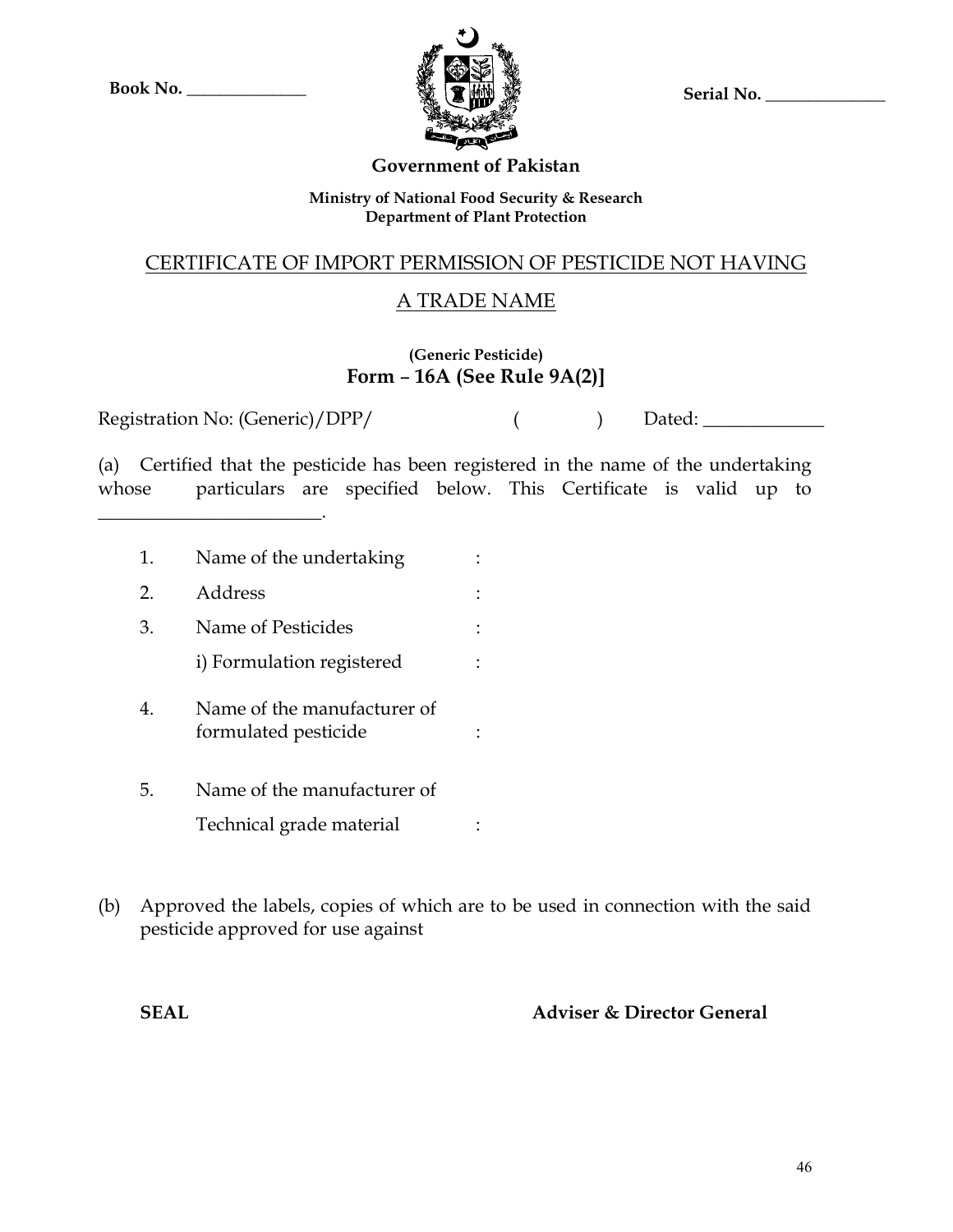Book No. ______________

Serial No. ______________

**Government of Pakistan**

**Ministry of National Food Security & Research**
**Department of Plant Protection**

# CERTIFICATE OF IMPORT PERMISSION OF PESTICIDE NOT HAVING A TRADE NAME

**(Generic Pesticide)**
**Form – 16A (See Rule 9A(2)]**

Registration No: (Generic)/DPP/ ( ) Dated: _____________

(a) Certified that the pesticide has been registered in the name of the undertaking whose particulars are specified below. This Certificate is valid up to ________________________.

1. Name of the undertaking :
2. Address :
3. Name of Pesticides :
   i) Formulation registered :
4. Name of the manufacturer of formulated pesticide :
5. Name of the manufacturer of Technical grade material :

(b) Approved the labels, copies of which are to be used in connection with the said pesticide approved for use against

**SEAL** **Adviser & Director General**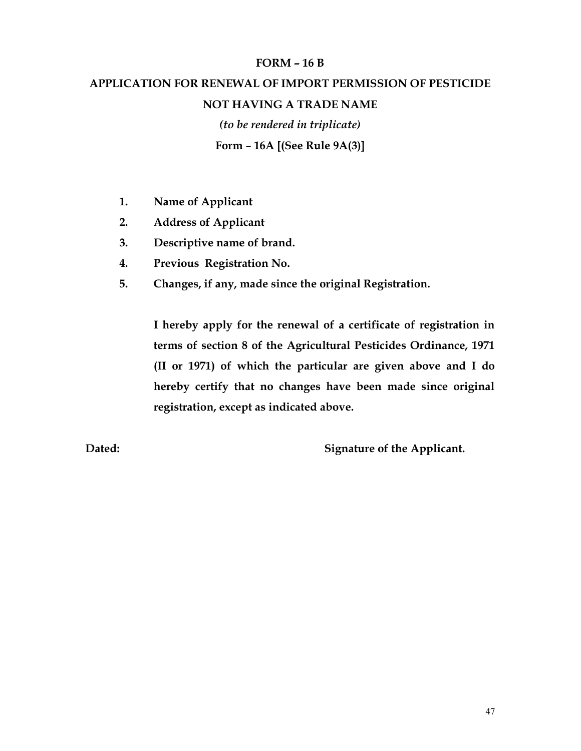**FORM – 16 B**

**APPLICATION FOR RENEWAL OF IMPORT PERMISSION OF PESTICIDE NOT HAVING A TRADE NAME**

***(to be rendered in triplicate)***

**Form – 16A [(See Rule 9A(3)]**

1. **Name of Applicant**
2. **Address of Applicant**
3. **Descriptive name of brand.**
4. **Previous Registration No.**
5. **Changes, if any, made since the original Registration.**

**I hereby apply for the renewal of a certificate of registration in terms of section 8 of the Agricultural Pesticides Ordinance, 1971 (II or 1971) of which the particular are given above and I do hereby certify that no changes have been made since original registration, except as indicated above.**

**Dated:** **Signature of the Applicant.**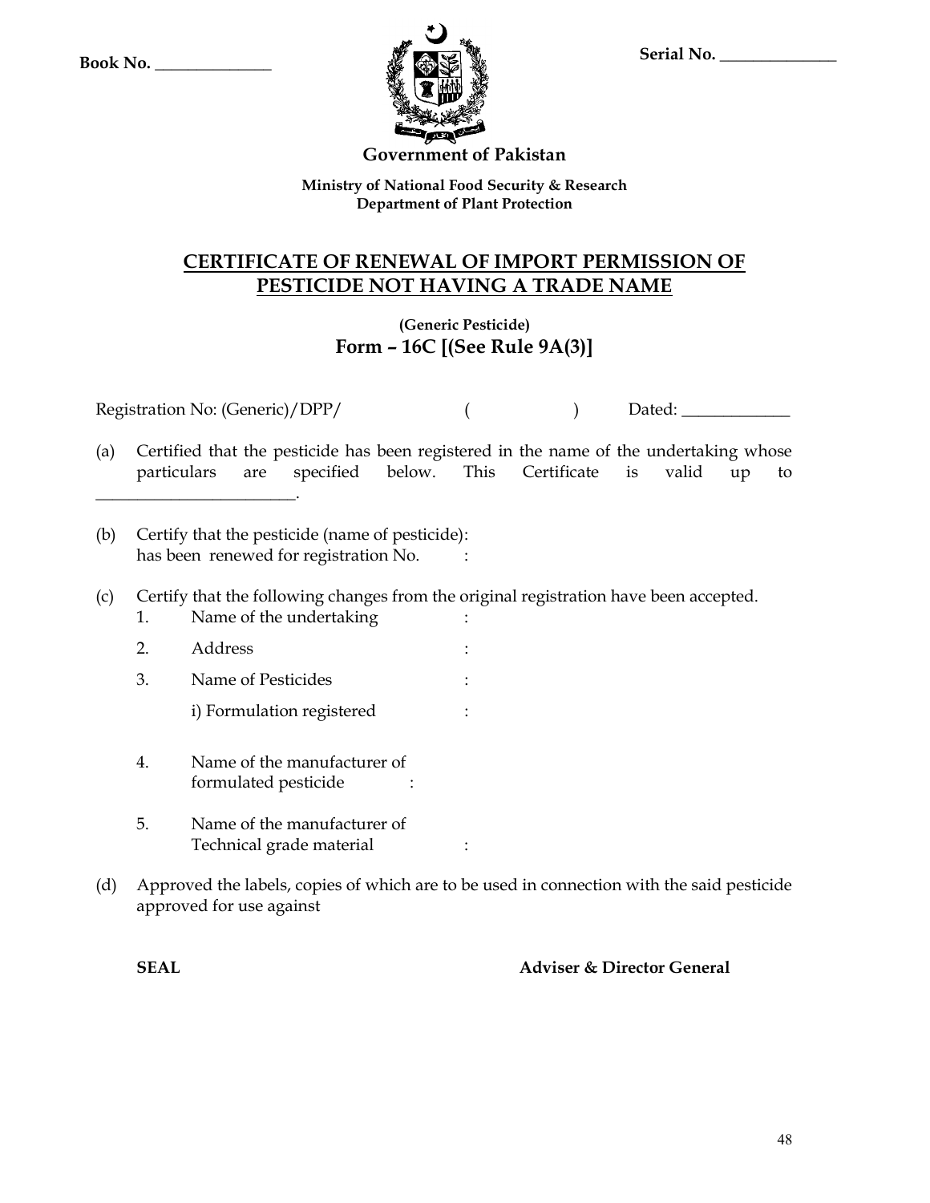Book No. ______________ Serial No. ______________

**Government of Pakistan**

**Ministry of National Food Security & Research**
**Department of Plant Protection**

## CERTIFICATE OF RENEWAL OF IMPORT PERMISSION OF PESTICIDE NOT HAVING A TRADE NAME

**(Generic Pesticide)**
**Form – 16C [(See Rule 9A(3)]**

Registration No: (Generic)/DPP/ ( ) Dated: _____________

(a) Certified that the pesticide has been registered in the name of the undertaking whose particulars are specified below. This Certificate is valid up to ________________________.

(b) Certify that the pesticide (name of pesticide):
has been renewed for registration No. :

(c) Certify that the following changes from the original registration have been accepted.

1. Name of the undertaking :
2. Address :
3. Name of Pesticides :
   i) Formulation registered :
4. Name of the manufacturer of formulated pesticide :
5. Name of the manufacturer of Technical grade material :

(d) Approved the labels, copies of which are to be used in connection with the said pesticide approved for use against

**SEAL** **Adviser & Director General**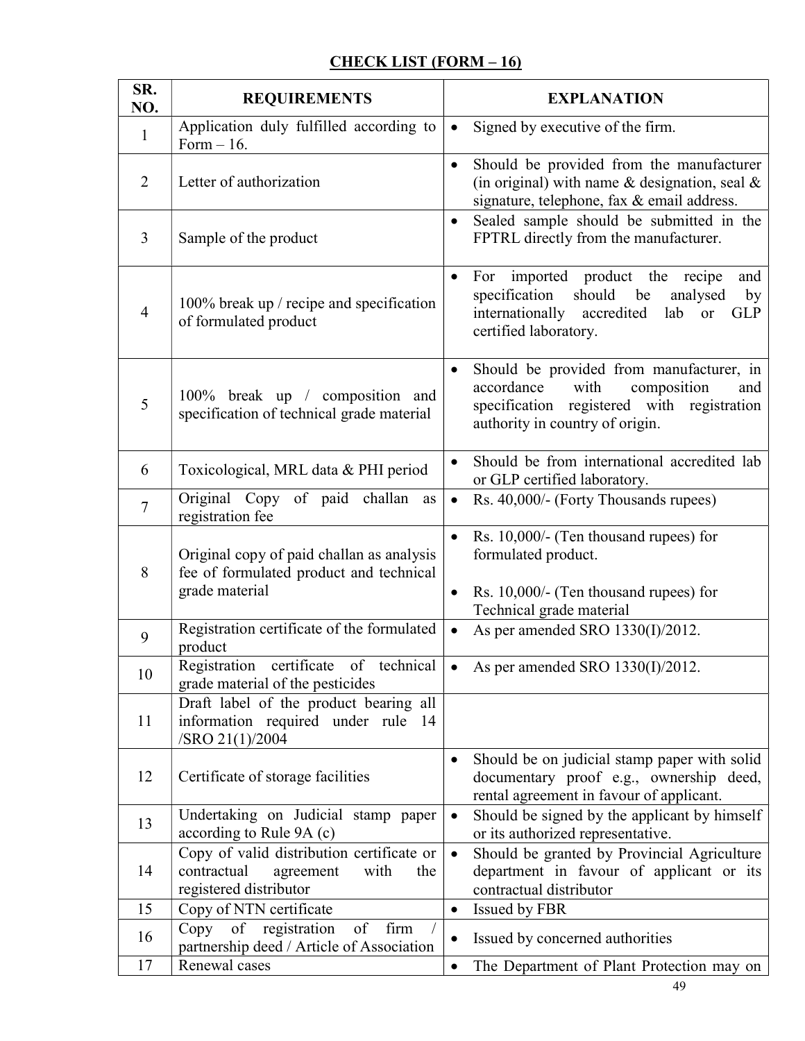## CHECK LIST (FORM – 16)

| SR. NO. | REQUIREMENTS | EXPLANATION |
|---|---|---|
| 1 | Application duly fulfilled according to Form – 16. | • Signed by executive of the firm. |
| 2 | Letter of authorization | • Should be provided from the manufacturer (in original) with name & designation, seal & signature, telephone, fax & email address. |
| 3 | Sample of the product | • Sealed sample should be submitted in the FPTRL directly from the manufacturer. |
| 4 | 100% break up / recipe and specification of formulated product | • For imported product the recipe and specification should be analysed by internationally accredited lab or GLP certified laboratory. |
| 5 | 100% break up / composition and specification of technical grade material | • Should be provided from manufacturer, in accordance with composition and specification registered with registration authority in country of origin. |
| 6 | Toxicological, MRL data & PHI period | • Should be from international accredited lab or GLP certified laboratory. |
| 7 | Original Copy of paid challan as registration fee | • Rs. 40,000/- (Forty Thousands rupees) |
| 8 | Original copy of paid challan as analysis fee of formulated product and technical grade material | • Rs. 10,000/- (Ten thousand rupees) for formulated product.<br>• Rs. 10,000/- (Ten thousand rupees) for Technical grade material |
| 9 | Registration certificate of the formulated product | • As per amended SRO 1330(I)/2012. |
| 10 | Registration certificate of technical grade material of the pesticides | • As per amended SRO 1330(I)/2012. |
| 11 | Draft label of the product bearing all information required under rule 14 /SRO 21(1)/2004 | |
| 12 | Certificate of storage facilities | • Should be on judicial stamp paper with solid documentary proof e.g., ownership deed, rental agreement in favour of applicant. |
| 13 | Undertaking on Judicial stamp paper according to Rule 9A (c) | • Should be signed by the applicant by himself or its authorized representative. |
| 14 | Copy of valid distribution certificate or contractual agreement with the registered distributor | • Should be granted by Provincial Agriculture department in favour of applicant or its contractual distributor |
| 15 | Copy of NTN certificate | • Issued by FBR |
| 16 | Copy of registration of firm / partnership deed / Article of Association | • Issued by concerned authorities |
| 17 | Renewal cases | • The Department of Plant Protection may on |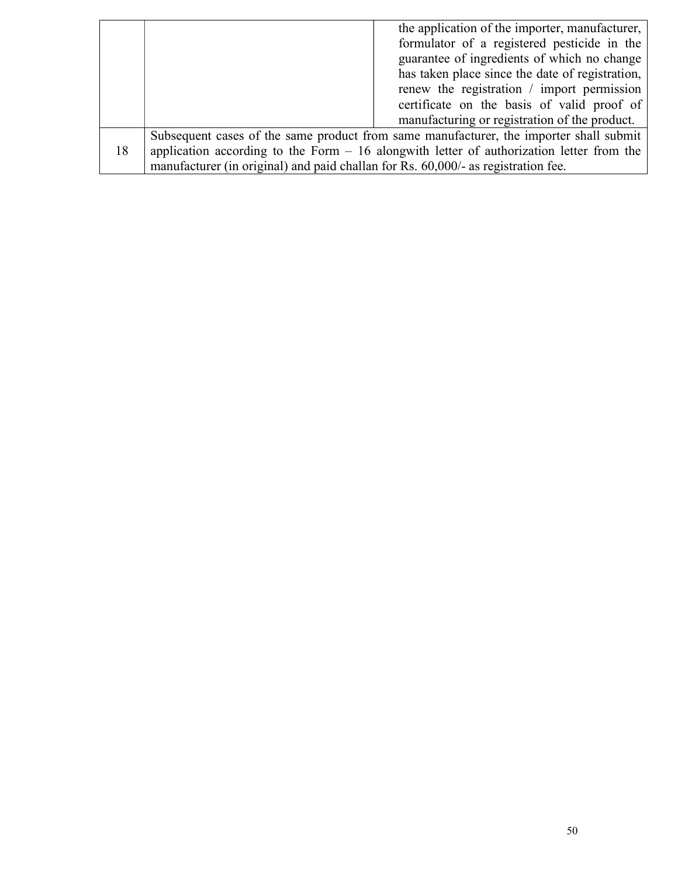|  |  | the application of the importer, manufacturer, formulator of a registered pesticide in the guarantee of ingredients of which no change has taken place since the date of registration, renew the registration / import permission certificate on the basis of valid proof of manufacturing or registration of the product. |
| --- | --- | --- |
| 18 | Subsequent cases of the same product from same manufacturer, the importer shall submit application according to the Form – 16 alongwith letter of authorization letter from the manufacturer (in original) and paid challan for Rs. 60,000/- as registration fee. | |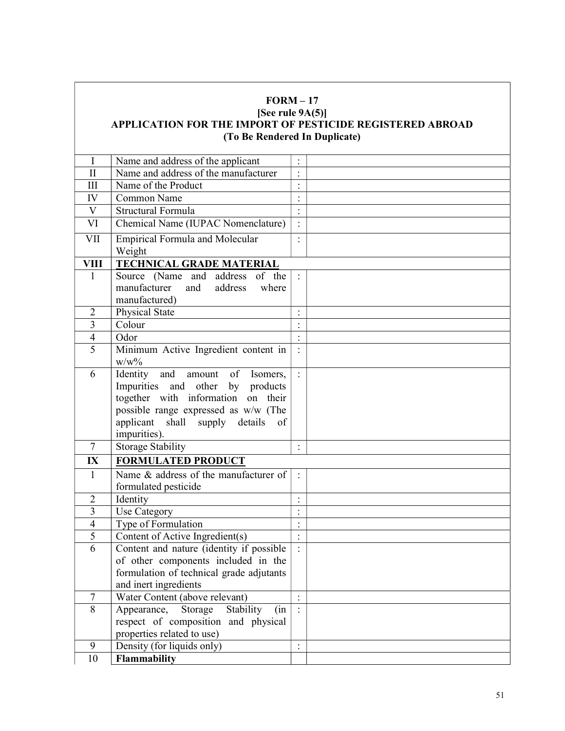**FORM – 17**
**[See rule 9A(5)]**
**APPLICATION FOR THE IMPORT OF PESTICIDE REGISTERED ABROAD**
**(To Be Rendered In Duplicate)**

| | | | |
|---|---|---|---|
| I | Name and address of the applicant | : | |
| II | Name and address of the manufacturer | : | |
| III | Name of the Product | : | |
| IV | Common Name | : | |
| V | Structural Formula | : | |
| VI | Chemical Name (IUPAC Nomenclature) | : | |
| VII | Empirical Formula and Molecular Weight | : | |
| **VIII** | **TECHNICAL GRADE MATERIAL** | | |
| 1 | Source (Name and address of the manufacturer and address where manufactured) | : | |
| 2 | Physical State | : | |
| 3 | Colour | : | |
| 4 | Odor | : | |
| 5 | Minimum Active Ingredient content in w/w% | : | |
| 6 | Identity and amount of Isomers, Impurities and other by products together with information on their possible range expressed as w/w (The applicant shall supply details of impurities). | : | |
| 7 | Storage Stability | : | |
| **IX** | **FORMULATED PRODUCT** | | |
| 1 | Name & address of the manufacturer of formulated pesticide | : | |
| 2 | Identity | : | |
| 3 | Use Category | : | |
| 4 | Type of Formulation | : | |
| 5 | Content of Active Ingredient(s) | : | |
| 6 | Content and nature (identity if possible of other components included in the formulation of technical grade adjutants and inert ingredients | : | |
| 7 | Water Content (above relevant) | : | |
| 8 | Appearance, Storage Stability (in respect of composition and physical properties related to use) | : | |
| 9 | Density (for liquids only) | : | |
| 10 | **Flammability** | | |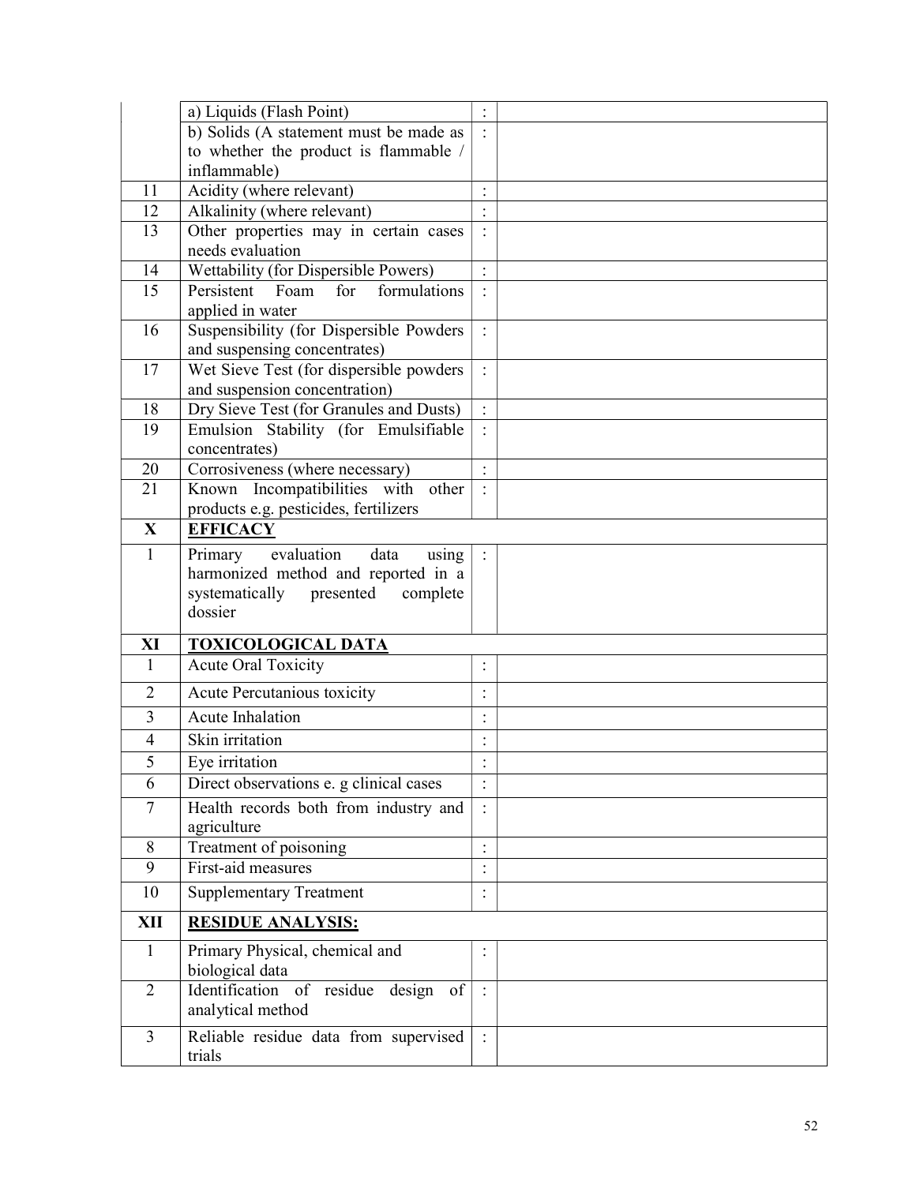| | | | |
|---|---|---|---|
| | a) Liquids (Flash Point) | : | |
| | b) Solids (A statement must be made as to whether the product is flammable / inflammable) | : | |
| 11 | Acidity (where relevant) | : | |
| 12 | Alkalinity (where relevant) | : | |
| 13 | Other properties may in certain cases needs evaluation | : | |
| 14 | Wettability (for Dispersible Powers) | : | |
| 15 | Persistent Foam for formulations applied in water | : | |
| 16 | Suspensibility (for Dispersible Powders and suspensing concentrates) | : | |
| 17 | Wet Sieve Test (for dispersible powders and suspension concentration) | : | |
| 18 | Dry Sieve Test (for Granules and Dusts) | : | |
| 19 | Emulsion Stability (for Emulsifiable concentrates) | : | |
| 20 | Corrosiveness (where necessary) | : | |
| 21 | Known Incompatibilities with other products e.g. pesticides, fertilizers | : | |
| **X** | **EFFICACY** | | |
| 1 | Primary evaluation data using harmonized method and reported in a systematically presented complete dossier | : | |
| **XI** | **TOXICOLOGICAL DATA** | | |
| 1 | Acute Oral Toxicity | : | |
| 2 | Acute Percutanious toxicity | : | |
| 3 | Acute Inhalation | : | |
| 4 | Skin irritation | : | |
| 5 | Eye irritation | : | |
| 6 | Direct observations e. g clinical cases | : | |
| 7 | Health records both from industry and agriculture | : | |
| 8 | Treatment of poisoning | : | |
| 9 | First-aid measures | : | |
| 10 | Supplementary Treatment | : | |
| **XII** | **RESIDUE ANALYSIS:** | | |
| 1 | Primary Physical, chemical and biological data | : | |
| 2 | Identification of residue design of analytical method | : | |
| 3 | Reliable residue data from supervised trials | : | |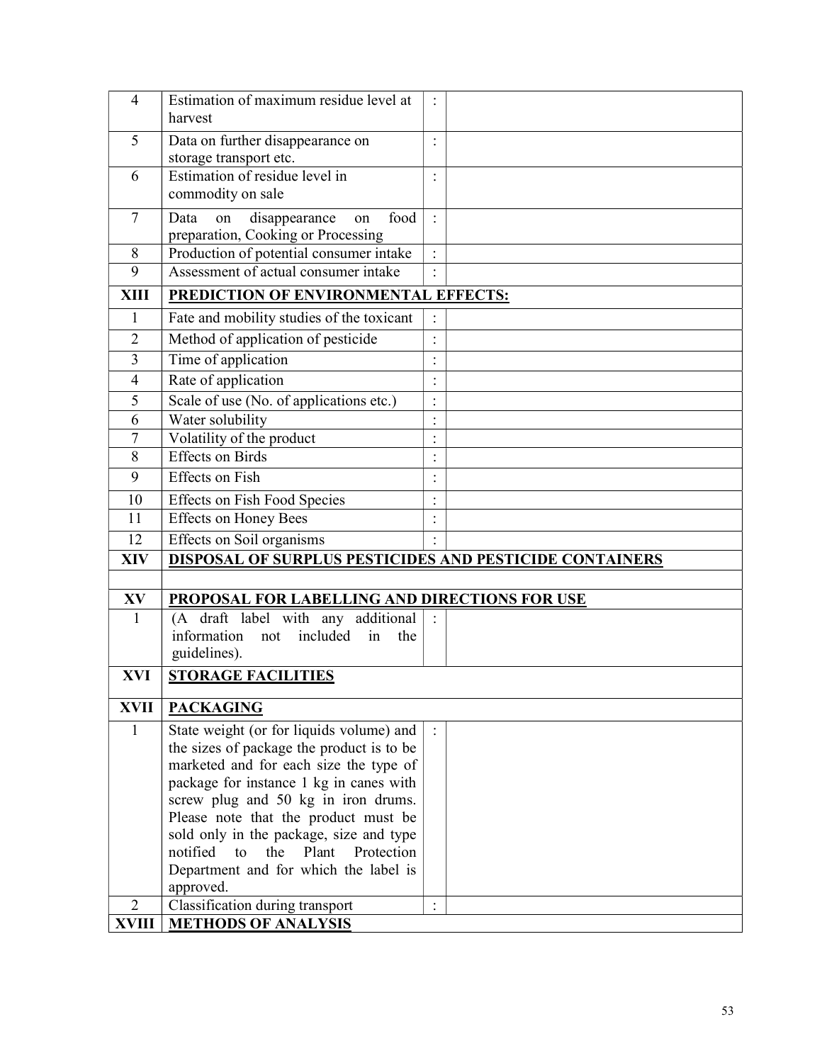| | | | |
|---|---|---|---|
| 4 | Estimation of maximum residue level at harvest | : | |
| 5 | Data on further disappearance on storage transport etc. | : | |
| 6 | Estimation of residue level in commodity on sale | : | |
| 7 | Data on disappearance on food preparation, Cooking or Processing | : | |
| 8 | Production of potential consumer intake | : | |
| 9 | Assessment of actual consumer intake | : | |
| **XIII** | **PREDICTION OF ENVIRONMENTAL EFFECTS:** | | |
| 1 | Fate and mobility studies of the toxicant | : | |
| 2 | Method of application of pesticide | : | |
| 3 | Time of application | : | |
| 4 | Rate of application | : | |
| 5 | Scale of use (No. of applications etc.) | : | |
| 6 | Water solubility | : | |
| 7 | Volatility of the product | : | |
| 8 | Effects on Birds | : | |
| 9 | Effects on Fish | : | |
| 10 | Effects on Fish Food Species | : | |
| 11 | Effects on Honey Bees | : | |
| 12 | Effects on Soil organisms | : | |
| **XIV** | **DISPOSAL OF SURPLUS PESTICIDES AND PESTICIDE CONTAINERS** | | |
| | | | |
| **XV** | **PROPOSAL FOR LABELLING AND DIRECTIONS FOR USE** | | |
| 1 | (A draft label with any additional information not included in the guidelines). | : | |
| **XVI** | **STORAGE FACILITIES** | | |
| **XVII** | **PACKAGING** | | |
| 1 | State weight (or for liquids volume) and the sizes of package the product is to be marketed and for each size the type of package for instance 1 kg in canes with screw plug and 50 kg in iron drums. Please note that the product must be sold only in the package, size and type notified to the Plant Protection Department and for which the label is approved. | : | |
| 2 | Classification during transport | : | |
| **XVIII** | **METHODS OF ANALYSIS** | | |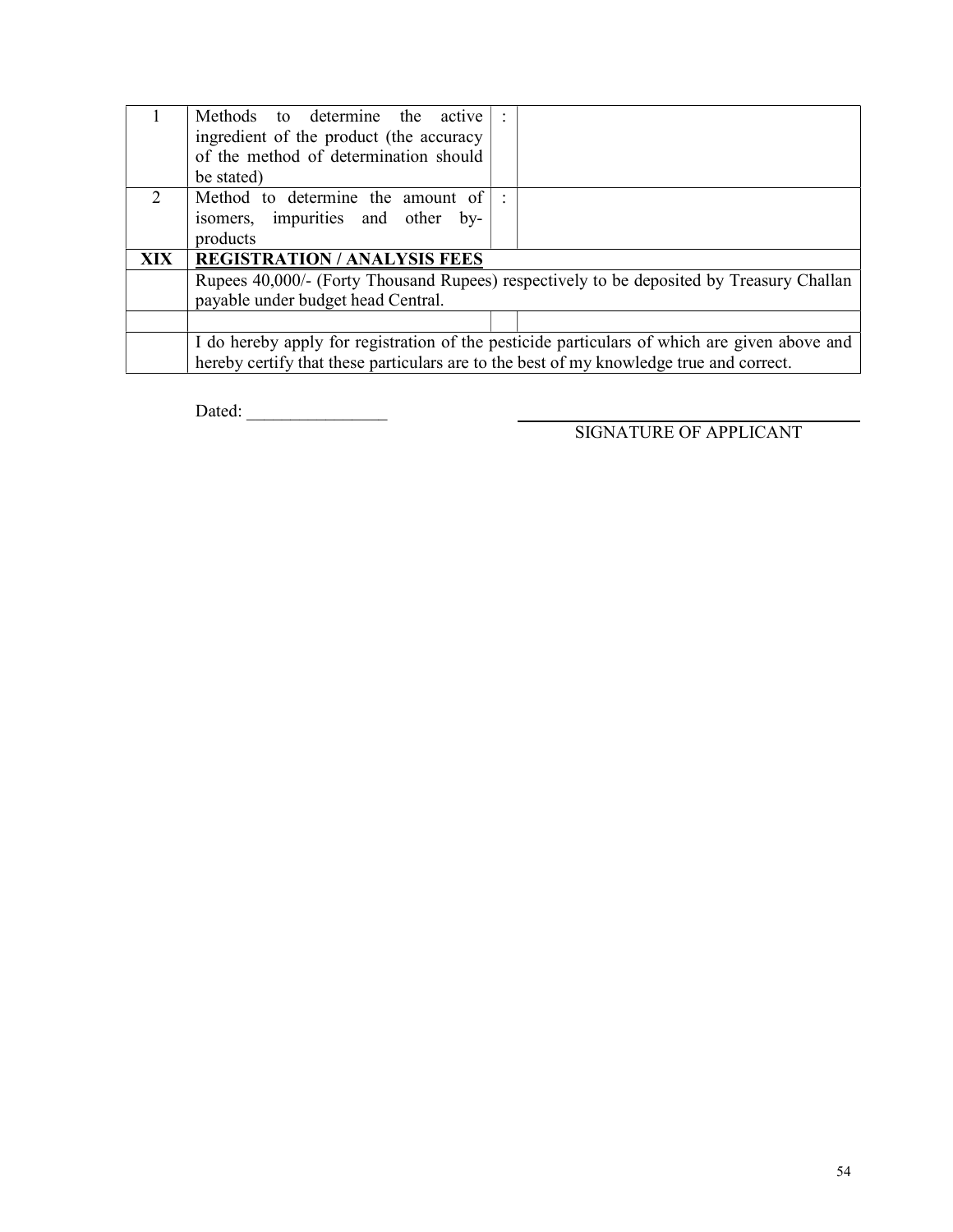| | | | |
|---|---|---|---|
| 1 | Methods to determine the active ingredient of the product (the accuracy of the method of determination should be stated) | : | |
| 2 | Method to determine the amount of isomers, impurities and other by-products | : | |
| **XIX** | **REGISTRATION / ANALYSIS FEES** | | |
| | Rupees 40,000/- (Forty Thousand Rupees) respectively to be deposited by Treasury Challan payable under budget head Central. | | |
| | | | |
| | I do hereby apply for registration of the pesticide particulars of which are given above and hereby certify that these particulars are to the best of my knowledge true and correct. | | |

Dated: ________________

SIGNATURE OF APPLICANT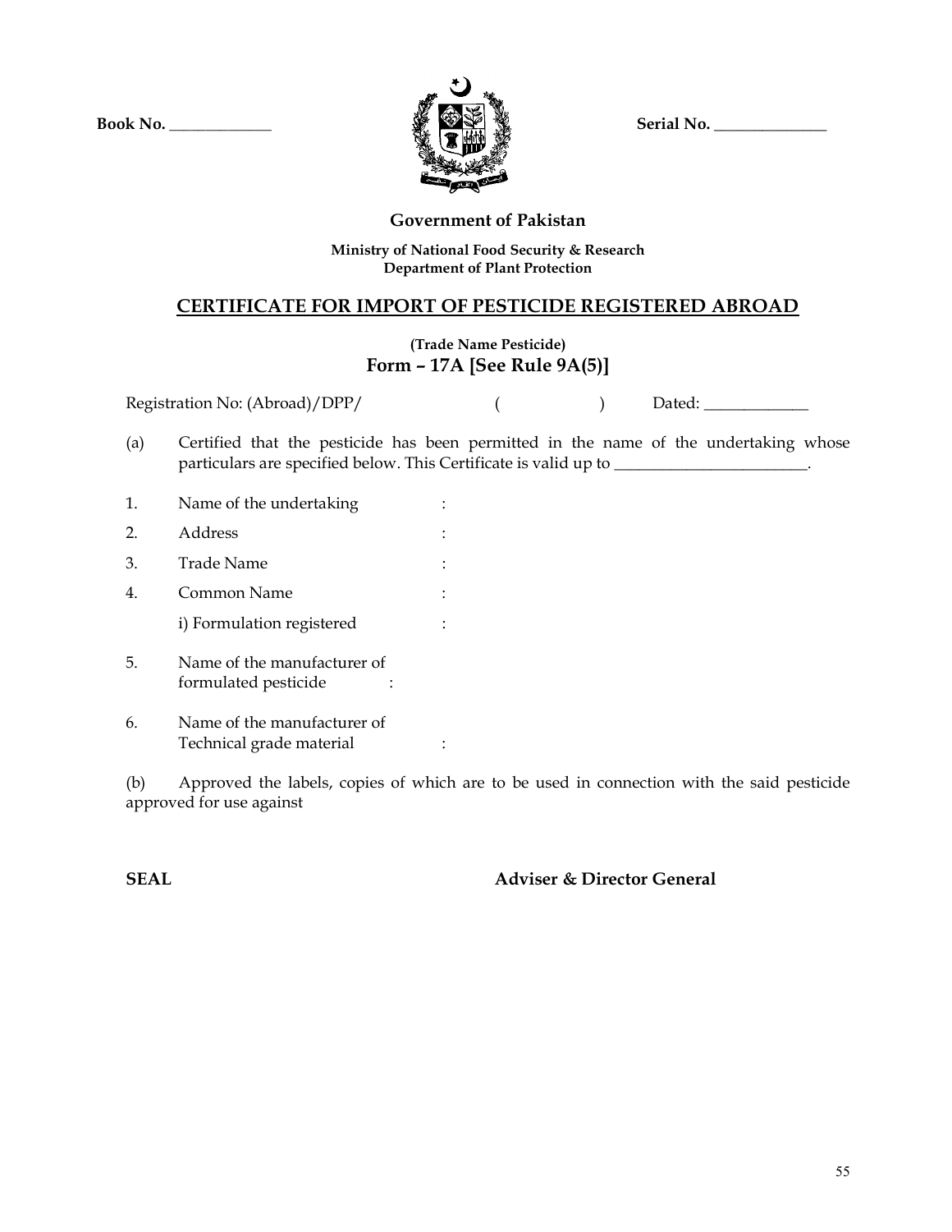Book No. _____________ Serial No. ______________

**Government of Pakistan**

**Ministry of National Food Security & Research**
**Department of Plant Protection**

## CERTIFICATE FOR IMPORT OF PESTICIDE REGISTERED ABROAD

**(Trade Name Pesticide)**
**Form – 17A [See Rule 9A(5)]**

Registration No: (Abroad)/DPP/ ( ) Dated: _____________

(a) Certified that the pesticide has been permitted in the name of the undertaking whose particulars are specified below. This Certificate is valid up to ________________________.

1. Name of the undertaking :
2. Address :
3. Trade Name :
4. Common Name :
   i) Formulation registered :
5. Name of the manufacturer of formulated pesticide :
6. Name of the manufacturer of Technical grade material :

(b) Approved the labels, copies of which are to be used in connection with the said pesticide approved for use against

**SEAL** **Adviser & Director General**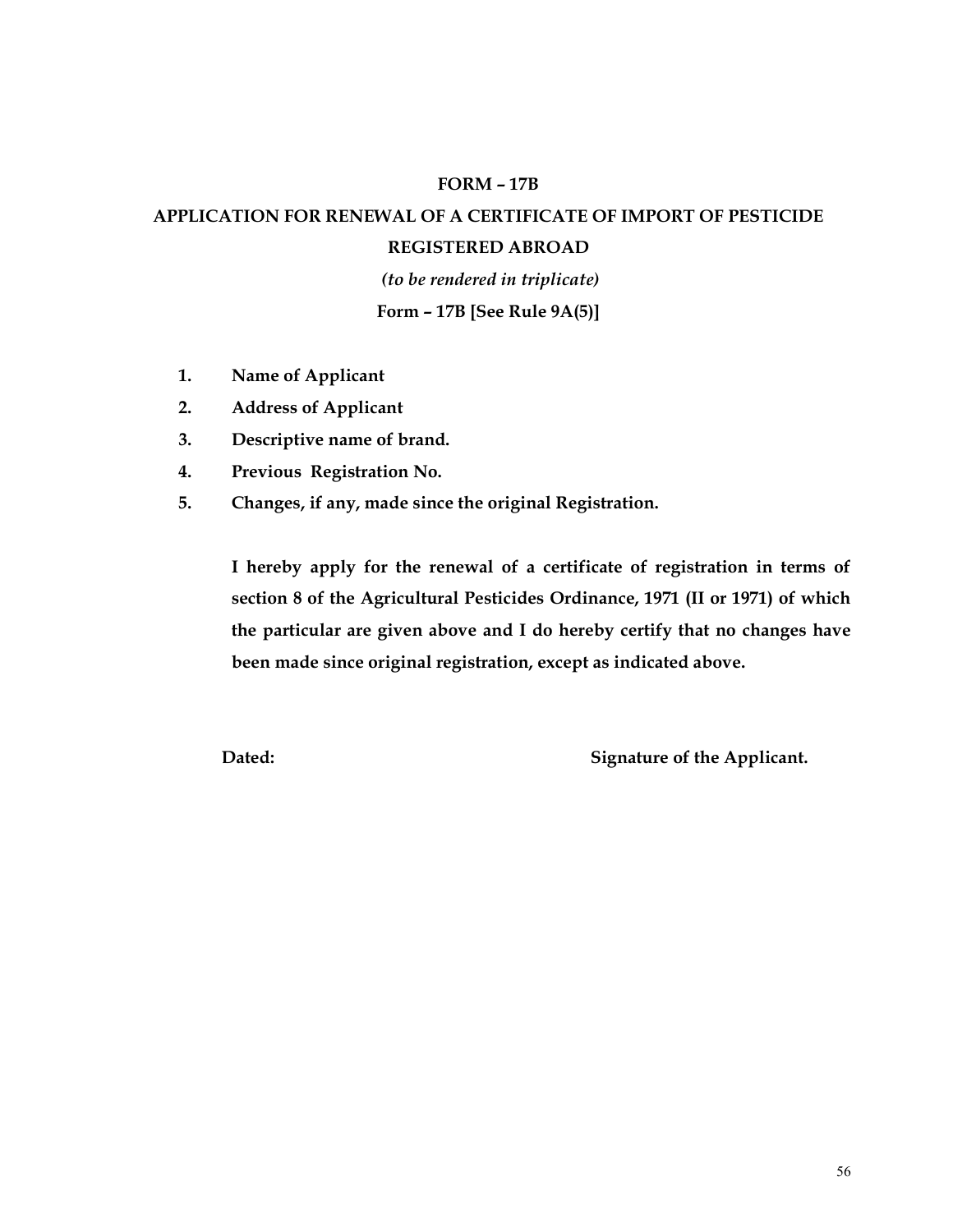**FORM – 17B**

**APPLICATION FOR RENEWAL OF A CERTIFICATE OF IMPORT OF PESTICIDE REGISTERED ABROAD**

***(to be rendered in triplicate)***

**Form – 17B [See Rule 9A(5)]**

1. **Name of Applicant**
2. **Address of Applicant**
3. **Descriptive name of brand.**
4. **Previous Registration No.**
5. **Changes, if any, made since the original Registration.**

**I hereby apply for the renewal of a certificate of registration in terms of section 8 of the Agricultural Pesticides Ordinance, 1971 (II or 1971) of which the particular are given above and I do hereby certify that no changes have been made since original registration, except as indicated above.**

**Dated:** **Signature of the Applicant.**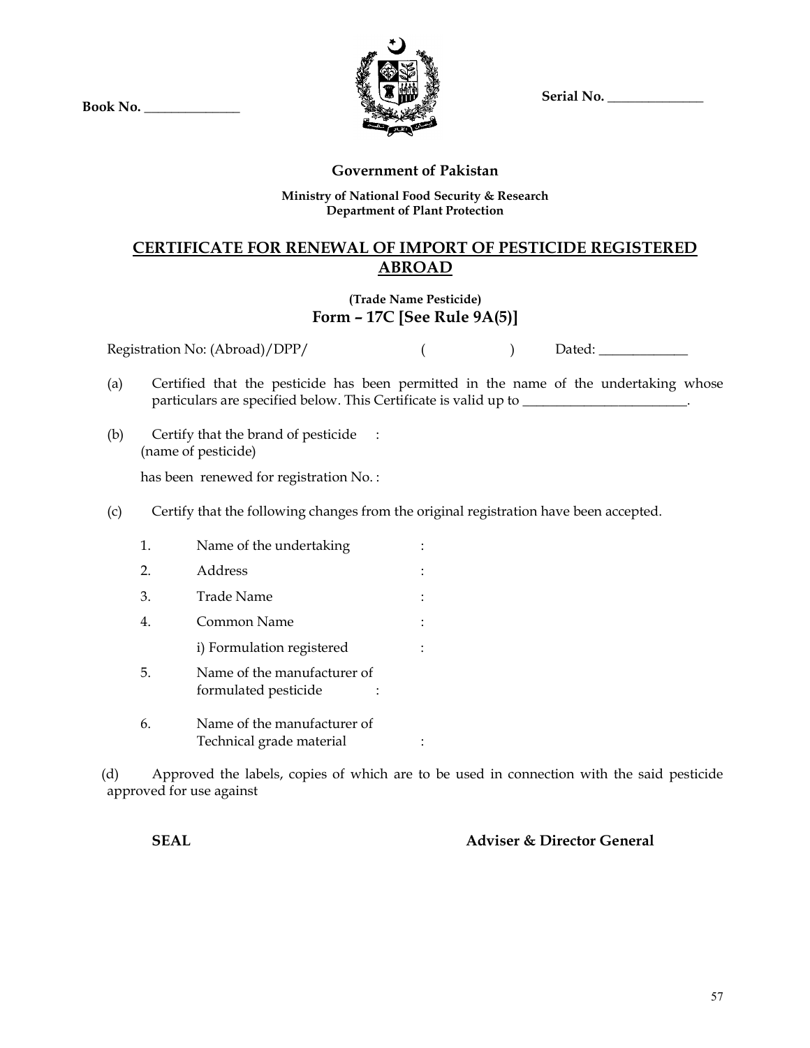Book No. ______________

Serial No. ______________

**Government of Pakistan**

**Ministry of National Food Security & Research**
**Department of Plant Protection**

## CERTIFICATE FOR RENEWAL OF IMPORT OF PESTICIDE REGISTERED ABROAD

**(Trade Name Pesticide)**
**Form – 17C [See Rule 9A(5)]**

Registration No: (Abroad)/DPP/ ( ) Dated: _____________

(a) Certified that the pesticide has been permitted in the name of the undertaking whose particulars are specified below. This Certificate is valid up to ________________________.

(b) Certify that the brand of pesticide :
(name of pesticide)

has been renewed for registration No. :

(c) Certify that the following changes from the original registration have been accepted.

1. Name of the undertaking :
2. Address :
3. Trade Name :
4. Common Name :
   i) Formulation registered :
5. Name of the manufacturer of formulated pesticide :
6. Name of the manufacturer of Technical grade material :

(d) Approved the labels, copies of which are to be used in connection with the said pesticide approved for use against

**SEAL** **Adviser & Director General**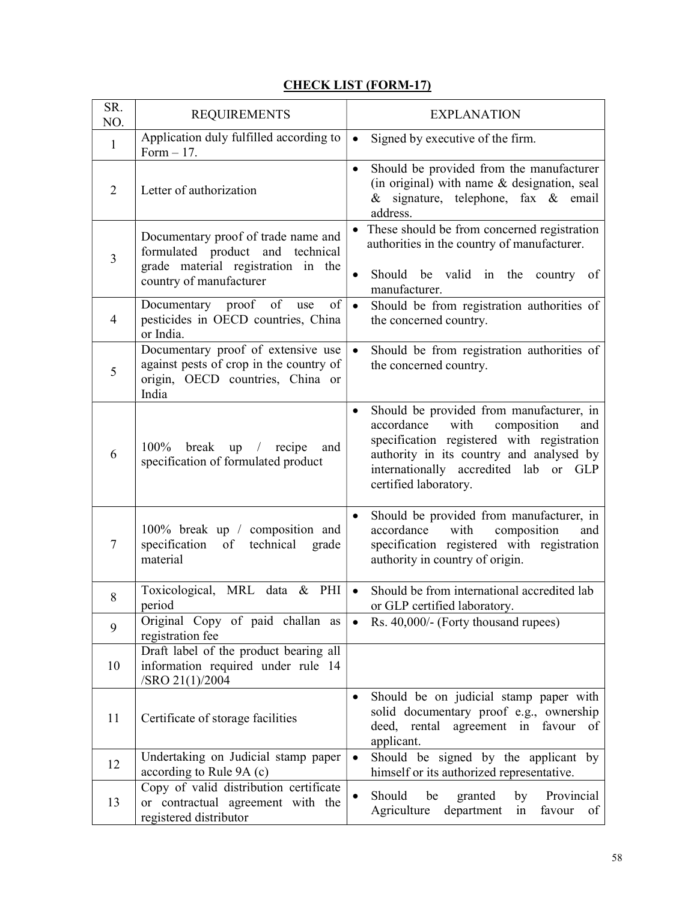# CHECK LIST (FORM-17)

| SR. NO. | REQUIREMENTS | EXPLANATION |
|---|---|---|
| 1 | Application duly fulfilled according to Form – 17. | • Signed by executive of the firm. |
| 2 | Letter of authorization | • Should be provided from the manufacturer (in original) with name & designation, seal & signature, telephone, fax & email address. |
| 3 | Documentary proof of trade name and formulated product and technical grade material registration in the country of manufacturer | • These should be from concerned registration authorities in the country of manufacturer. <br> • Should be valid in the country of manufacturer. |
| 4 | Documentary proof of use of pesticides in OECD countries, China or India. | • Should be from registration authorities of the concerned country. |
| 5 | Documentary proof of extensive use against pests of crop in the country of origin, OECD countries, China or India | • Should be from registration authorities of the concerned country. |
| 6 | 100% break up / recipe and specification of formulated product | • Should be provided from manufacturer, in accordance with composition and specification registered with registration authority in its country and analysed by internationally accredited lab or GLP certified laboratory. |
| 7 | 100% break up / composition and specification of technical grade material | • Should be provided from manufacturer, in accordance with composition and specification registered with registration authority in country of origin. |
| 8 | Toxicological, MRL data & PHI period | • Should be from international accredited lab or GLP certified laboratory. |
| 9 | Original Copy of paid challan as registration fee | • Rs. 40,000/- (Forty thousand rupees) |
| 10 | Draft label of the product bearing all information required under rule 14 /SRO 21(1)/2004 | |
| 11 | Certificate of storage facilities | • Should be on judicial stamp paper with solid documentary proof e.g., ownership deed, rental agreement in favour of applicant. |
| 12 | Undertaking on Judicial stamp paper according to Rule 9A (c) | • Should be signed by the applicant by himself or its authorized representative. |
| 13 | Copy of valid distribution certificate or contractual agreement with the registered distributor | • Should be granted by Provincial Agriculture department in favour of |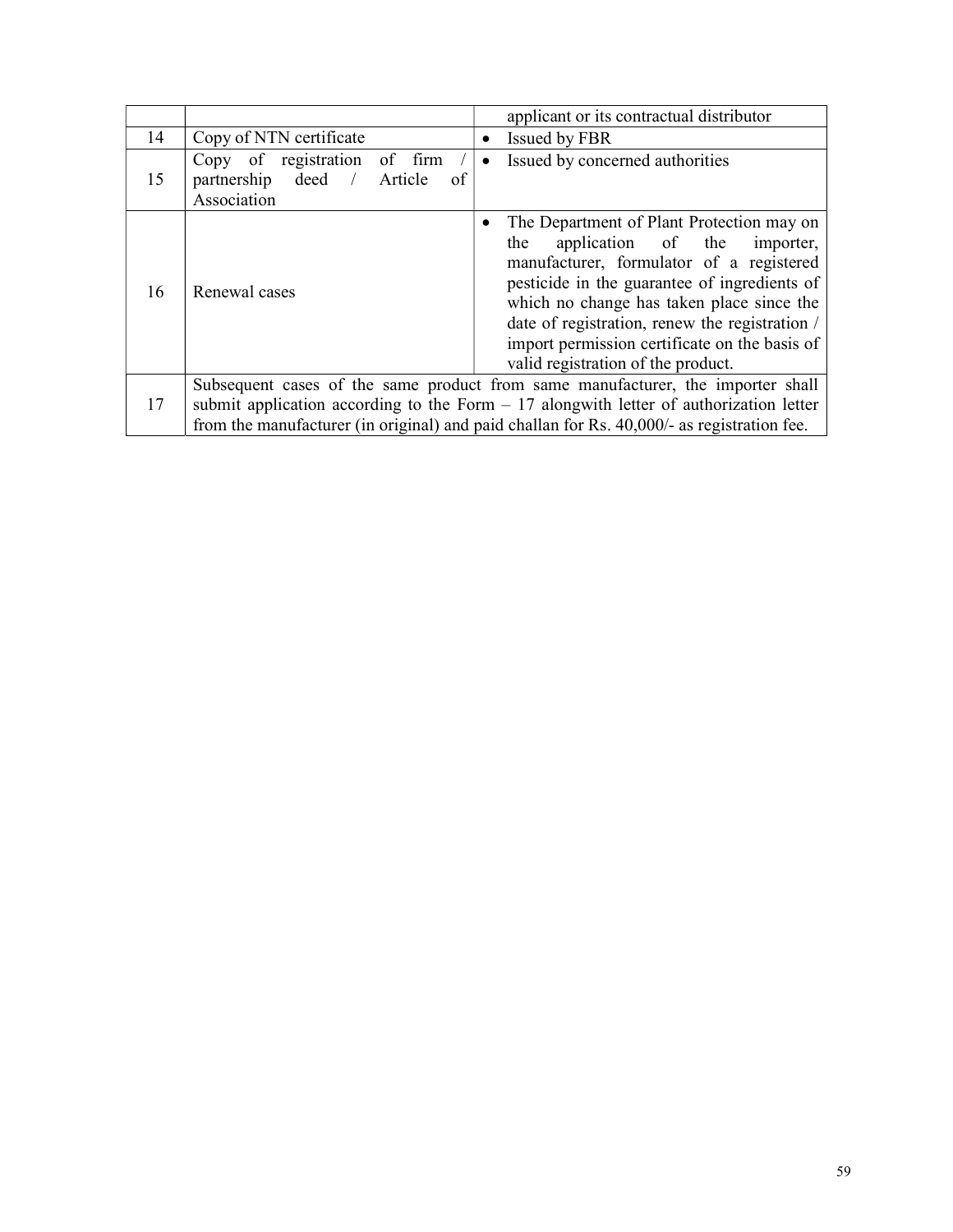| | | |
|---|---|---|
| | | applicant or its contractual distributor |
| 14 | Copy of NTN certificate | • Issued by FBR |
| 15 | Copy of registration of firm / partnership deed / Article of Association | • Issued by concerned authorities |
| 16 | Renewal cases | • The Department of Plant Protection may on the application of the importer, manufacturer, formulator of a registered pesticide in the guarantee of ingredients of which no change has taken place since the date of registration, renew the registration / import permission certificate on the basis of valid registration of the product. |
| 17 | Subsequent cases of the same product from same manufacturer, the importer shall submit application according to the Form – 17 alongwith letter of authorization letter from the manufacturer (in original) and paid challan for Rs. 40,000/- as registration fee. | |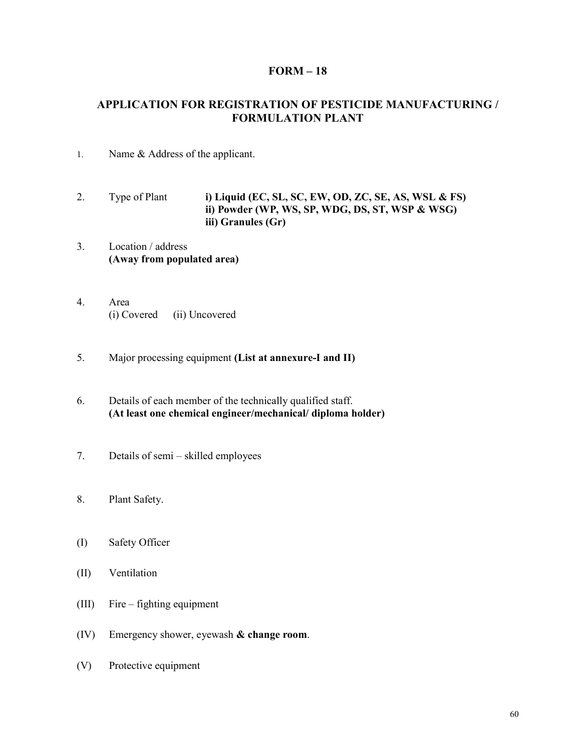## FORM – 18

## APPLICATION FOR REGISTRATION OF PESTICIDE MANUFACTURING / FORMULATION PLANT

1. Name & Address of the applicant.

2. Type of Plant **i) Liquid (EC, SL, SC, EW, OD, ZC, SE, AS, WSL & FS)**
   **ii) Powder (WP, WS, SP, WDG, DS, ST, WSP & WSG)**
   **iii) Granules (Gr)**

3. Location / address
   **(Away from populated area)**

4. Area
   (i) Covered (ii) Uncovered

5. Major processing equipment **(List at annexure-I and II)**

6. Details of each member of the technically qualified staff.
   **(At least one chemical engineer/mechanical/ diploma holder)**

7. Details of semi – skilled employees

8. Plant Safety.

(I) Safety Officer

(II) Ventilation

(III) Fire – fighting equipment

(IV) Emergency shower, eyewash **& change room**.

(V) Protective equipment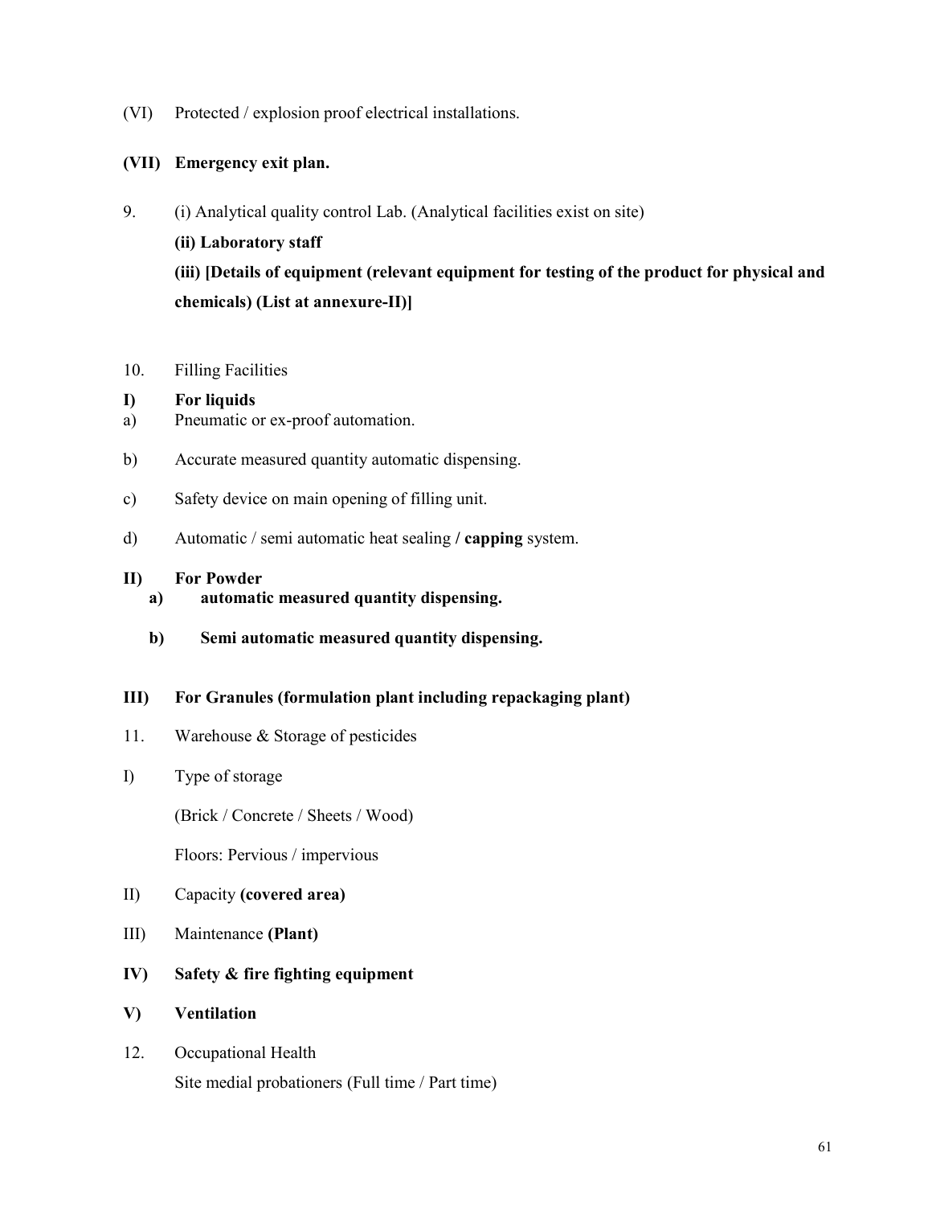(VI) Protected / explosion proof electrical installations.

**(VII) Emergency exit plan.**

9. (i) Analytical quality control Lab. (Analytical facilities exist on site)

   **(ii) Laboratory staff**

   **(iii) [Details of equipment (relevant equipment for testing of the product for physical and chemicals) (List at annexure-II)]**

10. Filling Facilities

**I) For liquids**

a) Pneumatic or ex-proof automation.

b) Accurate measured quantity automatic dispensing.

c) Safety device on main opening of filling unit.

d) Automatic / semi automatic heat sealing **/ capping** system.

**II) For Powder**

**a) automatic measured quantity dispensing.**

**b) Semi automatic measured quantity dispensing.**

**III) For Granules (formulation plant including repackaging plant)**

11. Warehouse & Storage of pesticides

I) Type of storage

   (Brick / Concrete / Sheets / Wood)

   Floors: Pervious / impervious

II) Capacity **(covered area)**

III) Maintenance **(Plant)**

**IV) Safety & fire fighting equipment**

**V) Ventilation**

12. Occupational Health

   Site medial probationers (Full time / Part time)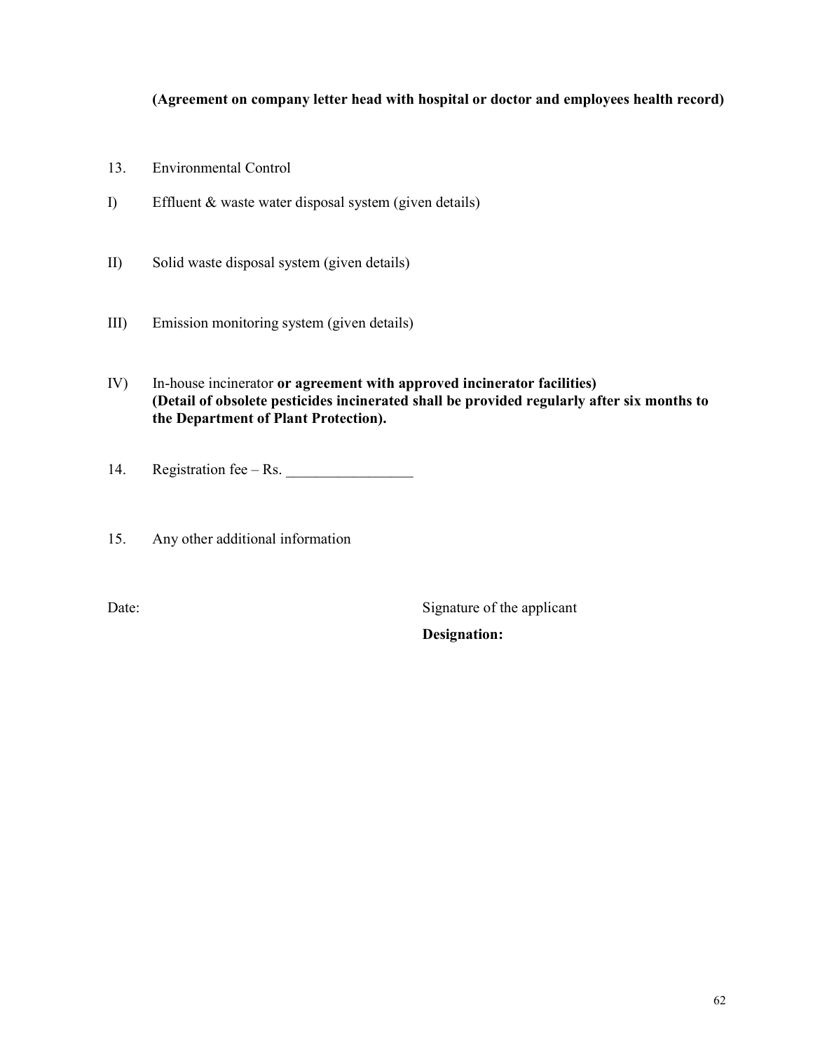**(Agreement on company letter head with hospital or doctor and employees health record)**

13. Environmental Control

I) Effluent & waste water disposal system (given details)

II) Solid waste disposal system (given details)

III) Emission monitoring system (given details)

IV) In-house incinerator **or agreement with approved incinerator facilities) (Detail of obsolete pesticides incinerated shall be provided regularly after six months to the Department of Plant Protection).**

14. Registration fee – Rs. _________________

15. Any other additional information

Date: Signature of the applicant

**Designation:**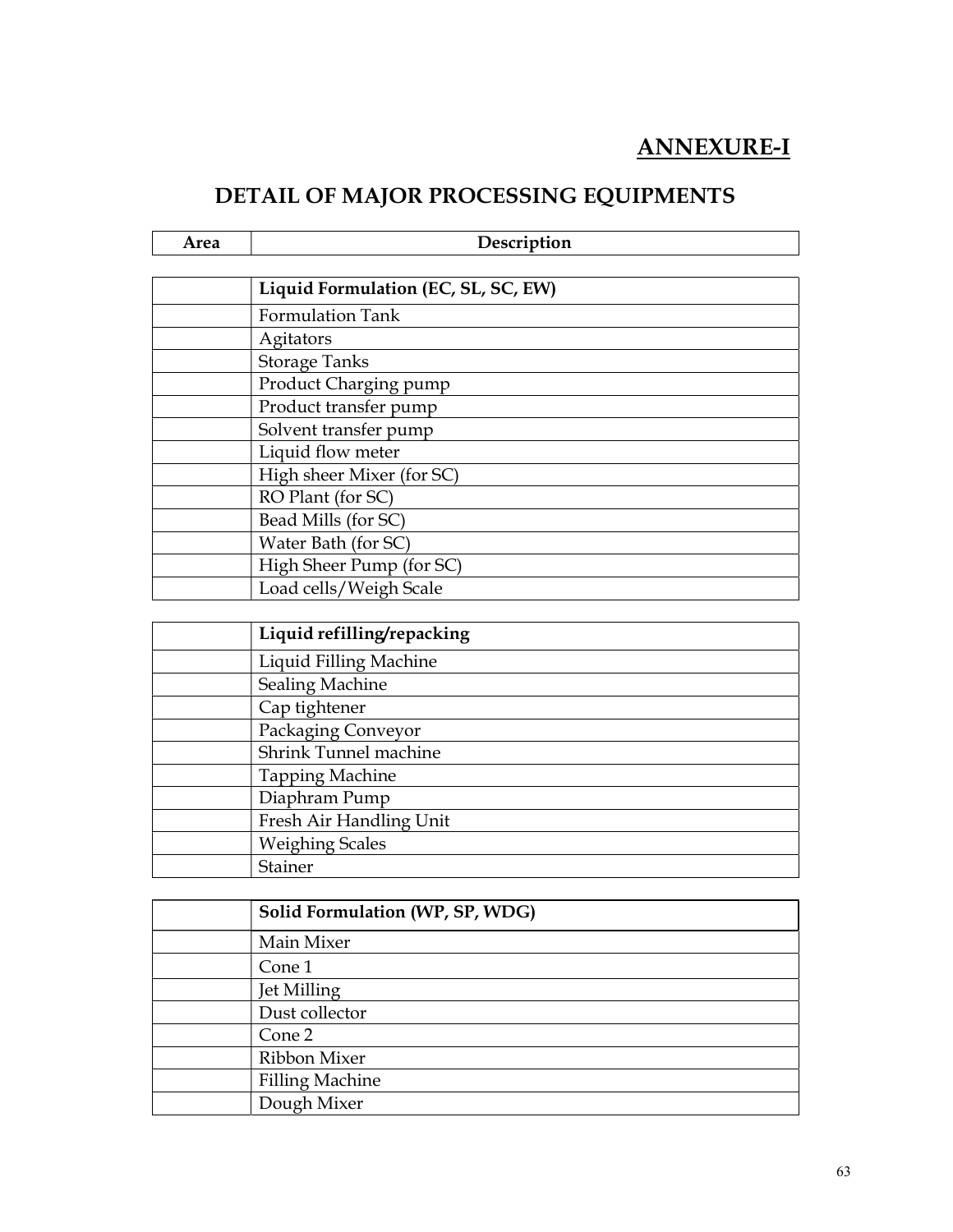## ANNEXURE-I

# DETAIL OF MAJOR PROCESSING EQUIPMENTS

| Area | Description |
|---|---|
| | **Liquid Formulation (EC, SL, SC, EW)** |
| | Formulation Tank |
| | Agitators |
| | Storage Tanks |
| | Product Charging pump |
| | Product transfer pump |
| | Solvent transfer pump |
| | Liquid flow meter |
| | High sheer Mixer (for SC) |
| | RO Plant (for SC) |
| | Bead Mills (for SC) |
| | Water Bath (for SC) |
| | High Sheer Pump (for SC) |
| | Load cells/Weigh Scale |
| | **Liquid refilling/repacking** |
| | Liquid Filling Machine |
| | Sealing Machine |
| | Cap tightener |
| | Packaging Conveyor |
| | Shrink Tunnel machine |
| | Tapping Machine |
| | Diaphram Pump |
| | Fresh Air Handling Unit |
| | Weighing Scales |
| | Stainer |
| | **Solid Formulation (WP, SP, WDG)** |
| | Main Mixer |
| | Cone 1 |
| | Jet Milling |
| | Dust collector |
| | Cone 2 |
| | Ribbon Mixer |
| | Filling Machine |
| | Dough Mixer |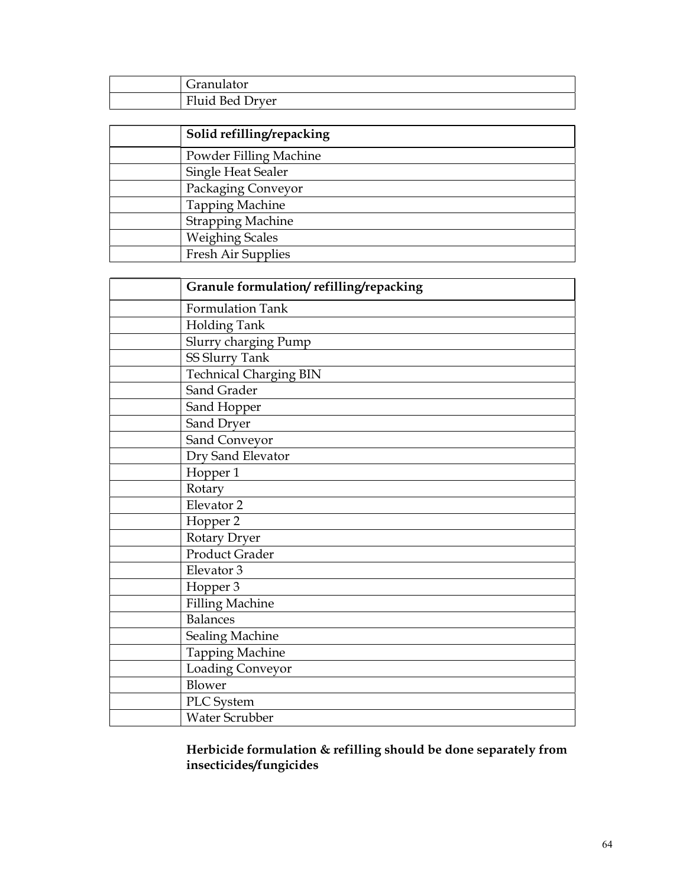| | |
|---|---|
| | Granulator |
| | Fluid Bed Dryer |

| | **Solid refilling/repacking** |
|---|---|
| | Powder Filling Machine |
| | Single Heat Sealer |
| | Packaging Conveyor |
| | Tapping Machine |
| | Strapping Machine |
| | Weighing Scales |
| | Fresh Air Supplies |

| | **Granule formulation/ refilling/repacking** |
|---|---|
| | Formulation Tank |
| | Holding Tank |
| | Slurry charging Pump |
| | SS Slurry Tank |
| | Technical Charging BIN |
| | Sand Grader |
| | Sand Hopper |
| | Sand Dryer |
| | Sand Conveyor |
| | Dry Sand Elevator |
| | Hopper 1 |
| | Rotary |
| | Elevator 2 |
| | Hopper 2 |
| | Rotary Dryer |
| | Product Grader |
| | Elevator 3 |
| | Hopper 3 |
| | Filling Machine |
| | Balances |
| | Sealing Machine |
| | Tapping Machine |
| | Loading Conveyor |
| | Blower |
| | PLC System |
| | Water Scrubber |

**Herbicide formulation & refilling should be done separately from insecticides/fungicides**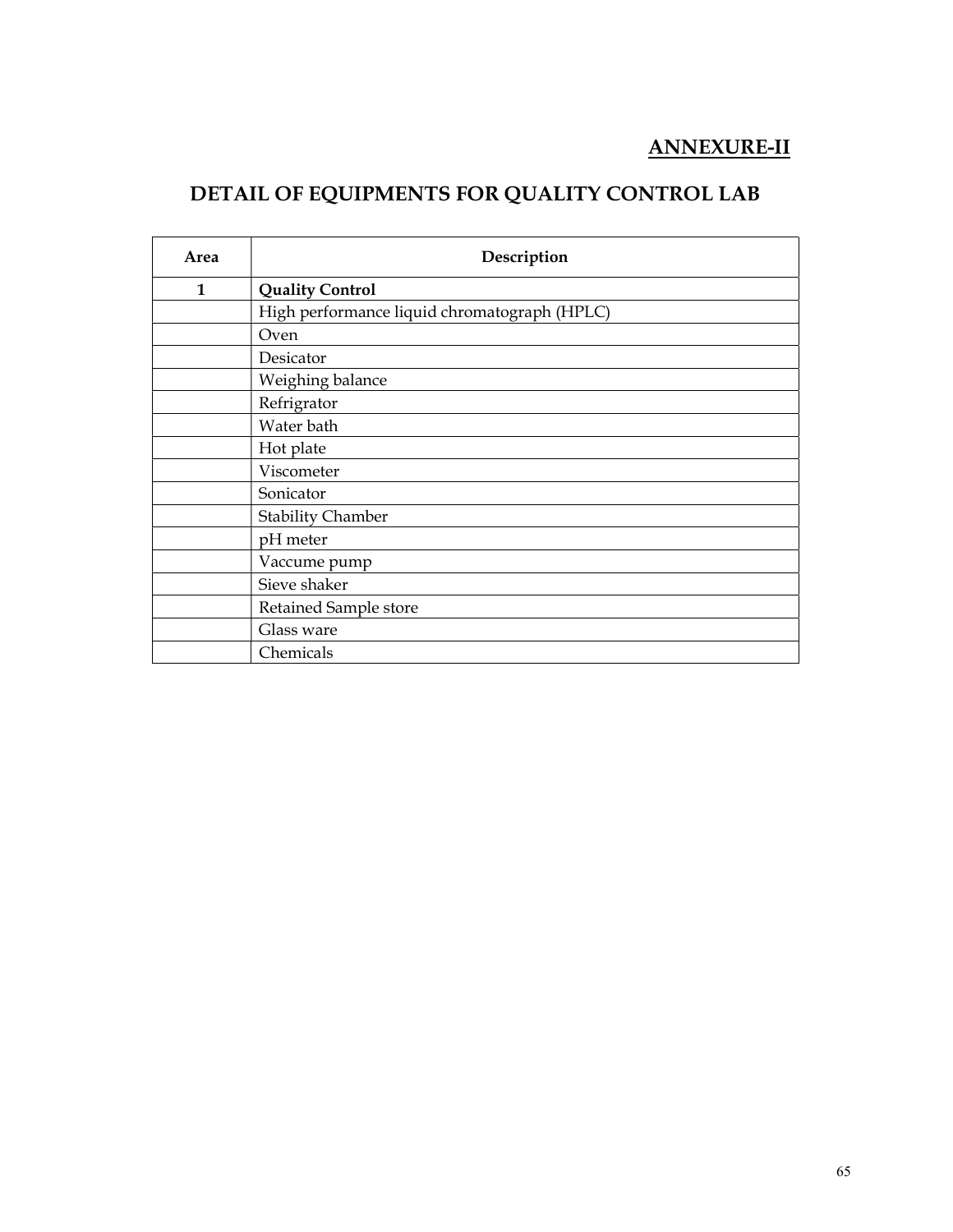**ANNEXURE-II**

## DETAIL OF EQUIPMENTS FOR QUALITY CONTROL LAB

| Area | Description |
|---|---|
| 1 | **Quality Control** |
| | High performance liquid chromatograph (HPLC) |
| | Oven |
| | Desicator |
| | Weighing balance |
| | Refrigrator |
| | Water bath |
| | Hot plate |
| | Viscometer |
| | Sonicator |
| | Stability Chamber |
| | pH meter |
| | Vaccume pump |
| | Sieve shaker |
| | Retained Sample store |
| | Glass ware |
| | Chemicals |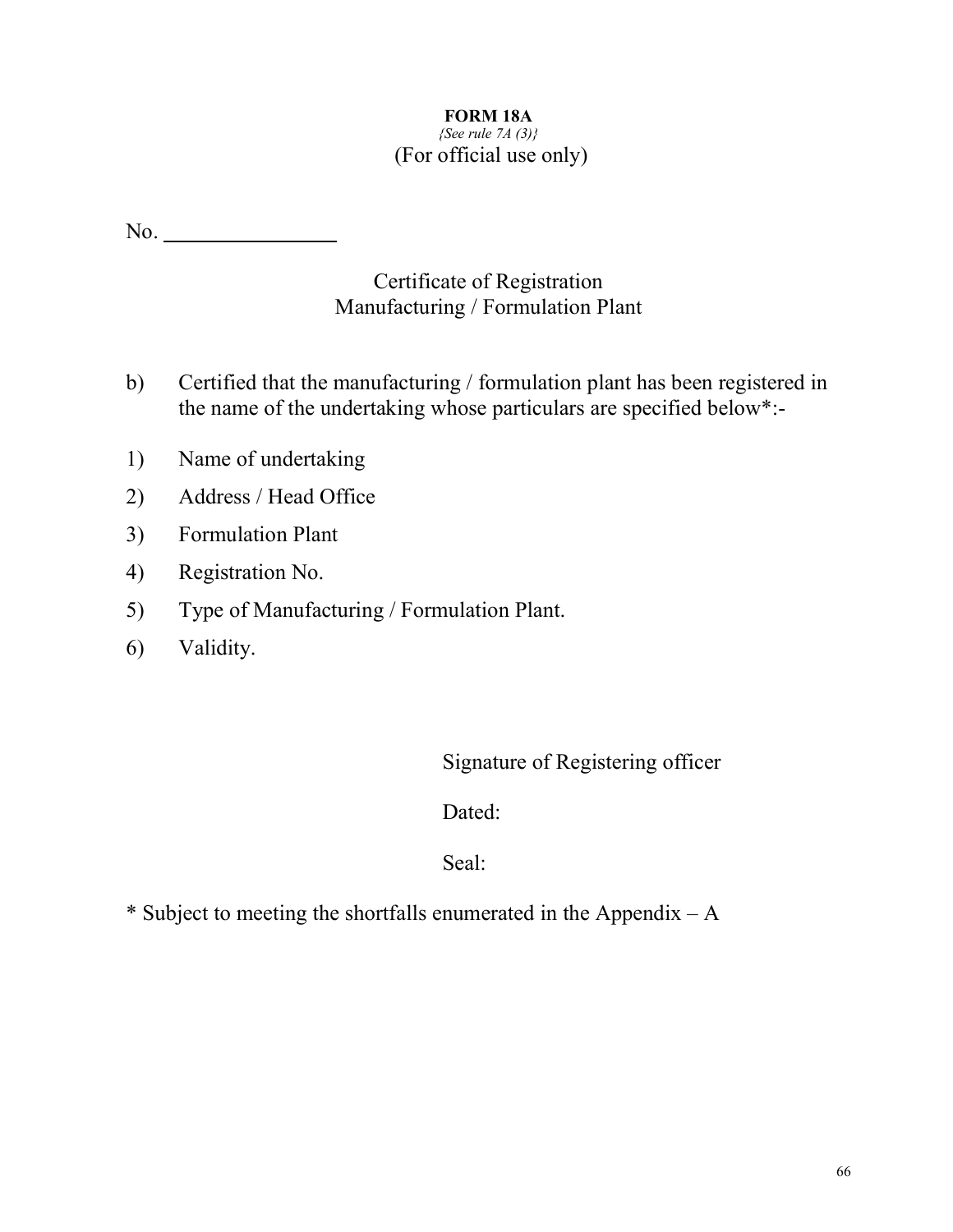**FORM 18A**

*{See rule 7A (3)}*

(For official use only)

No. \_\_\_\_\_\_\_\_\_\_\_\_\_\_\_\_

Certificate of Registration
Manufacturing / Formulation Plant

b) Certified that the manufacturing / formulation plant has been registered in the name of the undertaking whose particulars are specified below*:-

1) Name of undertaking
2) Address / Head Office
3) Formulation Plant
4) Registration No.
5) Type of Manufacturing / Formulation Plant.
6) Validity.

Signature of Registering officer

Dated:

Seal:

* Subject to meeting the shortfalls enumerated in the Appendix – A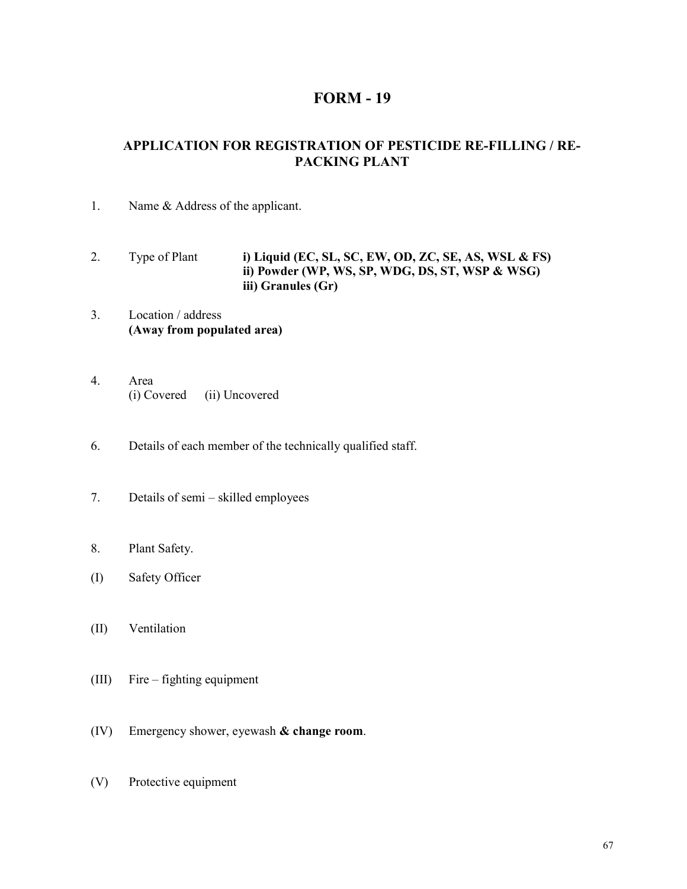# FORM - 19

## APPLICATION FOR REGISTRATION OF PESTICIDE RE-FILLING / RE-PACKING PLANT

1. Name & Address of the applicant.

2. Type of Plant **i) Liquid (EC, SL, SC, EW, OD, ZC, SE, AS, WSL & FS)**
   **ii) Powder (WP, WS, SP, WDG, DS, ST, WSP & WSG)**
   **iii) Granules (Gr)**

3. Location / address
   **(Away from populated area)**

4. Area
   (i) Covered (ii) Uncovered

6. Details of each member of the technically qualified staff.

7. Details of semi – skilled employees

8. Plant Safety.

(I) Safety Officer

(II) Ventilation

(III) Fire – fighting equipment

(IV) Emergency shower, eyewash **& change room**.

(V) Protective equipment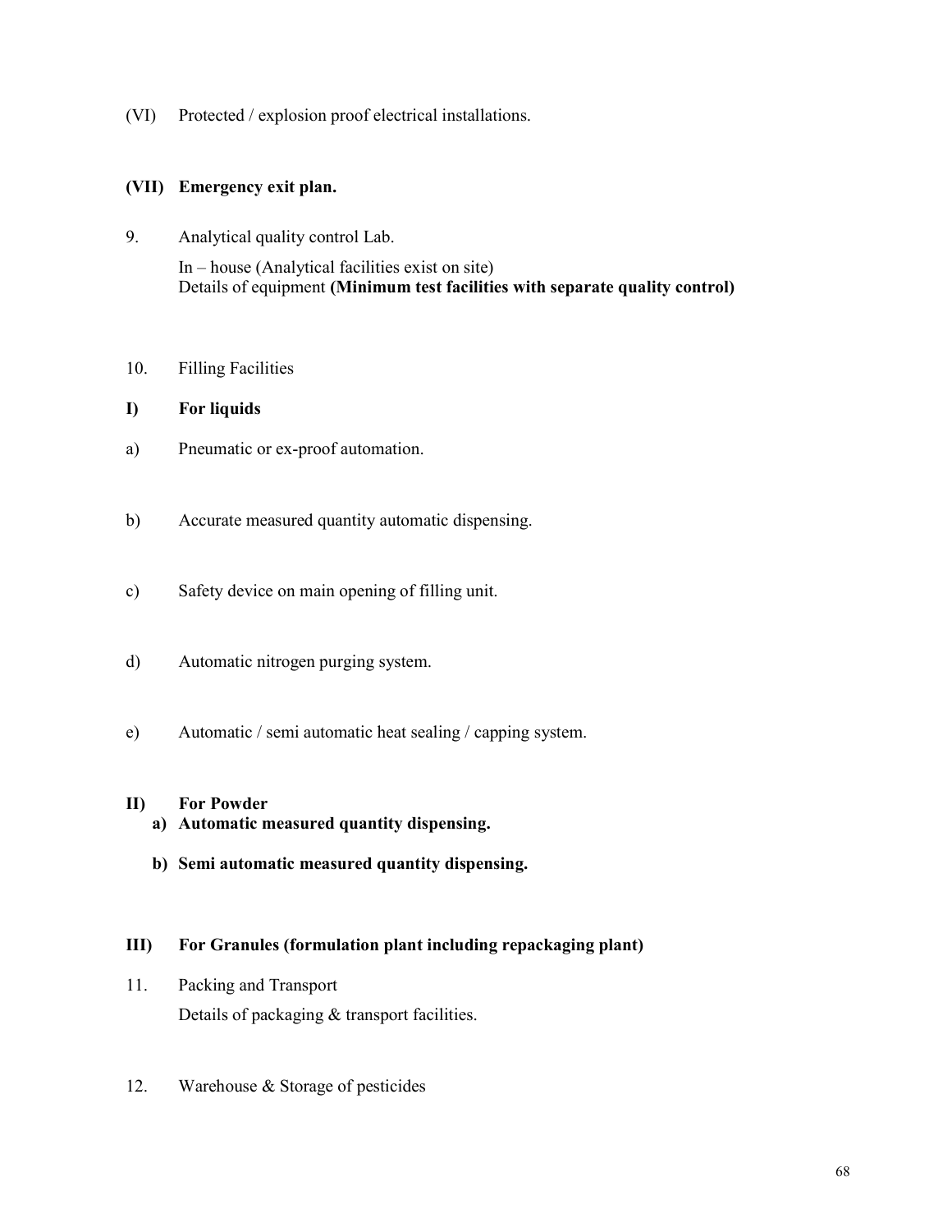(VI) Protected / explosion proof electrical installations.

**(VII) Emergency exit plan.**

9. Analytical quality control Lab.

   In – house (Analytical facilities exist on site)
   Details of equipment **(Minimum test facilities with separate quality control)**

10. Filling Facilities

**I) For liquids**

a) Pneumatic or ex-proof automation.

b) Accurate measured quantity automatic dispensing.

c) Safety device on main opening of filling unit.

d) Automatic nitrogen purging system.

e) Automatic / semi automatic heat sealing / capping system.

**II) For Powder**

**a) Automatic measured quantity dispensing.**

**b) Semi automatic measured quantity dispensing.**

**III) For Granules (formulation plant including repackaging plant)**

11. Packing and Transport

   Details of packaging & transport facilities.

12. Warehouse & Storage of pesticides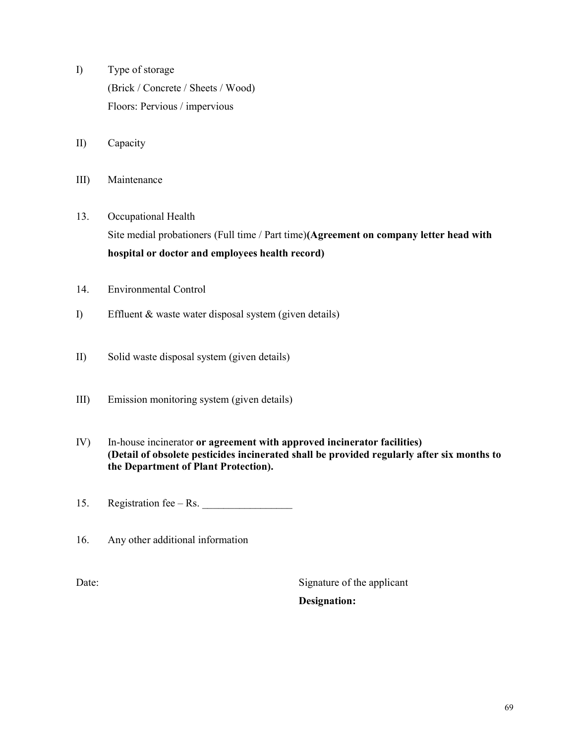I) Type of storage
(Brick / Concrete / Sheets / Wood)
Floors: Pervious / impervious

II) Capacity

III) Maintenance

13. Occupational Health
Site medial probationers (Full time / Part time)**(Agreement on company letter head with hospital or doctor and employees health record)**

14. Environmental Control

I) Effluent & waste water disposal system (given details)

II) Solid waste disposal system (given details)

III) Emission monitoring system (given details)

IV) In-house incinerator **or agreement with approved incinerator facilities) (Detail of obsolete pesticides incinerated shall be provided regularly after six months to the Department of Plant Protection).**

15. Registration fee – Rs. _________________

16. Any other additional information

Date:

Signature of the applicant
**Designation:**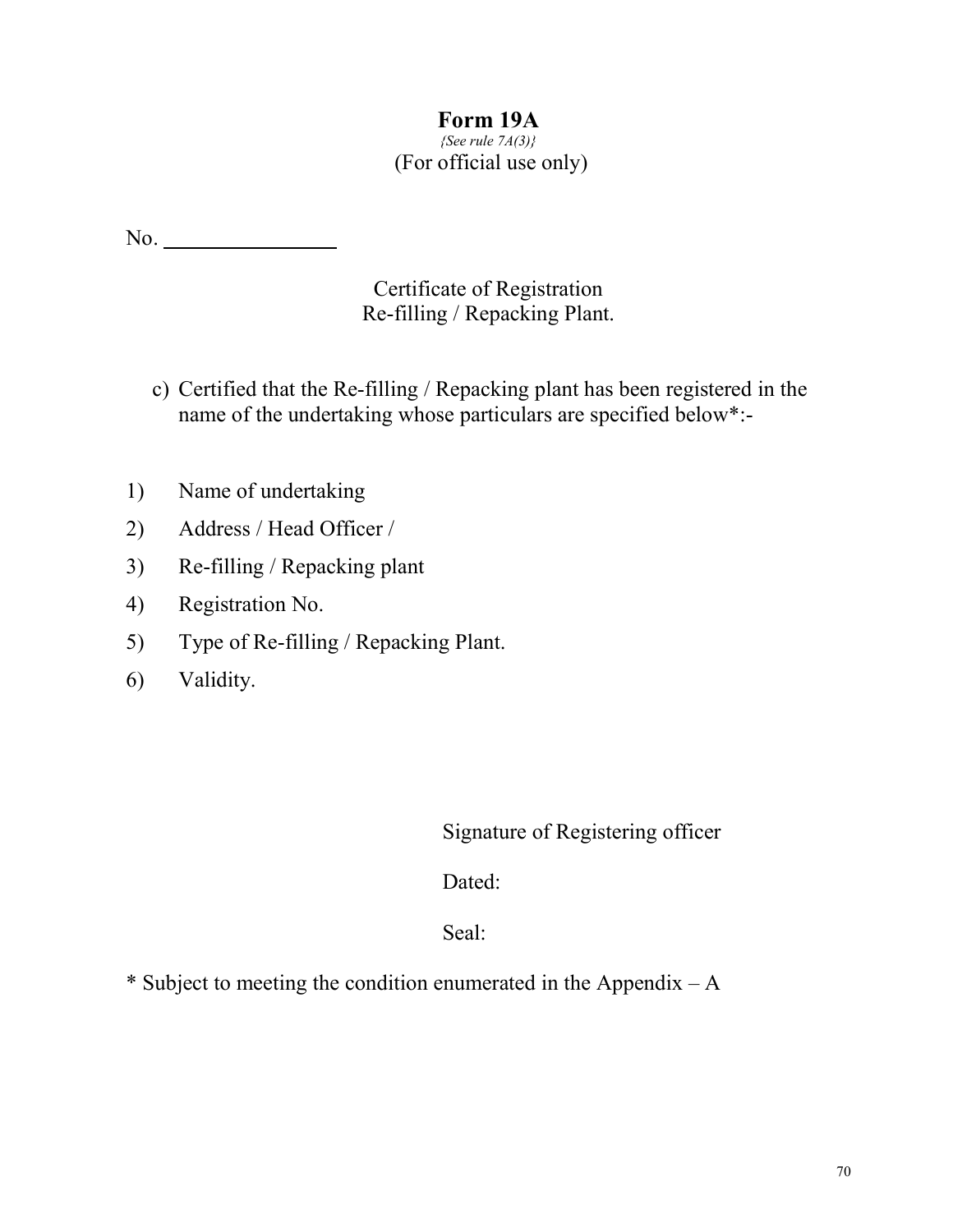# Form 19A

*{See rule 7A(3)}*

(For official use only)

No. ________________

Certificate of Registration
Re-filling / Repacking Plant.

c) Certified that the Re-filling / Repacking plant has been registered in the name of the undertaking whose particulars are specified below*:-

1) Name of undertaking
2) Address / Head Officer /
3) Re-filling / Repacking plant
4) Registration No.
5) Type of Re-filling / Repacking Plant.
6) Validity.

Signature of Registering officer

Dated:

Seal:

\* Subject to meeting the condition enumerated in the Appendix – A